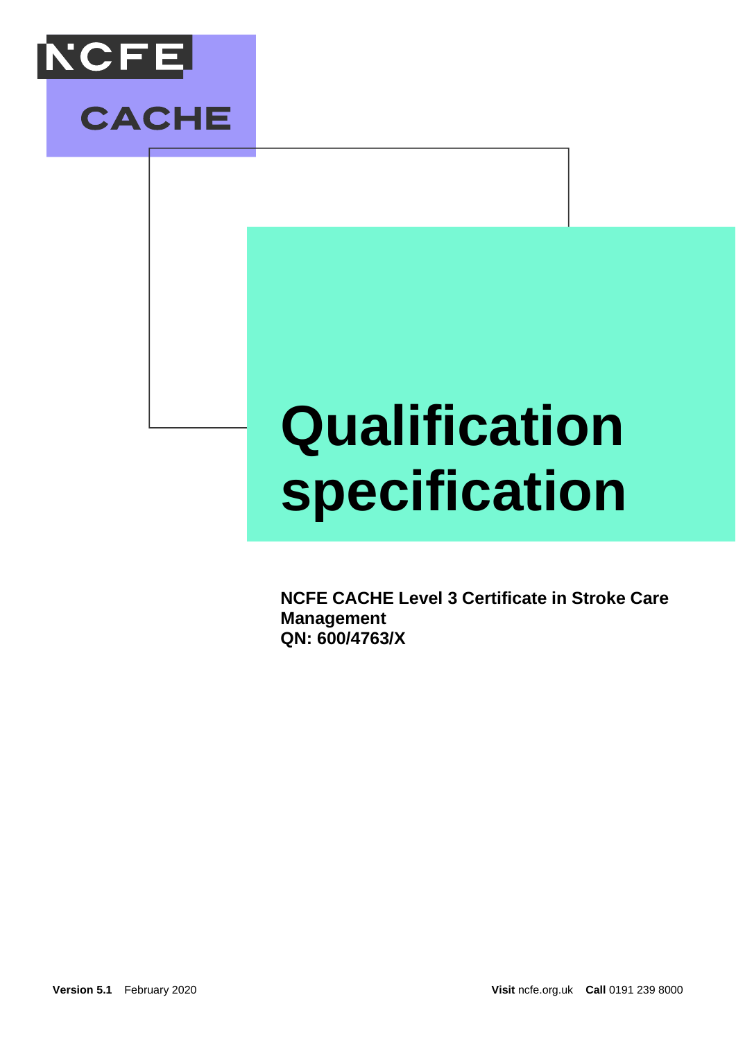NCFE CACHE

# Qualification specification

**NCFE CACHE Level 3 Certificate in Stroke Care Management**
**QN: 600/4763/X**

**Version 5.1** February 2020

**Visit** ncfe.org.uk **Call** 0191 239 8000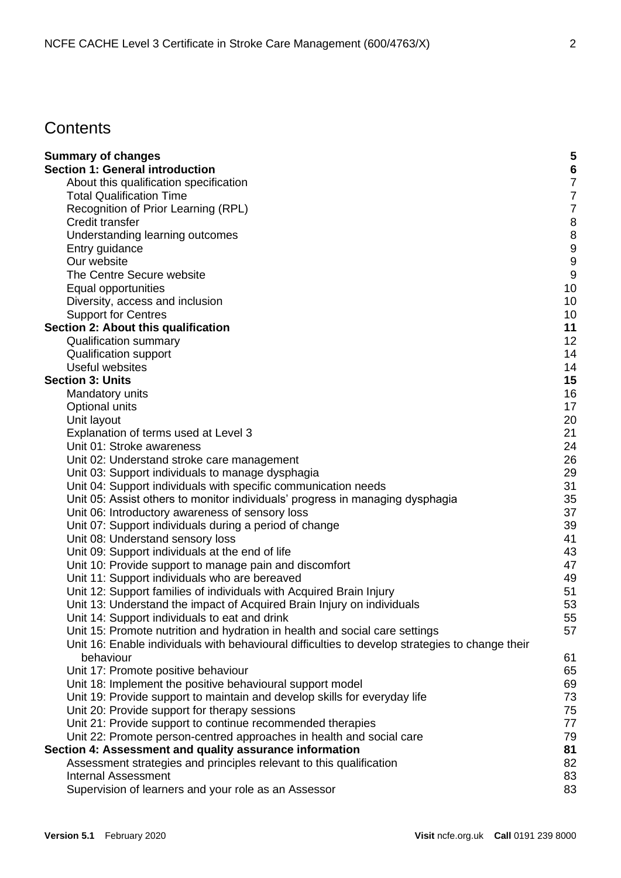# Contents

| | |
|---|---|
| **Summary of changes** | **5** |
| **Section 1: General introduction** | **6** |
| About this qualification specification | 7 |
| Total Qualification Time | 7 |
| Recognition of Prior Learning (RPL) | 7 |
| Credit transfer | 8 |
| Understanding learning outcomes | 8 |
| Entry guidance | 9 |
| Our website | 9 |
| The Centre Secure website | 9 |
| Equal opportunities | 10 |
| Diversity, access and inclusion | 10 |
| Support for Centres | 10 |
| **Section 2: About this qualification** | **11** |
| Qualification summary | 12 |
| Qualification support | 14 |
| Useful websites | 14 |
| **Section 3: Units** | **15** |
| Mandatory units | 16 |
| Optional units | 17 |
| Unit layout | 20 |
| Explanation of terms used at Level 3 | 21 |
| Unit 01: Stroke awareness | 24 |
| Unit 02: Understand stroke care management | 26 |
| Unit 03: Support individuals to manage dysphagia | 29 |
| Unit 04: Support individuals with specific communication needs | 31 |
| Unit 05: Assist others to monitor individuals' progress in managing dysphagia | 35 |
| Unit 06: Introductory awareness of sensory loss | 37 |
| Unit 07: Support individuals during a period of change | 39 |
| Unit 08: Understand sensory loss | 41 |
| Unit 09: Support individuals at the end of life | 43 |
| Unit 10: Provide support to manage pain and discomfort | 47 |
| Unit 11: Support individuals who are bereaved | 49 |
| Unit 12: Support families of individuals with Acquired Brain Injury | 51 |
| Unit 13: Understand the impact of Acquired Brain Injury on individuals | 53 |
| Unit 14: Support individuals to eat and drink | 55 |
| Unit 15: Promote nutrition and hydration in health and social care settings | 57 |
| Unit 16: Enable individuals with behavioural difficulties to develop strategies to change their behaviour | 61 |
| Unit 17: Promote positive behaviour | 65 |
| Unit 18: Implement the positive behavioural support model | 69 |
| Unit 19: Provide support to maintain and develop skills for everyday life | 73 |
| Unit 20: Provide support for therapy sessions | 75 |
| Unit 21: Provide support to continue recommended therapies | 77 |
| Unit 22: Promote person-centred approaches in health and social care | 79 |
| **Section 4: Assessment and quality assurance information** | **81** |
| Assessment strategies and principles relevant to this qualification | 82 |
| Internal Assessment | 83 |
| Supervision of learners and your role as an Assessor | 83 |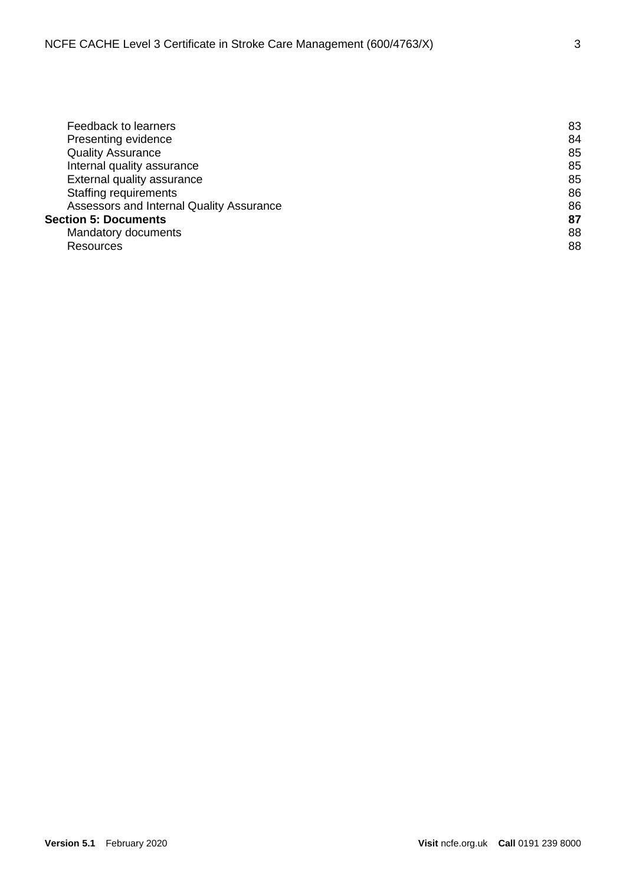| | |
|---|---|
| Feedback to learners | 83 |
| Presenting evidence | 84 |
| Quality Assurance | 85 |
| Internal quality assurance | 85 |
| External quality assurance | 85 |
| Staffing requirements | 86 |
| Assessors and Internal Quality Assurance | 86 |
| **Section 5: Documents** | **87** |
| Mandatory documents | 88 |
| Resources | 88 |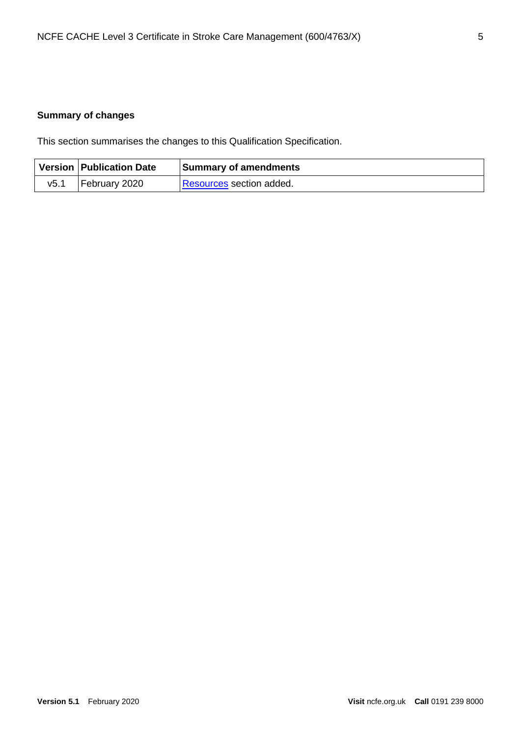## Summary of changes

This section summarises the changes to this Qualification Specification.

| Version | Publication Date | Summary of amendments |
|---|---|---|
| v5.1 | February 2020 | Resources section added. |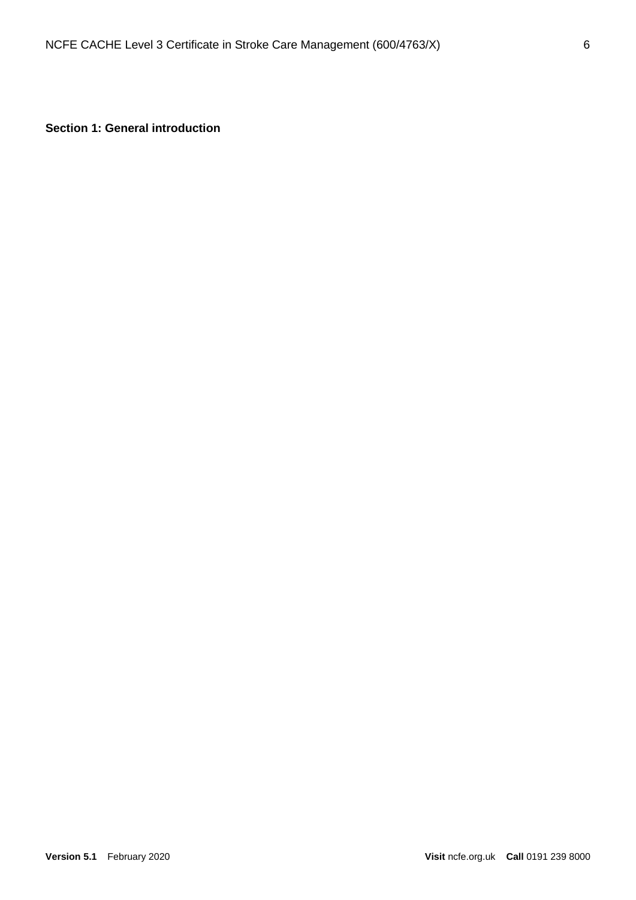## Section 1: General introduction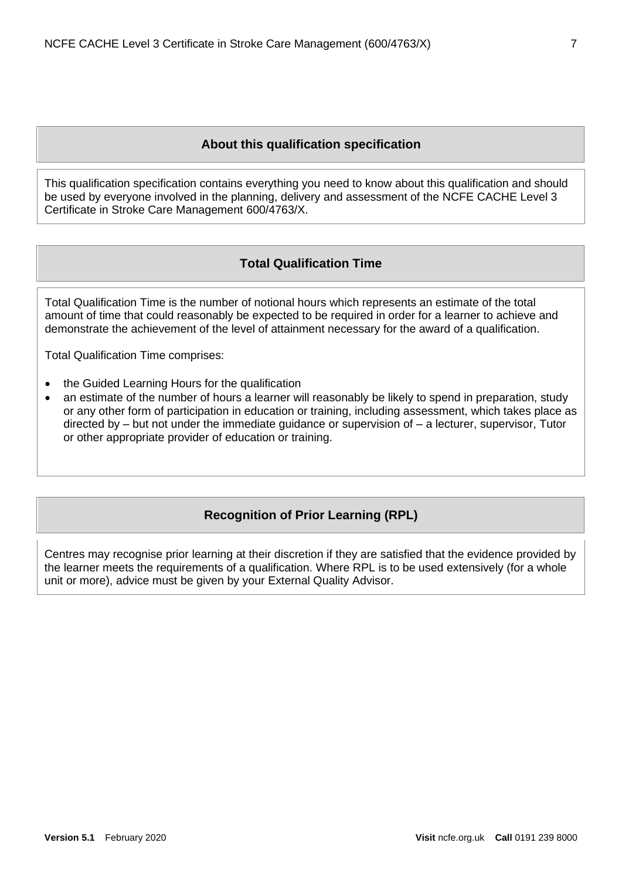## About this qualification specification

This qualification specification contains everything you need to know about this qualification and should be used by everyone involved in the planning, delivery and assessment of the NCFE CACHE Level 3 Certificate in Stroke Care Management 600/4763/X.

## Total Qualification Time

Total Qualification Time is the number of notional hours which represents an estimate of the total amount of time that could reasonably be expected to be required in order for a learner to achieve and demonstrate the achievement of the level of attainment necessary for the award of a qualification.

Total Qualification Time comprises:

- the Guided Learning Hours for the qualification
- an estimate of the number of hours a learner will reasonably be likely to spend in preparation, study or any other form of participation in education or training, including assessment, which takes place as directed by – but not under the immediate guidance or supervision of – a lecturer, supervisor, Tutor or other appropriate provider of education or training.

## Recognition of Prior Learning (RPL)

Centres may recognise prior learning at their discretion if they are satisfied that the evidence provided by the learner meets the requirements of a qualification. Where RPL is to be used extensively (for a whole unit or more), advice must be given by your External Quality Advisor.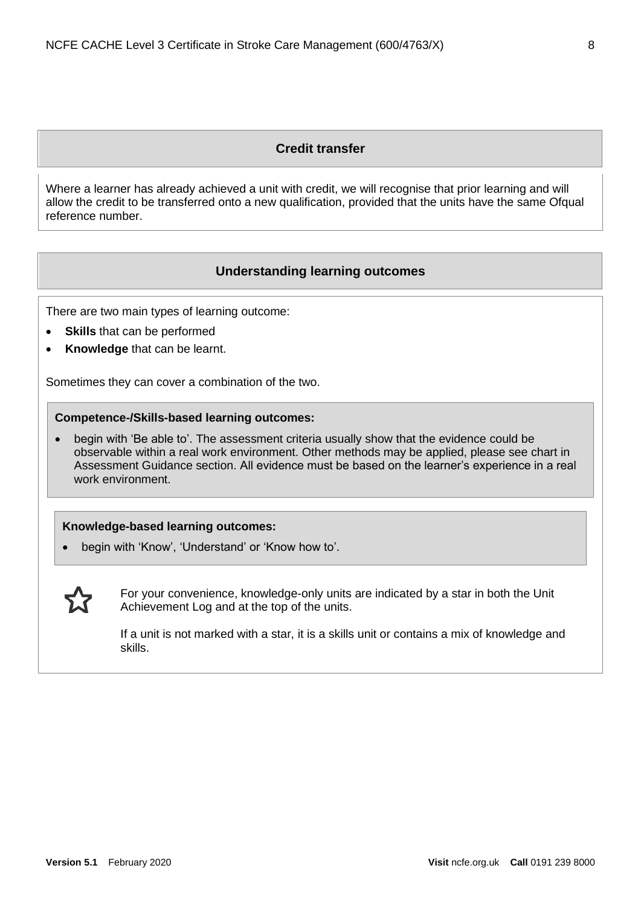## Credit transfer

Where a learner has already achieved a unit with credit, we will recognise that prior learning and will allow the credit to be transferred onto a new qualification, provided that the units have the same Ofqual reference number.

## Understanding learning outcomes

There are two main types of learning outcome:

- **Skills** that can be performed
- **Knowledge** that can be learnt.

Sometimes they can cover a combination of the two.

**Competence-/Skills-based learning outcomes:**

- begin with 'Be able to'. The assessment criteria usually show that the evidence could be observable within a real work environment. Other methods may be applied, please see chart in Assessment Guidance section. All evidence must be based on the learner's experience in a real work environment.

**Knowledge-based learning outcomes:**

- begin with 'Know', 'Understand' or 'Know how to'.

☆ For your convenience, knowledge-only units are indicated by a star in both the Unit Achievement Log and at the top of the units.

If a unit is not marked with a star, it is a skills unit or contains a mix of knowledge and skills.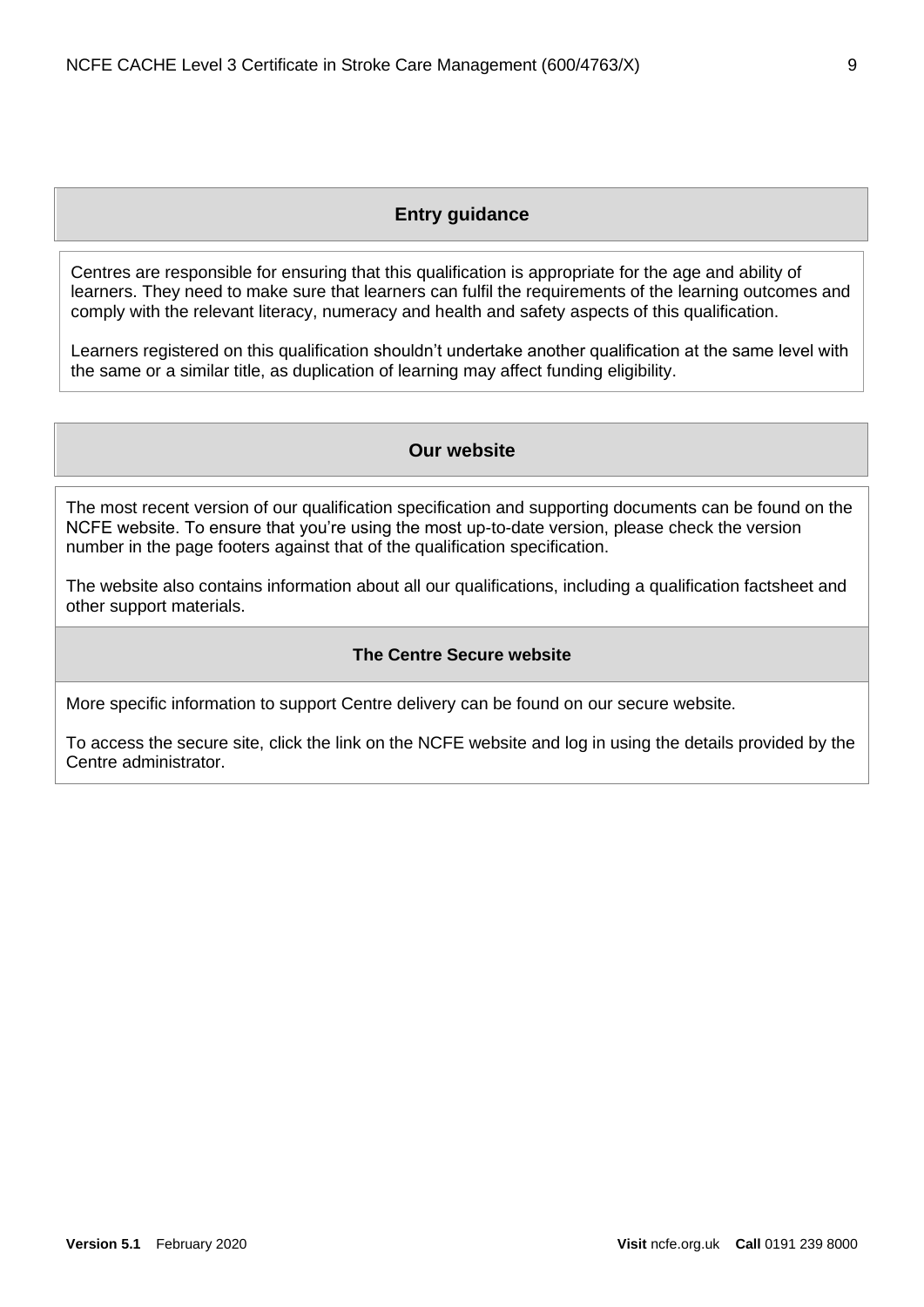## Entry guidance

Centres are responsible for ensuring that this qualification is appropriate for the age and ability of learners. They need to make sure that learners can fulfil the requirements of the learning outcomes and comply with the relevant literacy, numeracy and health and safety aspects of this qualification.

Learners registered on this qualification shouldn't undertake another qualification at the same level with the same or a similar title, as duplication of learning may affect funding eligibility.

## Our website

The most recent version of our qualification specification and supporting documents can be found on the NCFE website. To ensure that you're using the most up-to-date version, please check the version number in the page footers against that of the qualification specification.

The website also contains information about all our qualifications, including a qualification factsheet and other support materials.

### The Centre Secure website

More specific information to support Centre delivery can be found on our secure website.

To access the secure site, click the link on the NCFE website and log in using the details provided by the Centre administrator.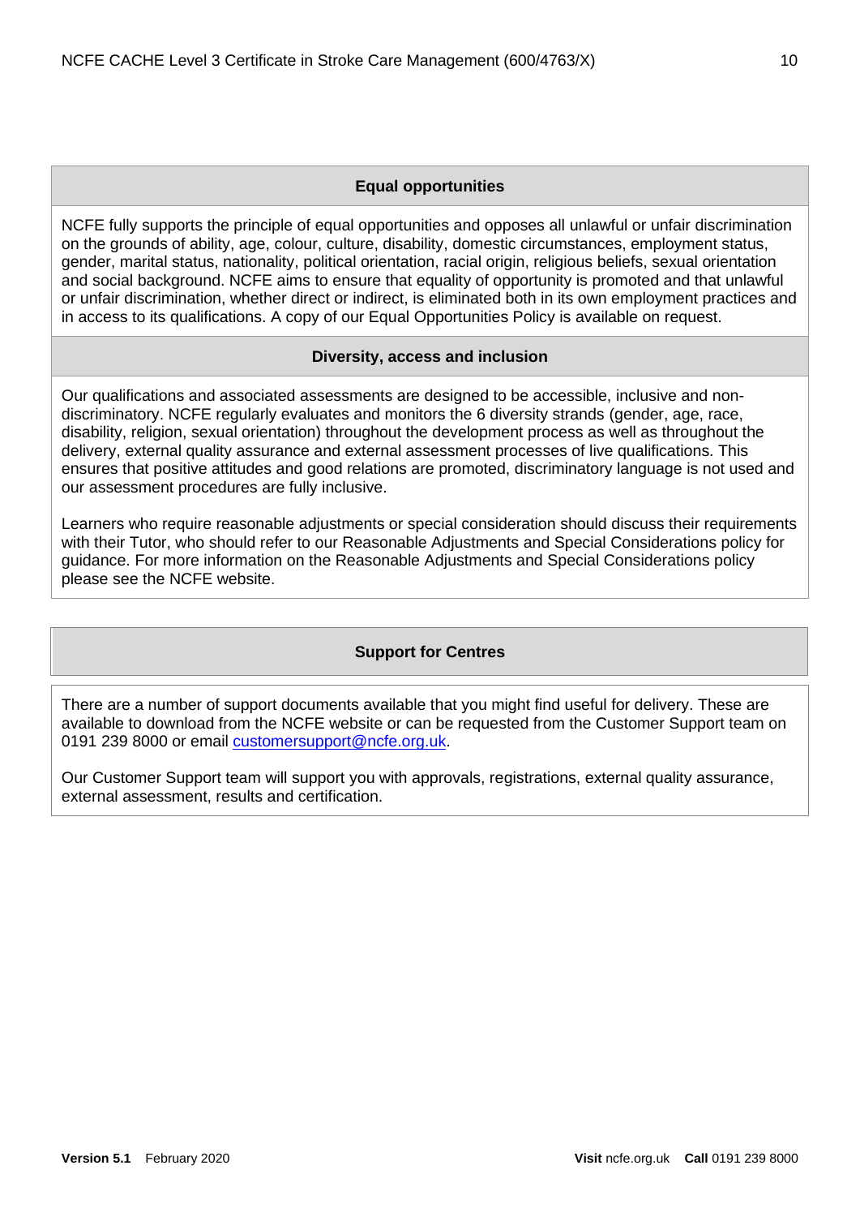## Equal opportunities

NCFE fully supports the principle of equal opportunities and opposes all unlawful or unfair discrimination on the grounds of ability, age, colour, culture, disability, domestic circumstances, employment status, gender, marital status, nationality, political orientation, racial origin, religious beliefs, sexual orientation and social background. NCFE aims to ensure that equality of opportunity is promoted and that unlawful or unfair discrimination, whether direct or indirect, is eliminated both in its own employment practices and in access to its qualifications. A copy of our Equal Opportunities Policy is available on request.

## Diversity, access and inclusion

Our qualifications and associated assessments are designed to be accessible, inclusive and non-discriminatory. NCFE regularly evaluates and monitors the 6 diversity strands (gender, age, race, disability, religion, sexual orientation) throughout the development process as well as throughout the delivery, external quality assurance and external assessment processes of live qualifications. This ensures that positive attitudes and good relations are promoted, discriminatory language is not used and our assessment procedures are fully inclusive.

Learners who require reasonable adjustments or special consideration should discuss their requirements with their Tutor, who should refer to our Reasonable Adjustments and Special Considerations policy for guidance. For more information on the Reasonable Adjustments and Special Considerations policy please see the NCFE website.

## Support for Centres

There are a number of support documents available that you might find useful for delivery. These are available to download from the NCFE website or can be requested from the Customer Support team on 0191 239 8000 or email customersupport@ncfe.org.uk.

Our Customer Support team will support you with approvals, registrations, external quality assurance, external assessment, results and certification.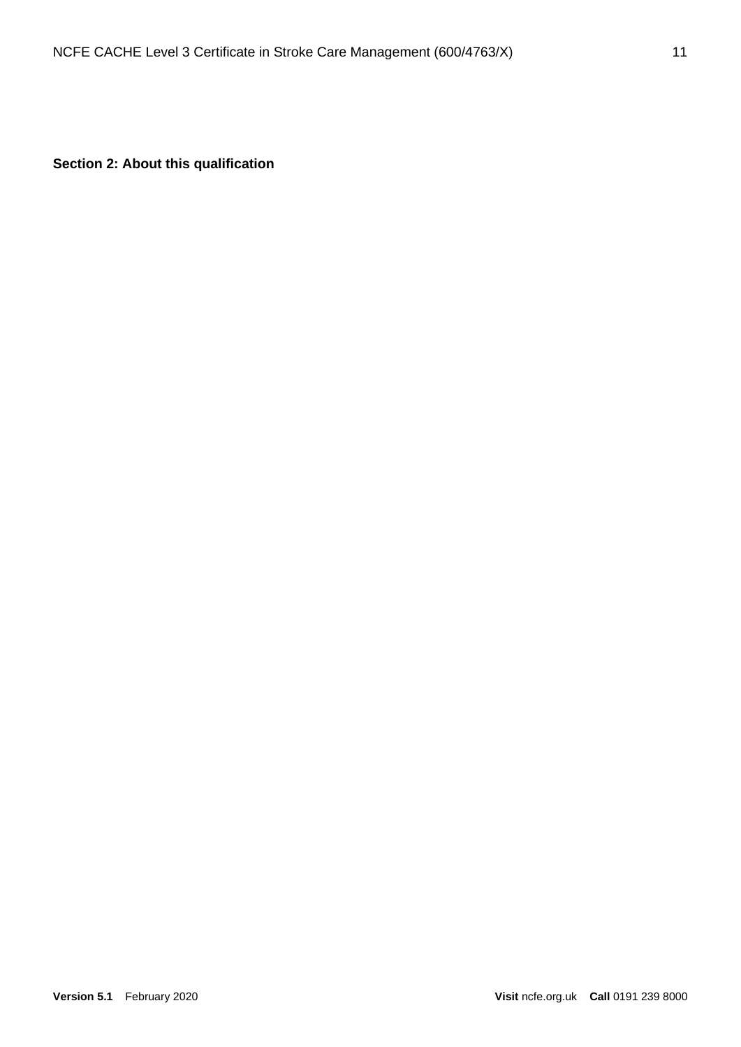## Section 2: About this qualification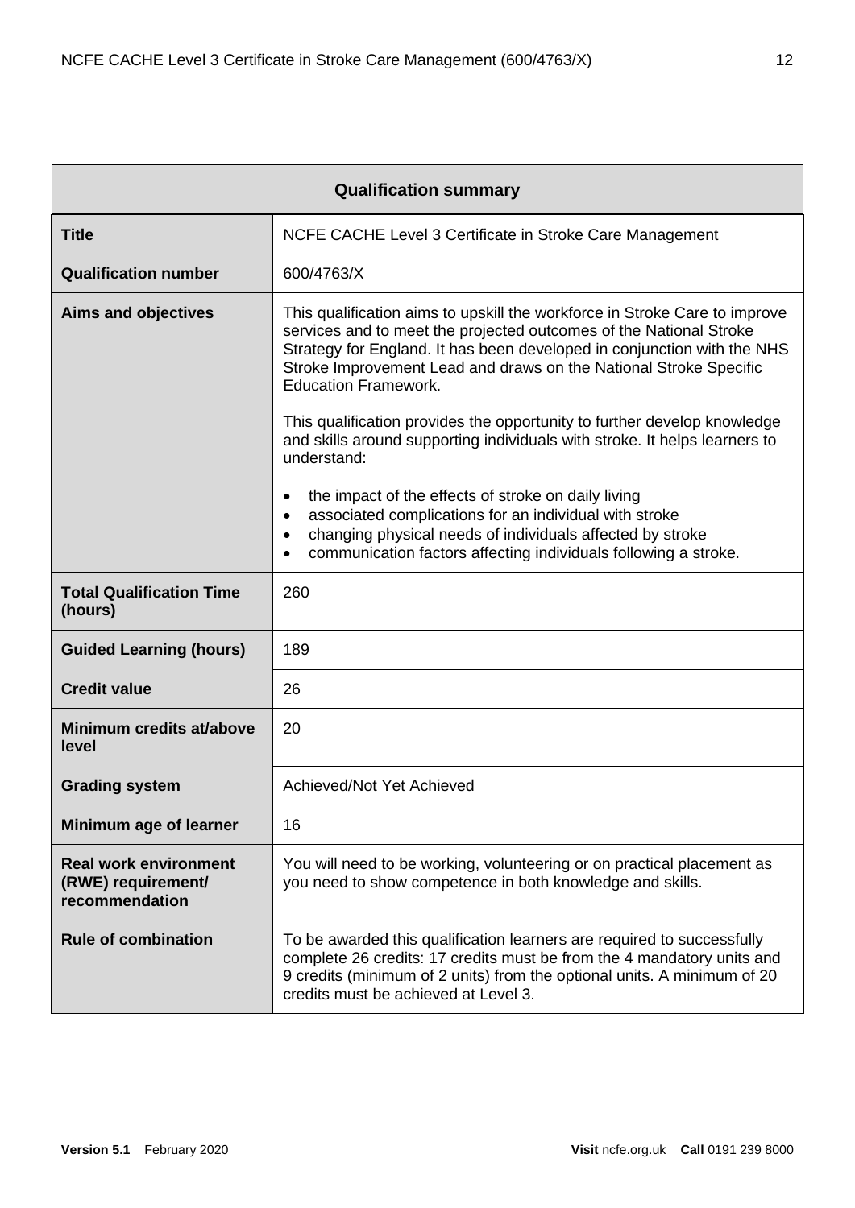| Qualification summary | |
|---|---|
| **Title** | NCFE CACHE Level 3 Certificate in Stroke Care Management |
| **Qualification number** | 600/4763/X |
| **Aims and objectives** | This qualification aims to upskill the workforce in Stroke Care to improve services and to meet the projected outcomes of the National Stroke Strategy for England. It has been developed in conjunction with the NHS Stroke Improvement Lead and draws on the National Stroke Specific Education Framework.<br><br>This qualification provides the opportunity to further develop knowledge and skills around supporting individuals with stroke. It helps learners to understand:<br><br>• the impact of the effects of stroke on daily living<br>• associated complications for an individual with stroke<br>• changing physical needs of individuals affected by stroke<br>• communication factors affecting individuals following a stroke. |
| **Total Qualification Time (hours)** | 260 |
| **Guided Learning (hours)** | 189 |
| **Credit value** | 26 |
| **Minimum credits at/above level** | 20 |
| **Grading system** | Achieved/Not Yet Achieved |
| **Minimum age of learner** | 16 |
| **Real work environment (RWE) requirement/ recommendation** | You will need to be working, volunteering or on practical placement as you need to show competence in both knowledge and skills. |
| **Rule of combination** | To be awarded this qualification learners are required to successfully complete 26 credits: 17 credits must be from the 4 mandatory units and 9 credits (minimum of 2 units) from the optional units. A minimum of 20 credits must be achieved at Level 3. |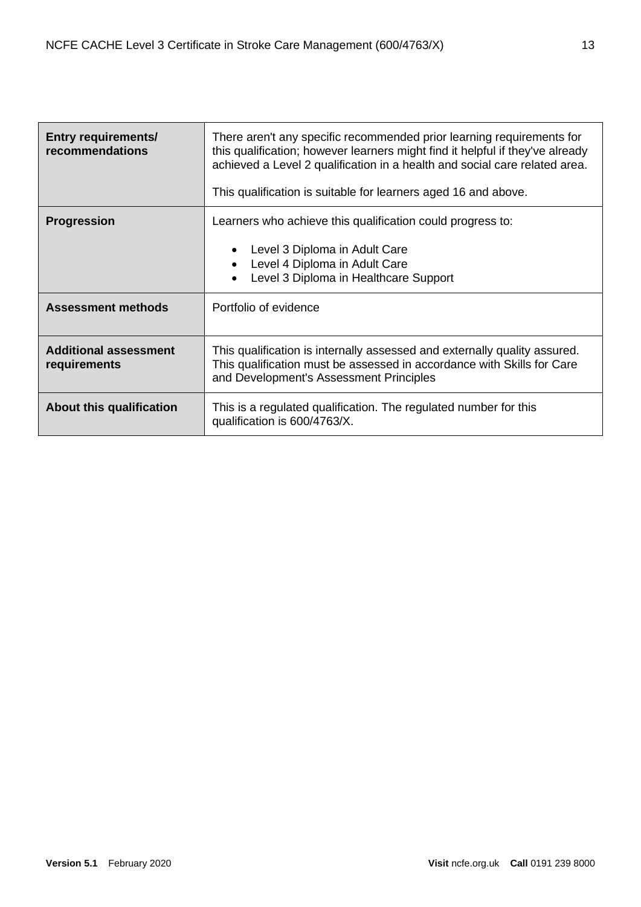| | |
|---|---|
| **Entry requirements/ recommendations** | There aren't any specific recommended prior learning requirements for this qualification; however learners might find it helpful if they've already achieved a Level 2 qualification in a health and social care related area.<br><br>This qualification is suitable for learners aged 16 and above. |
| **Progression** | Learners who achieve this qualification could progress to:<br><br>• Level 3 Diploma in Adult Care<br>• Level 4 Diploma in Adult Care<br>• Level 3 Diploma in Healthcare Support |
| **Assessment methods** | Portfolio of evidence |
| **Additional assessment requirements** | This qualification is internally assessed and externally quality assured. This qualification must be assessed in accordance with Skills for Care and Development's Assessment Principles |
| **About this qualification** | This is a regulated qualification. The regulated number for this qualification is 600/4763/X. |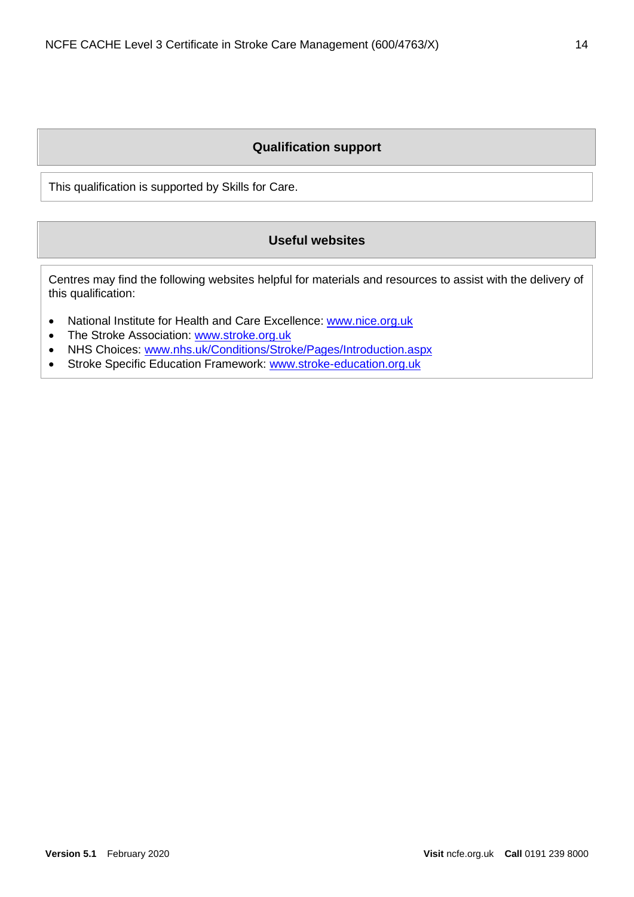## Qualification support

This qualification is supported by Skills for Care.

## Useful websites

Centres may find the following websites helpful for materials and resources to assist with the delivery of this qualification:

- National Institute for Health and Care Excellence: www.nice.org.uk
- The Stroke Association: www.stroke.org.uk
- NHS Choices: www.nhs.uk/Conditions/Stroke/Pages/Introduction.aspx
- Stroke Specific Education Framework: www.stroke-education.org.uk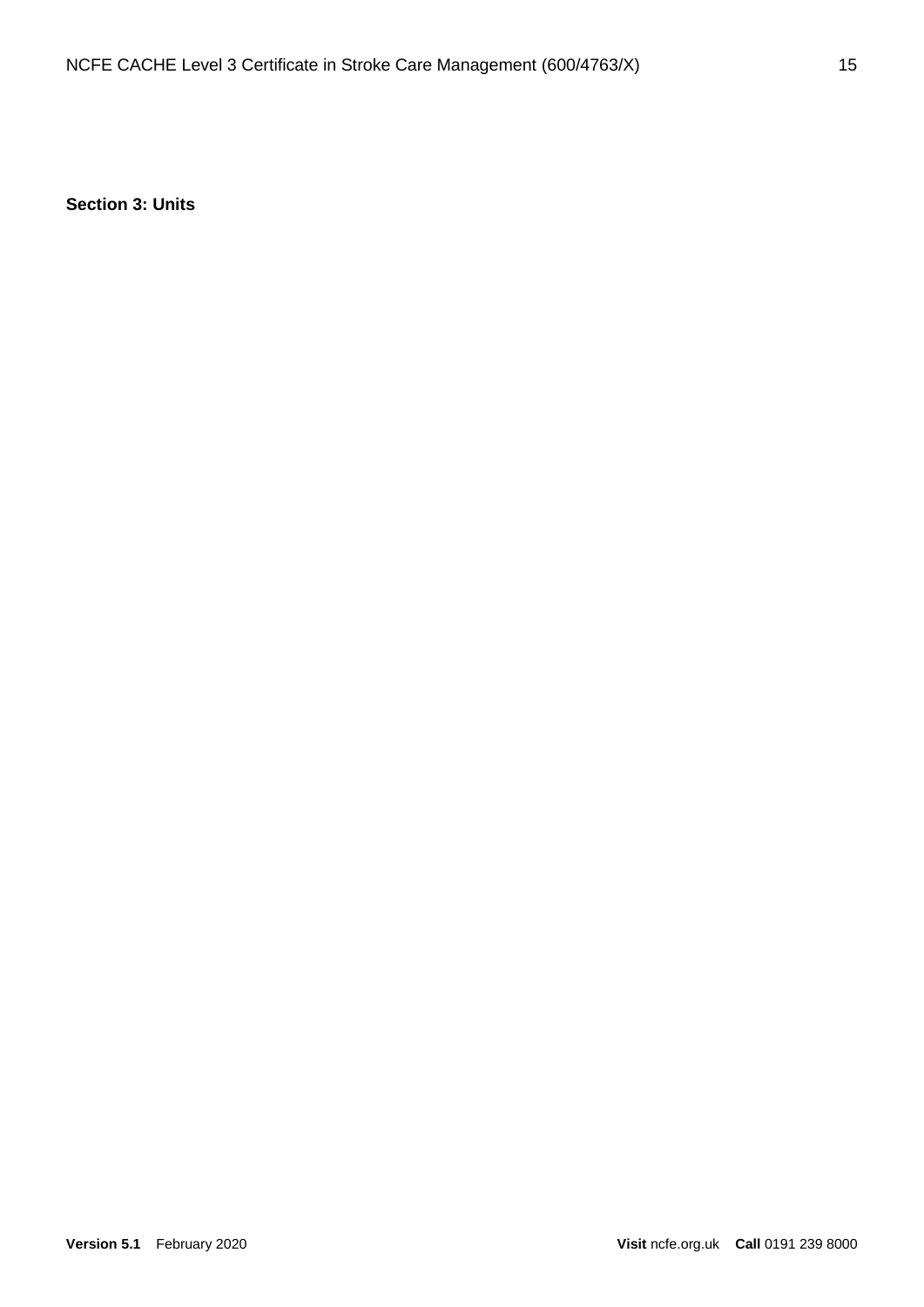## Section 3: Units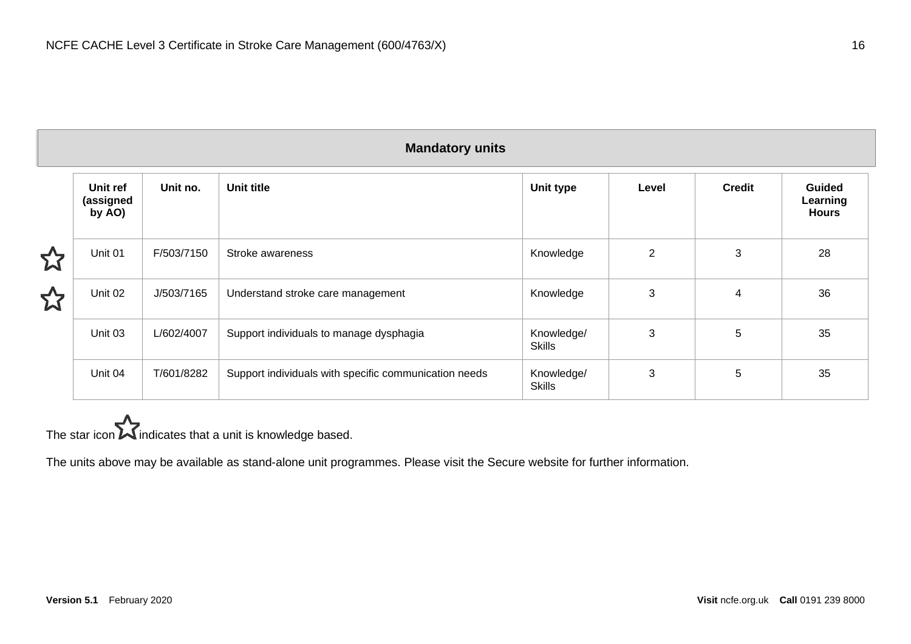## Mandatory units

| | Unit ref (assigned by AO) | Unit no. | Unit title | Unit type | Level | Credit | Guided Learning Hours |
|---|---|---|---|---|---|---|---|
| ☆ | Unit 01 | F/503/7150 | Stroke awareness | Knowledge | 2 | 3 | 28 |
| ☆ | Unit 02 | J/503/7165 | Understand stroke care management | Knowledge | 3 | 4 | 36 |
| | Unit 03 | L/602/4007 | Support individuals to manage dysphagia | Knowledge/ Skills | 3 | 5 | 35 |
| | Unit 04 | T/601/8282 | Support individuals with specific communication needs | Knowledge/ Skills | 3 | 5 | 35 |

The star icon ☆ indicates that a unit is knowledge based.

The units above may be available as stand-alone unit programmes. Please visit the Secure website for further information.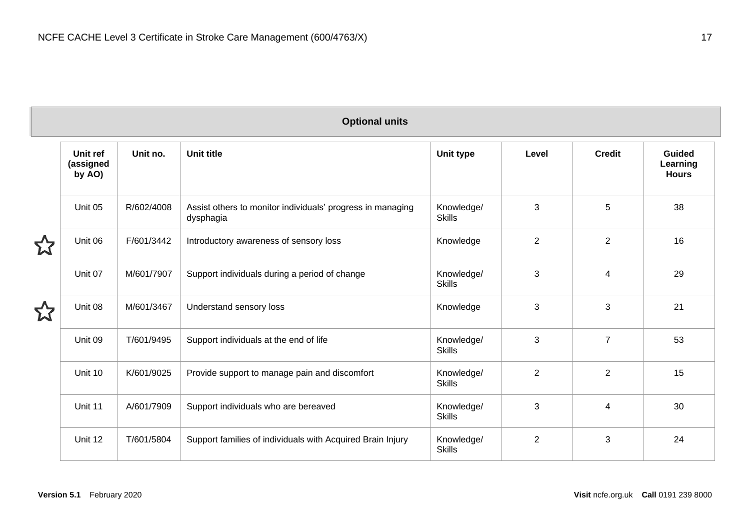## Optional units

| | Unit ref (assigned by AO) | Unit no. | Unit title | Unit type | Level | Credit | Guided Learning Hours |
|---|---|---|---|---|---|---|---|
| | Unit 05 | R/602/4008 | Assist others to monitor individuals' progress in managing dysphagia | Knowledge/ Skills | 3 | 5 | 38 |
| ☆ | Unit 06 | F/601/3442 | Introductory awareness of sensory loss | Knowledge | 2 | 2 | 16 |
| | Unit 07 | M/601/7907 | Support individuals during a period of change | Knowledge/ Skills | 3 | 4 | 29 |
| ☆ | Unit 08 | M/601/3467 | Understand sensory loss | Knowledge | 3 | 3 | 21 |
| | Unit 09 | T/601/9495 | Support individuals at the end of life | Knowledge/ Skills | 3 | 7 | 53 |
| | Unit 10 | K/601/9025 | Provide support to manage pain and discomfort | Knowledge/ Skills | 2 | 2 | 15 |
| | Unit 11 | A/601/7909 | Support individuals who are bereaved | Knowledge/ Skills | 3 | 4 | 30 |
| | Unit 12 | T/601/5804 | Support families of individuals with Acquired Brain Injury | Knowledge/ Skills | 2 | 3 | 24 |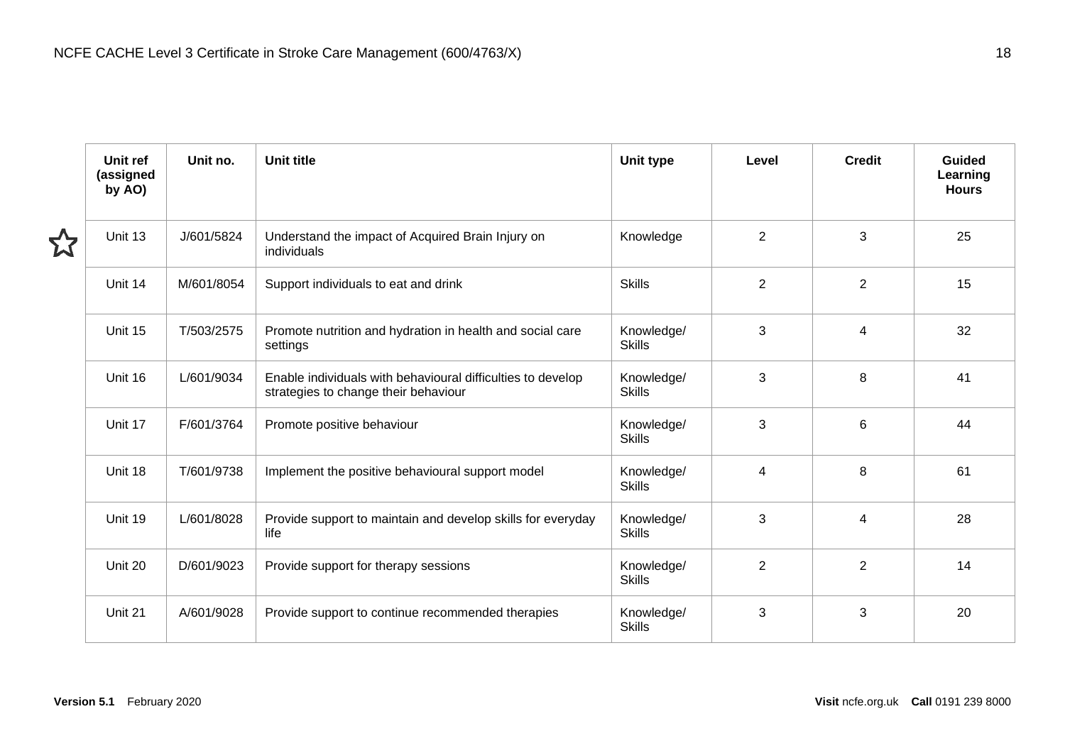| Unit ref (assigned by AO) | Unit no. | Unit title | Unit type | Level | Credit | Guided Learning Hours |
|---|---|---|---|---|---|---|
| ☆ Unit 13 | J/601/5824 | Understand the impact of Acquired Brain Injury on individuals | Knowledge | 2 | 3 | 25 |
| Unit 14 | M/601/8054 | Support individuals to eat and drink | Skills | 2 | 2 | 15 |
| Unit 15 | T/503/2575 | Promote nutrition and hydration in health and social care settings | Knowledge/ Skills | 3 | 4 | 32 |
| Unit 16 | L/601/9034 | Enable individuals with behavioural difficulties to develop strategies to change their behaviour | Knowledge/ Skills | 3 | 8 | 41 |
| Unit 17 | F/601/3764 | Promote positive behaviour | Knowledge/ Skills | 3 | 6 | 44 |
| Unit 18 | T/601/9738 | Implement the positive behavioural support model | Knowledge/ Skills | 4 | 8 | 61 |
| Unit 19 | L/601/8028 | Provide support to maintain and develop skills for everyday life | Knowledge/ Skills | 3 | 4 | 28 |
| Unit 20 | D/601/9023 | Provide support for therapy sessions | Knowledge/ Skills | 2 | 2 | 14 |
| Unit 21 | A/601/9028 | Provide support to continue recommended therapies | Knowledge/ Skills | 3 | 3 | 20 |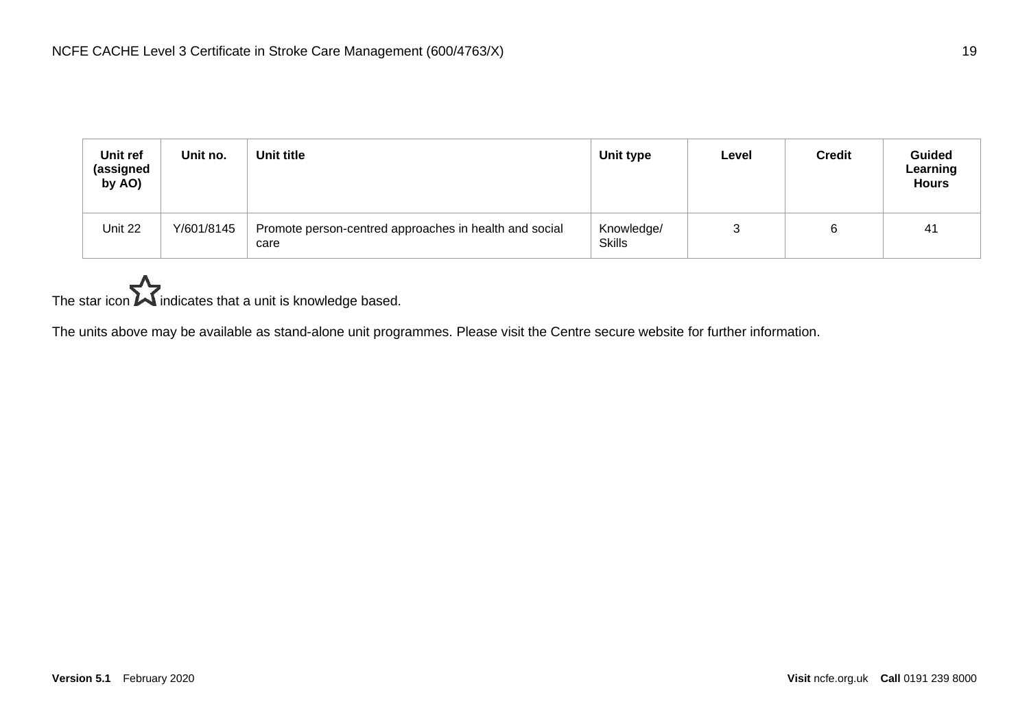| Unit ref (assigned by AO) | Unit no. | Unit title | Unit type | Level | Credit | Guided Learning Hours |
|---|---|---|---|---|---|---|
| Unit 22 | Y/601/8145 | Promote person-centred approaches in health and social care | Knowledge/ Skills | 3 | 6 | 41 |

The star icon ☆ indicates that a unit is knowledge based.

The units above may be available as stand-alone unit programmes. Please visit the Centre secure website for further information.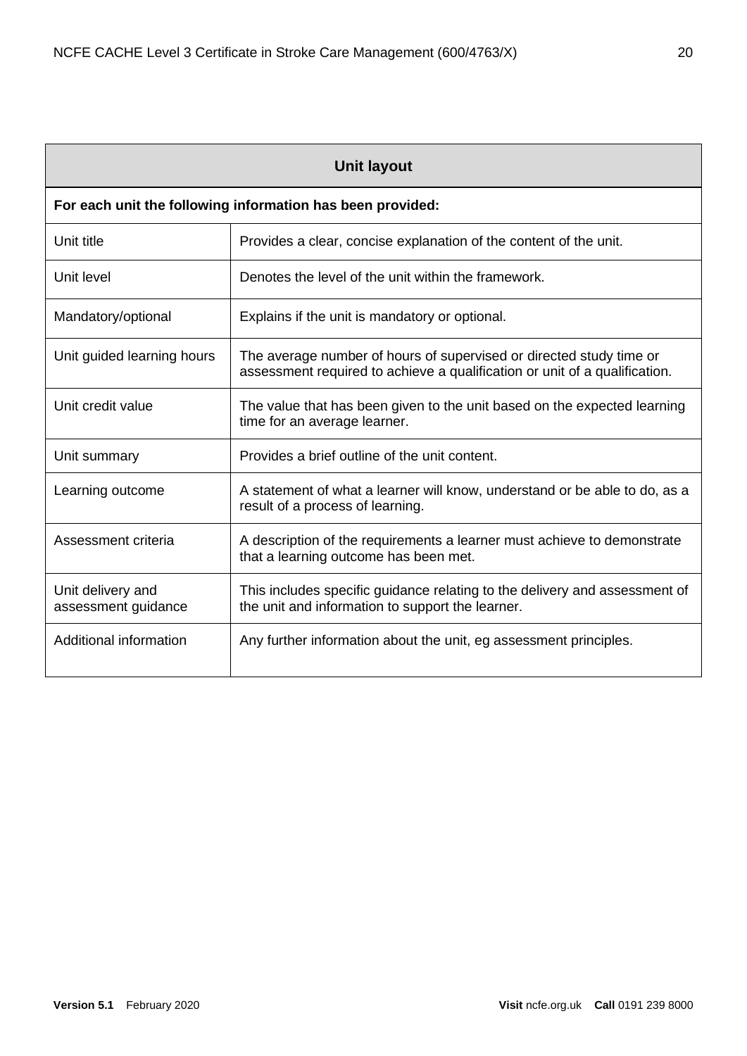| Unit layout | |
|---|---|
| **For each unit the following information has been provided:** | |
| Unit title | Provides a clear, concise explanation of the content of the unit. |
| Unit level | Denotes the level of the unit within the framework. |
| Mandatory/optional | Explains if the unit is mandatory or optional. |
| Unit guided learning hours | The average number of hours of supervised or directed study time or assessment required to achieve a qualification or unit of a qualification. |
| Unit credit value | The value that has been given to the unit based on the expected learning time for an average learner. |
| Unit summary | Provides a brief outline of the unit content. |
| Learning outcome | A statement of what a learner will know, understand or be able to do, as a result of a process of learning. |
| Assessment criteria | A description of the requirements a learner must achieve to demonstrate that a learning outcome has been met. |
| Unit delivery and assessment guidance | This includes specific guidance relating to the delivery and assessment of the unit and information to support the learner. |
| Additional information | Any further information about the unit, eg assessment principles. |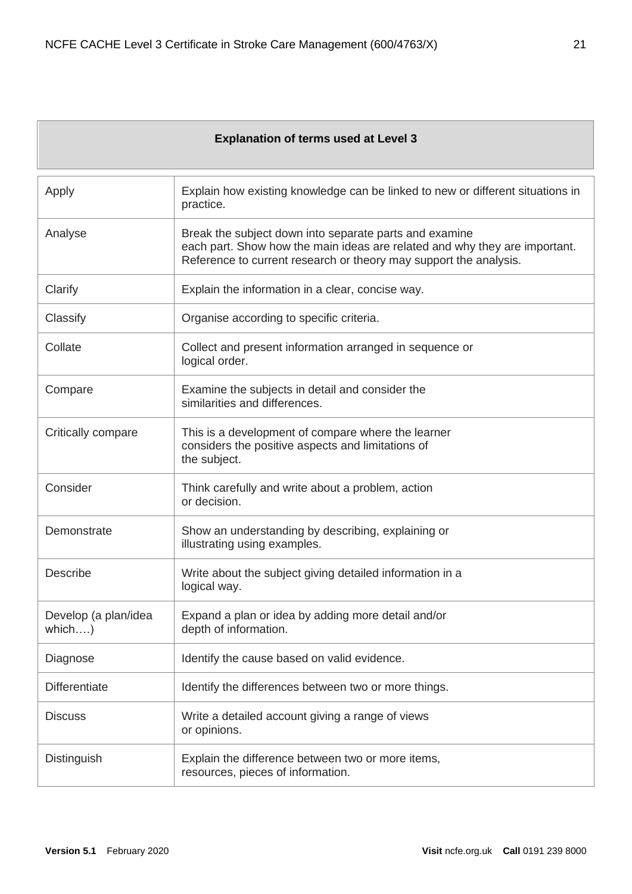## Explanation of terms used at Level 3

| Term | Explanation |
|---|---|
| Apply | Explain how existing knowledge can be linked to new or different situations in practice. |
| Analyse | Break the subject down into separate parts and examine each part. Show how the main ideas are related and why they are important. Reference to current research or theory may support the analysis. |
| Clarify | Explain the information in a clear, concise way. |
| Classify | Organise according to specific criteria. |
| Collate | Collect and present information arranged in sequence or logical order. |
| Compare | Examine the subjects in detail and consider the similarities and differences. |
| Critically compare | This is a development of compare where the learner considers the positive aspects and limitations of the subject. |
| Consider | Think carefully and write about a problem, action or decision. |
| Demonstrate | Show an understanding by describing, explaining or illustrating using examples. |
| Describe | Write about the subject giving detailed information in a logical way. |
| Develop (a plan/idea which….) | Expand a plan or idea by adding more detail and/or depth of information. |
| Diagnose | Identify the cause based on valid evidence. |
| Differentiate | Identify the differences between two or more things. |
| Discuss | Write a detailed account giving a range of views or opinions. |
| Distinguish | Explain the difference between two or more items, resources, pieces of information. |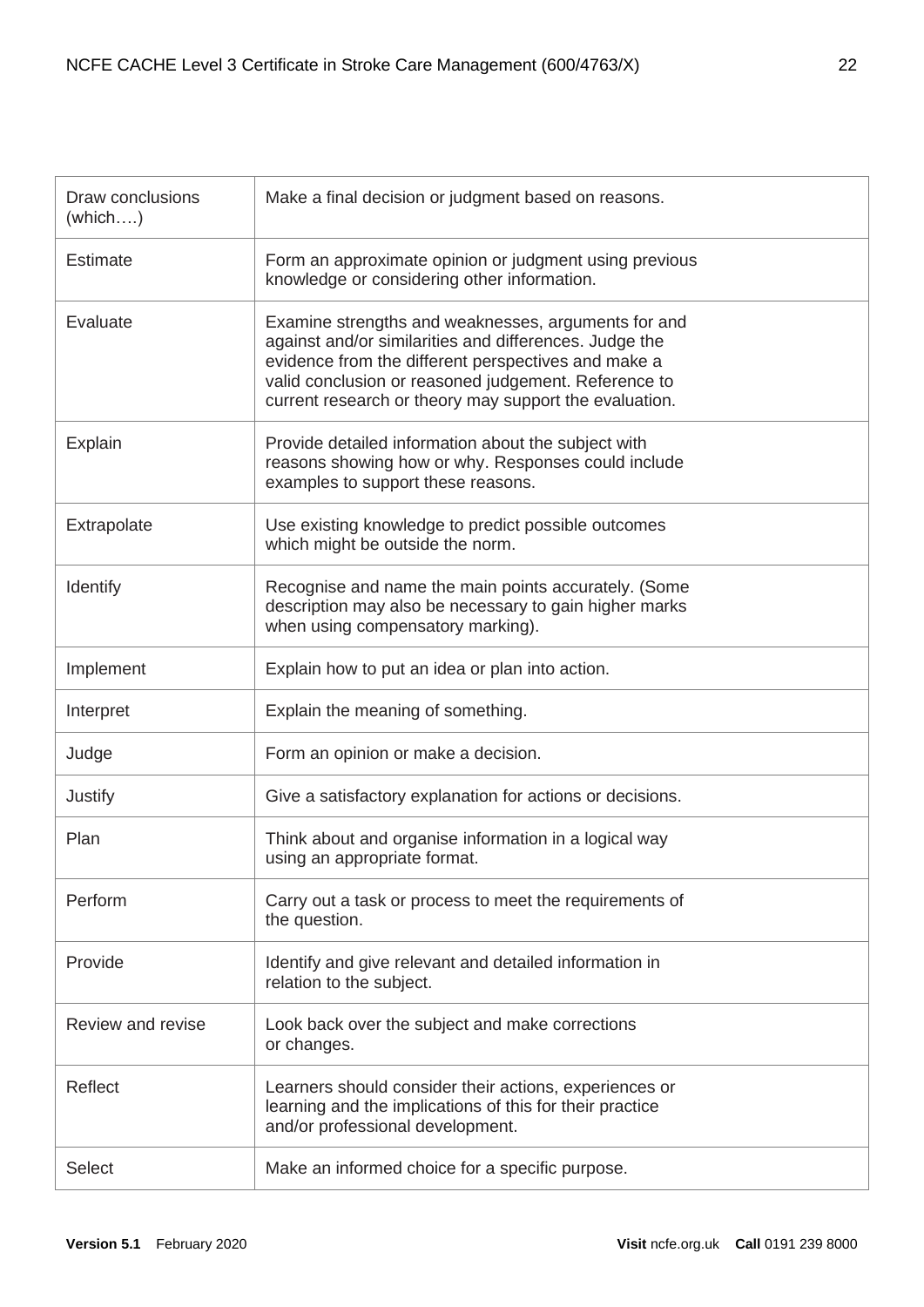| | |
|---|---|
| Draw conclusions (which….) | Make a final decision or judgment based on reasons. |
| Estimate | Form an approximate opinion or judgment using previous knowledge or considering other information. |
| Evaluate | Examine strengths and weaknesses, arguments for and against and/or similarities and differences. Judge the evidence from the different perspectives and make a valid conclusion or reasoned judgement. Reference to current research or theory may support the evaluation. |
| Explain | Provide detailed information about the subject with reasons showing how or why. Responses could include examples to support these reasons. |
| Extrapolate | Use existing knowledge to predict possible outcomes which might be outside the norm. |
| Identify | Recognise and name the main points accurately. (Some description may also be necessary to gain higher marks when using compensatory marking). |
| Implement | Explain how to put an idea or plan into action. |
| Interpret | Explain the meaning of something. |
| Judge | Form an opinion or make a decision. |
| Justify | Give a satisfactory explanation for actions or decisions. |
| Plan | Think about and organise information in a logical way using an appropriate format. |
| Perform | Carry out a task or process to meet the requirements of the question. |
| Provide | Identify and give relevant and detailed information in relation to the subject. |
| Review and revise | Look back over the subject and make corrections or changes. |
| Reflect | Learners should consider their actions, experiences or learning and the implications of this for their practice and/or professional development. |
| Select | Make an informed choice for a specific purpose. |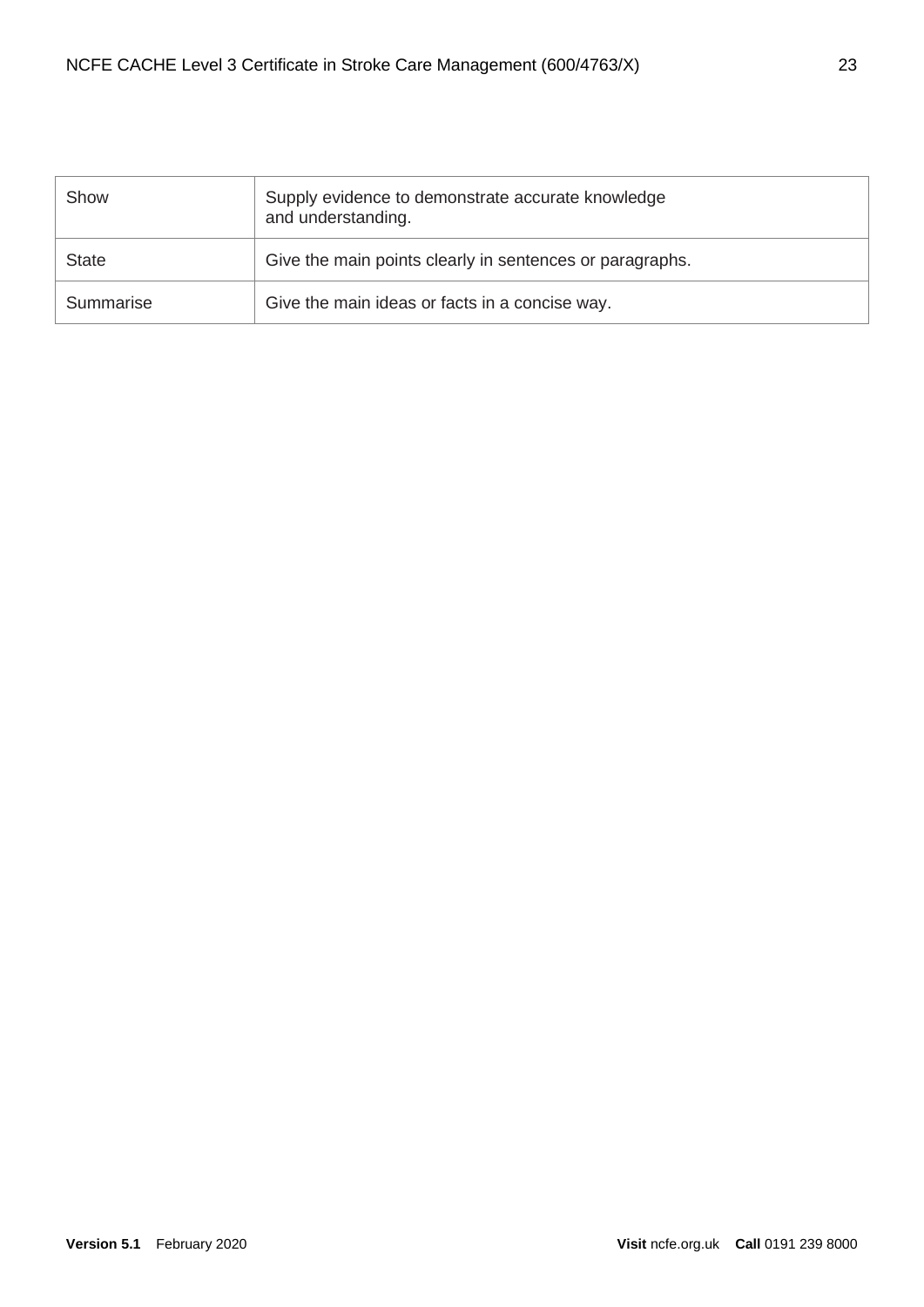| Show | Supply evidence to demonstrate accurate knowledge and understanding. |
|---|---|
| State | Give the main points clearly in sentences or paragraphs. |
| Summarise | Give the main ideas or facts in a concise way. |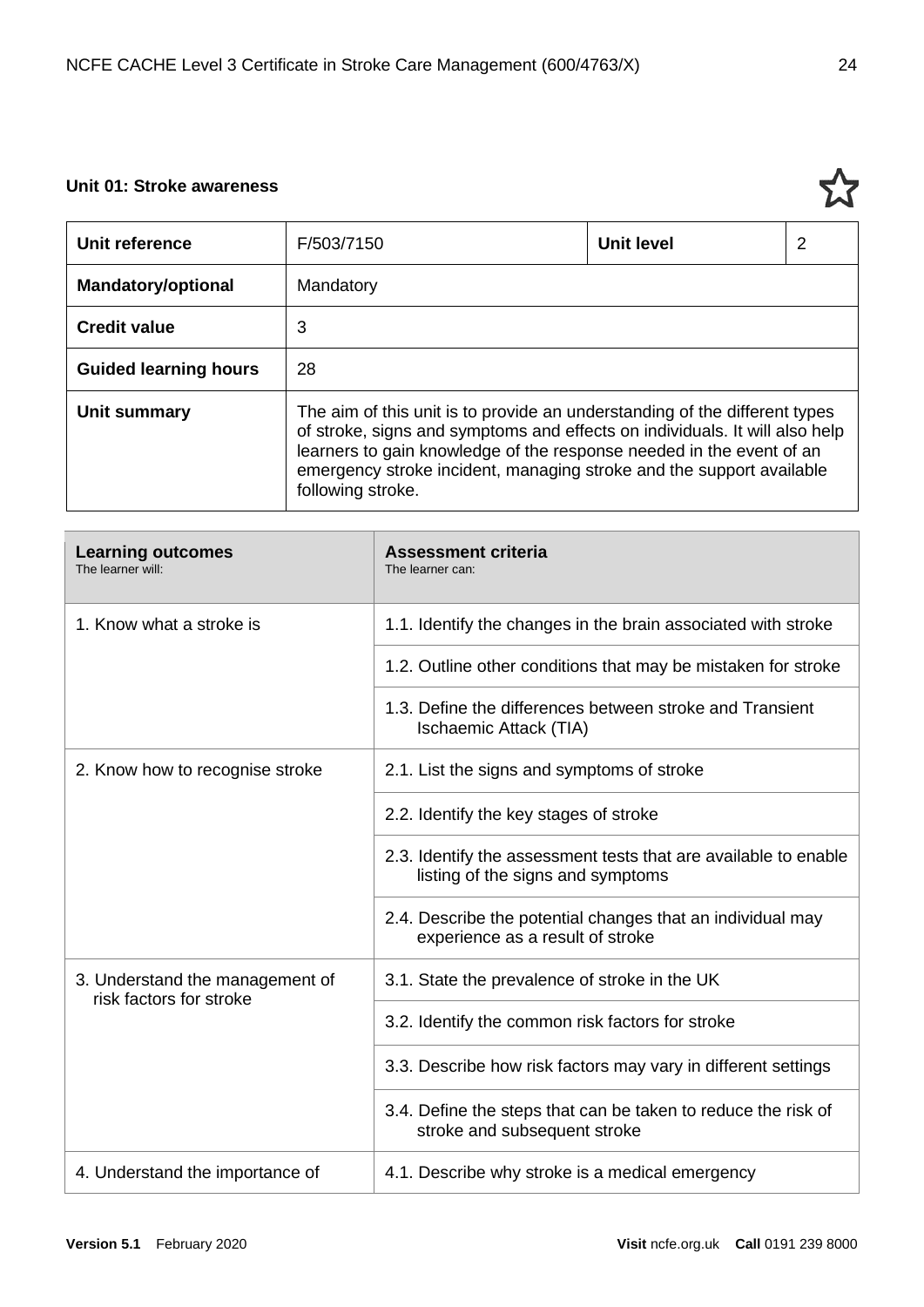## Unit 01: Stroke awareness

| Unit reference | F/503/7150 | Unit level | 2 |
|---|---|---|---|
| Mandatory/optional | Mandatory | | |
| Credit value | 3 | | |
| Guided learning hours | 28 | | |
| Unit summary | The aim of this unit is to provide an understanding of the different types of stroke, signs and symptoms and effects on individuals. It will also help learners to gain knowledge of the response needed in the event of an emergency stroke incident, managing stroke and the support available following stroke. | | |

| Learning outcomes<br>The learner will: | Assessment criteria<br>The learner can: |
|---|---|
| 1. Know what a stroke is | 1.1. Identify the changes in the brain associated with stroke |
| | 1.2. Outline other conditions that may be mistaken for stroke |
| | 1.3. Define the differences between stroke and Transient Ischaemic Attack (TIA) |
| 2. Know how to recognise stroke | 2.1. List the signs and symptoms of stroke |
| | 2.2. Identify the key stages of stroke |
| | 2.3. Identify the assessment tests that are available to enable listing of the signs and symptoms |
| | 2.4. Describe the potential changes that an individual may experience as a result of stroke |
| 3. Understand the management of risk factors for stroke | 3.1. State the prevalence of stroke in the UK |
| | 3.2. Identify the common risk factors for stroke |
| | 3.3. Describe how risk factors may vary in different settings |
| | 3.4. Define the steps that can be taken to reduce the risk of stroke and subsequent stroke |
| 4. Understand the importance of | 4.1. Describe why stroke is a medical emergency |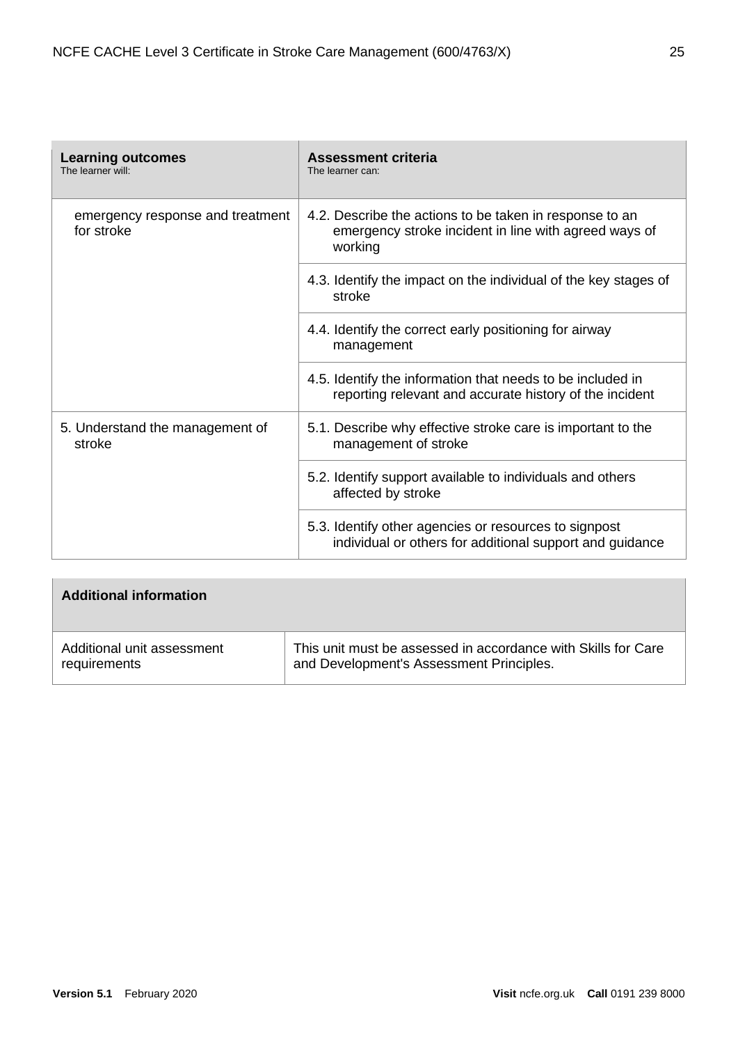| **Learning outcomes** The learner will: | **Assessment criteria** The learner can: |
|---|---|
| emergency response and treatment for stroke | 4.2. Describe the actions to be taken in response to an emergency stroke incident in line with agreed ways of working |
| | 4.3. Identify the impact on the individual of the key stages of stroke |
| | 4.4. Identify the correct early positioning for airway management |
| | 4.5. Identify the information that needs to be included in reporting relevant and accurate history of the incident |
| 5. Understand the management of stroke | 5.1. Describe why effective stroke care is important to the management of stroke |
| | 5.2. Identify support available to individuals and others affected by stroke |
| | 5.3. Identify other agencies or resources to signpost individual or others for additional support and guidance |

| **Additional information** | |
|---|---|
| Additional unit assessment requirements | This unit must be assessed in accordance with Skills for Care and Development's Assessment Principles. |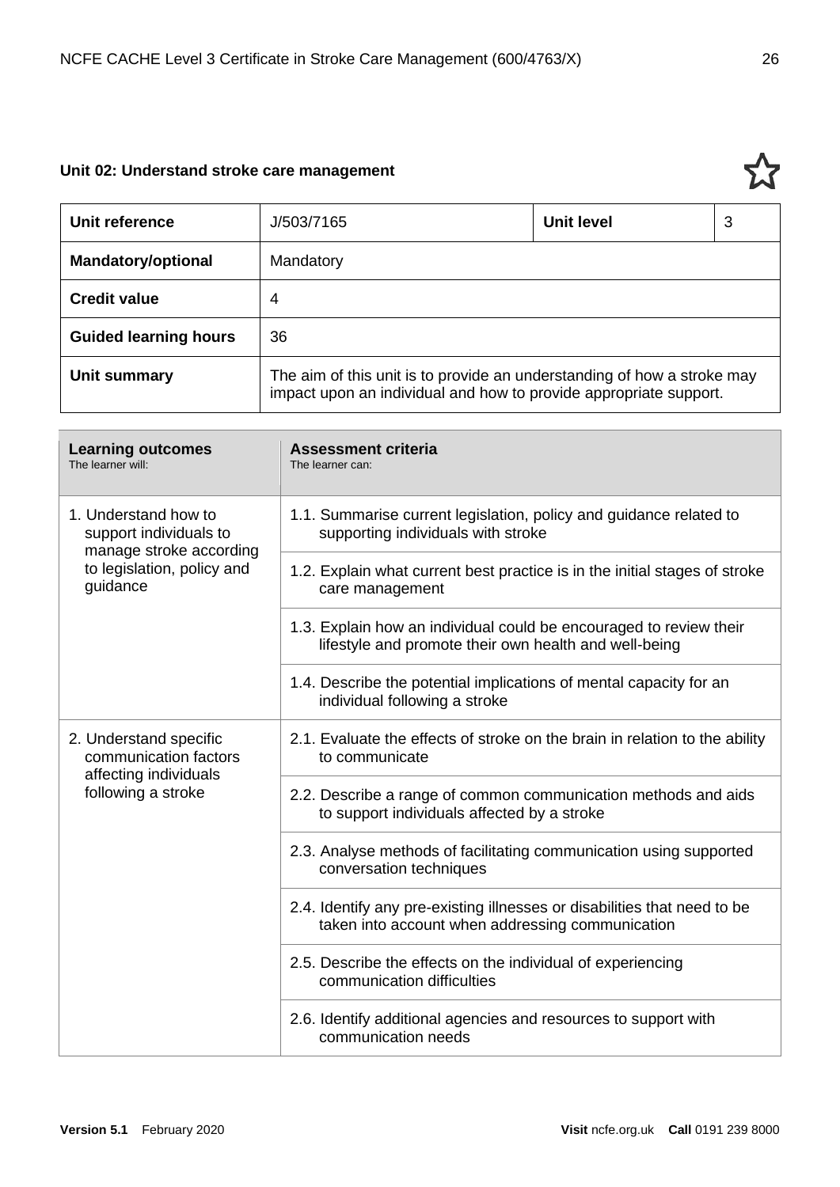## Unit 02: Understand stroke care management

| Unit reference | J/503/7165 | Unit level | 3 |
|---|---|---|---|
| **Mandatory/optional** | Mandatory | | |
| **Credit value** | 4 | | |
| **Guided learning hours** | 36 | | |
| **Unit summary** | The aim of this unit is to provide an understanding of how a stroke may impact upon an individual and how to provide appropriate support. | | |

| **Learning outcomes**<br>The learner will: | **Assessment criteria**<br>The learner can: |
|---|---|
| 1. Understand how to support individuals to manage stroke according to legislation, policy and guidance | 1.1. Summarise current legislation, policy and guidance related to supporting individuals with stroke |
| | 1.2. Explain what current best practice is in the initial stages of stroke care management |
| | 1.3. Explain how an individual could be encouraged to review their lifestyle and promote their own health and well-being |
| | 1.4. Describe the potential implications of mental capacity for an individual following a stroke |
| 2. Understand specific communication factors affecting individuals following a stroke | 2.1. Evaluate the effects of stroke on the brain in relation to the ability to communicate |
| | 2.2. Describe a range of common communication methods and aids to support individuals affected by a stroke |
| | 2.3. Analyse methods of facilitating communication using supported conversation techniques |
| | 2.4. Identify any pre-existing illnesses or disabilities that need to be taken into account when addressing communication |
| | 2.5. Describe the effects on the individual of experiencing communication difficulties |
| | 2.6. Identify additional agencies and resources to support with communication needs |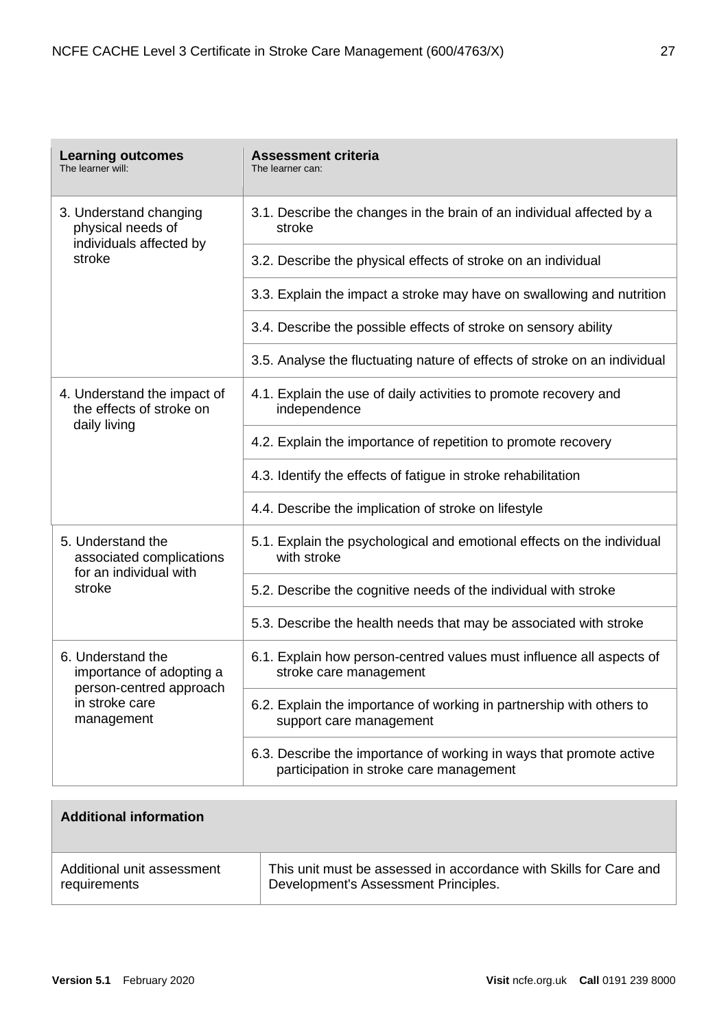| **Learning outcomes**<br>The learner will: | **Assessment criteria**<br>The learner can: |
|---|---|
| 3. Understand changing physical needs of individuals affected by stroke | 3.1. Describe the changes in the brain of an individual affected by a stroke |
| | 3.2. Describe the physical effects of stroke on an individual |
| | 3.3. Explain the impact a stroke may have on swallowing and nutrition |
| | 3.4. Describe the possible effects of stroke on sensory ability |
| | 3.5. Analyse the fluctuating nature of effects of stroke on an individual |
| 4. Understand the impact of the effects of stroke on daily living | 4.1. Explain the use of daily activities to promote recovery and independence |
| | 4.2. Explain the importance of repetition to promote recovery |
| | 4.3. Identify the effects of fatigue in stroke rehabilitation |
| | 4.4. Describe the implication of stroke on lifestyle |
| 5. Understand the associated complications for an individual with stroke | 5.1. Explain the psychological and emotional effects on the individual with stroke |
| | 5.2. Describe the cognitive needs of the individual with stroke |
| | 5.3. Describe the health needs that may be associated with stroke |
| 6. Understand the importance of adopting a person-centred approach in stroke care management | 6.1. Explain how person-centred values must influence all aspects of stroke care management |
| | 6.2. Explain the importance of working in partnership with others to support care management |
| | 6.3. Describe the importance of working in ways that promote active participation in stroke care management |

| **Additional information** | |
|---|---|
| Additional unit assessment requirements | This unit must be assessed in accordance with Skills for Care and Development's Assessment Principles. |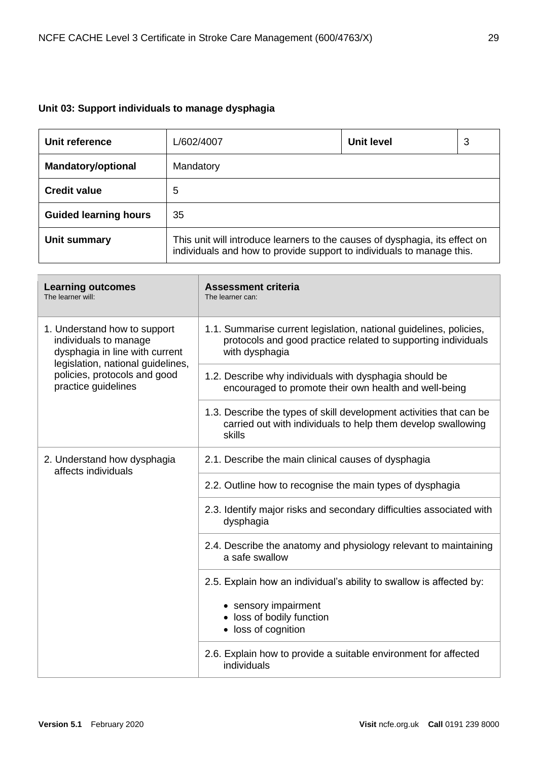**Unit 03: Support individuals to manage dysphagia**

| **Unit reference** | L/602/4007 | **Unit level** | 3 |
|---|---|---|---|
| **Mandatory/optional** | Mandatory | | |
| **Credit value** | 5 | | |
| **Guided learning hours** | 35 | | |
| **Unit summary** | This unit will introduce learners to the causes of dysphagia, its effect on individuals and how to provide support to individuals to manage this. | | |

| **Learning outcomes**<br>The learner will: | **Assessment criteria**<br>The learner can: |
|---|---|
| 1. Understand how to support individuals to manage dysphagia in line with current legislation, national guidelines, policies, protocols and good practice guidelines | 1.1. Summarise current legislation, national guidelines, policies, protocols and good practice related to supporting individuals with dysphagia |
| | 1.2. Describe why individuals with dysphagia should be encouraged to promote their own health and well-being |
| | 1.3. Describe the types of skill development activities that can be carried out with individuals to help them develop swallowing skills |
| 2. Understand how dysphagia affects individuals | 2.1. Describe the main clinical causes of dysphagia |
| | 2.2. Outline how to recognise the main types of dysphagia |
| | 2.3. Identify major risks and secondary difficulties associated with dysphagia |
| | 2.4. Describe the anatomy and physiology relevant to maintaining a safe swallow |
| | 2.5. Explain how an individual's ability to swallow is affected by:<br>• sensory impairment<br>• loss of bodily function<br>• loss of cognition |
| | 2.6. Explain how to provide a suitable environment for affected individuals |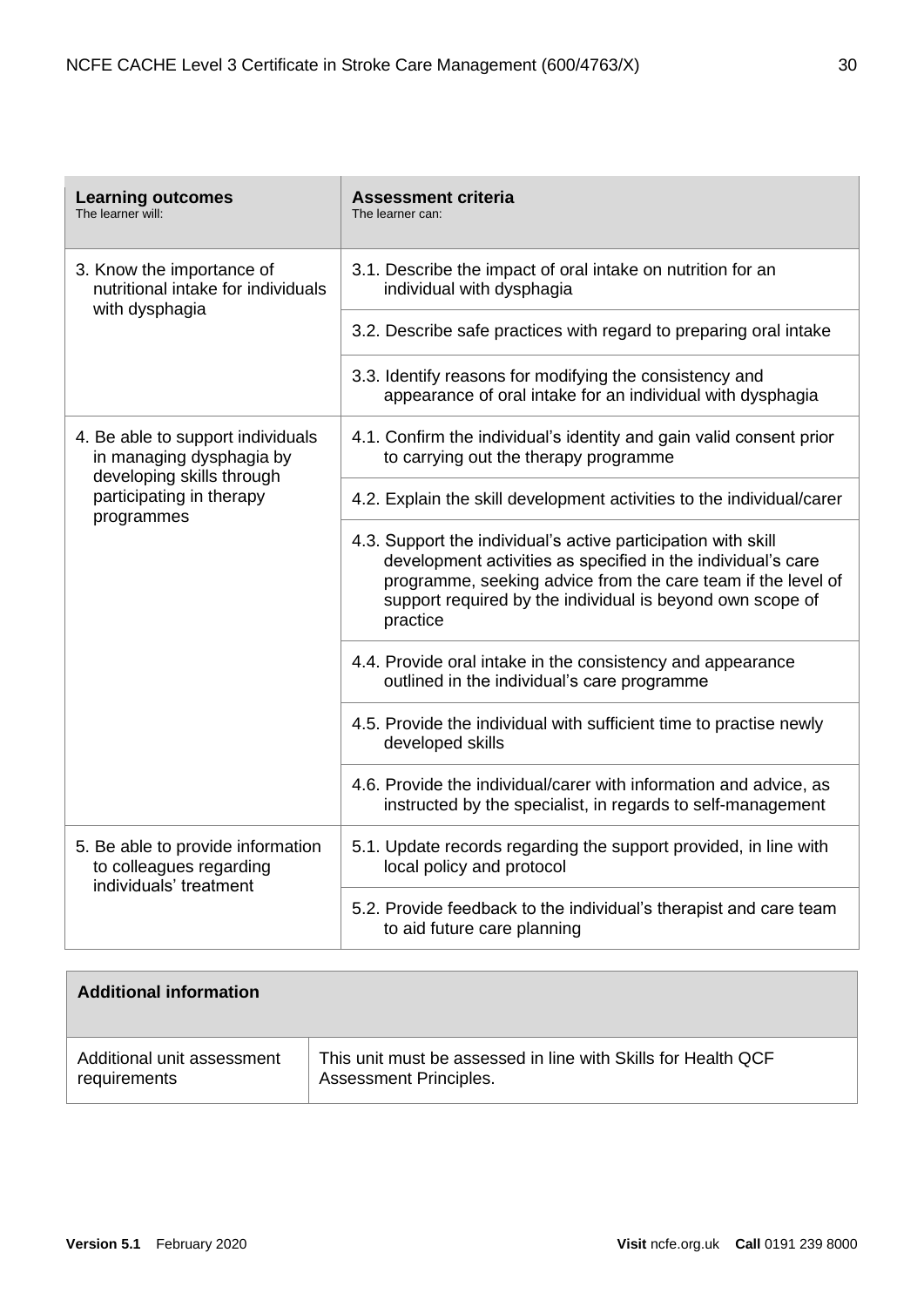| Learning outcomes<br>The learner will: | Assessment criteria<br>The learner can: |
|---|---|
| 3. Know the importance of nutritional intake for individuals with dysphagia | 3.1. Describe the impact of oral intake on nutrition for an individual with dysphagia |
| | 3.2. Describe safe practices with regard to preparing oral intake |
| | 3.3. Identify reasons for modifying the consistency and appearance of oral intake for an individual with dysphagia |
| 4. Be able to support individuals in managing dysphagia by developing skills through participating in therapy programmes | 4.1. Confirm the individual's identity and gain valid consent prior to carrying out the therapy programme |
| | 4.2. Explain the skill development activities to the individual/carer |
| | 4.3. Support the individual's active participation with skill development activities as specified in the individual's care programme, seeking advice from the care team if the level of support required by the individual is beyond own scope of practice |
| | 4.4. Provide oral intake in the consistency and appearance outlined in the individual's care programme |
| | 4.5. Provide the individual with sufficient time to practise newly developed skills |
| | 4.6. Provide the individual/carer with information and advice, as instructed by the specialist, in regards to self-management |
| 5. Be able to provide information to colleagues regarding individuals' treatment | 5.1. Update records regarding the support provided, in line with local policy and protocol |
| | 5.2. Provide feedback to the individual's therapist and care team to aid future care planning |

| Additional information | |
|---|---|
| Additional unit assessment requirements | This unit must be assessed in line with Skills for Health QCF Assessment Principles. |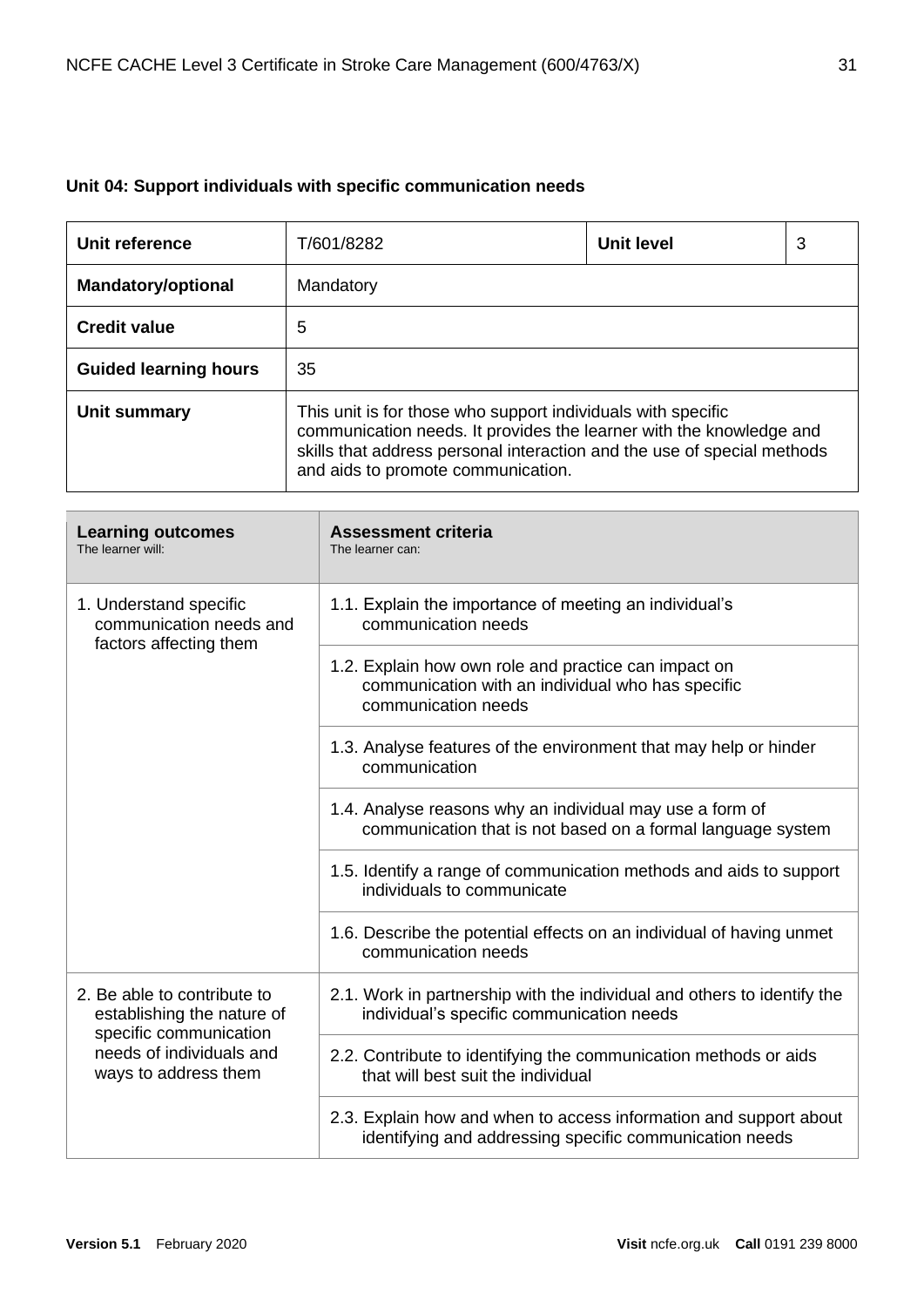### Unit 04: Support individuals with specific communication needs

| **Unit reference** | T/601/8282 | **Unit level** | 3 |
|---|---|---|---|
| **Mandatory/optional** | Mandatory | | |
| **Credit value** | 5 | | |
| **Guided learning hours** | 35 | | |
| **Unit summary** | This unit is for those who support individuals with specific communication needs. It provides the learner with the knowledge and skills that address personal interaction and the use of special methods and aids to promote communication. | | |

| **Learning outcomes**<br>The learner will: | **Assessment criteria**<br>The learner can: |
|---|---|
| 1. Understand specific communication needs and factors affecting them | 1.1. Explain the importance of meeting an individual's communication needs |
| | 1.2. Explain how own role and practice can impact on communication with an individual who has specific communication needs |
| | 1.3. Analyse features of the environment that may help or hinder communication |
| | 1.4. Analyse reasons why an individual may use a form of communication that is not based on a formal language system |
| | 1.5. Identify a range of communication methods and aids to support individuals to communicate |
| | 1.6. Describe the potential effects on an individual of having unmet communication needs |
| 2. Be able to contribute to establishing the nature of specific communication needs of individuals and ways to address them | 2.1. Work in partnership with the individual and others to identify the individual's specific communication needs |
| | 2.2. Contribute to identifying the communication methods or aids that will best suit the individual |
| | 2.3. Explain how and when to access information and support about identifying and addressing specific communication needs |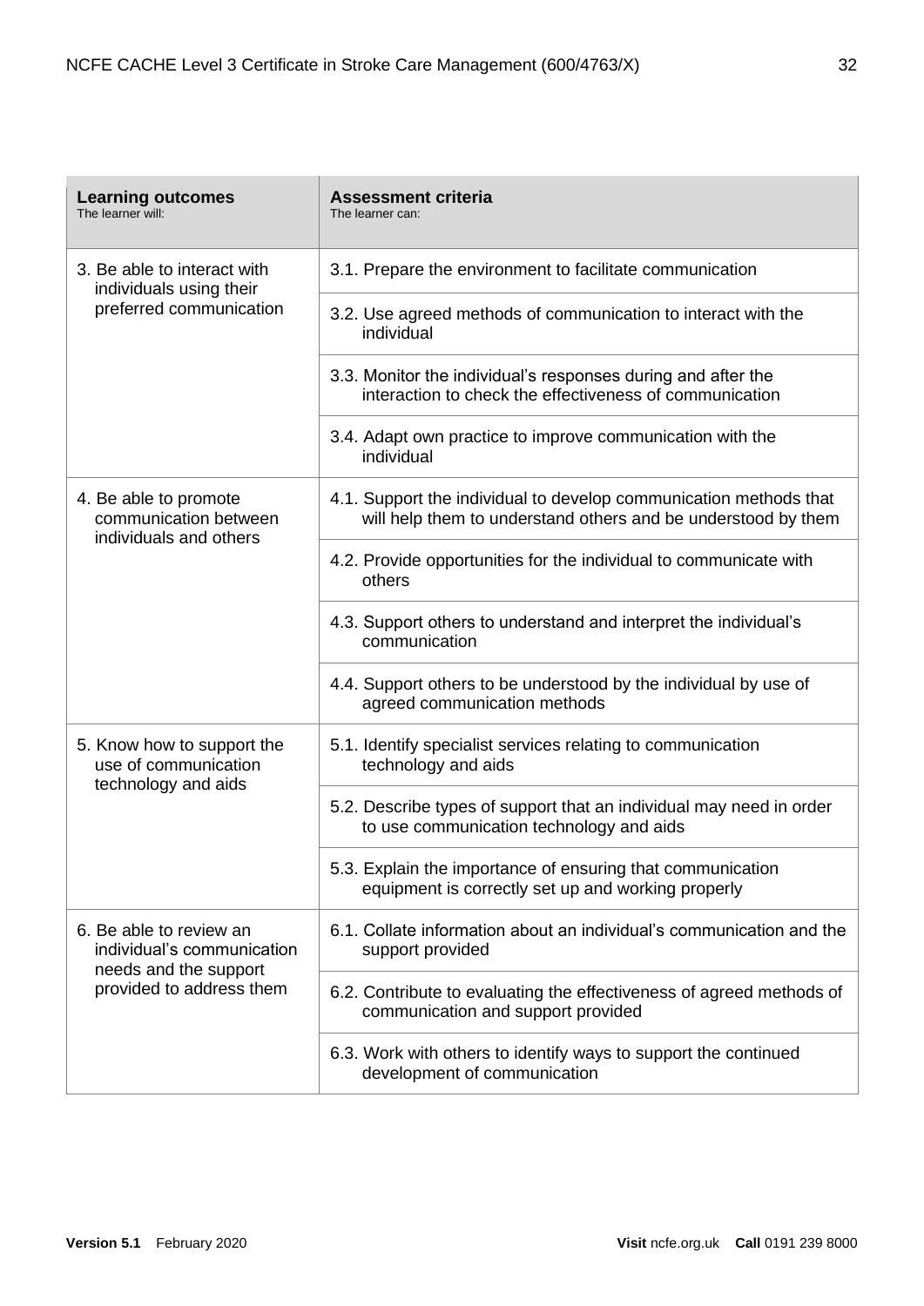| **Learning outcomes**<br>The learner will: | **Assessment criteria**<br>The learner can: |
|---|---|
| 3. Be able to interact with individuals using their preferred communication | 3.1. Prepare the environment to facilitate communication |
| | 3.2. Use agreed methods of communication to interact with the individual |
| | 3.3. Monitor the individual's responses during and after the interaction to check the effectiveness of communication |
| | 3.4. Adapt own practice to improve communication with the individual |
| 4. Be able to promote communication between individuals and others | 4.1. Support the individual to develop communication methods that will help them to understand others and be understood by them |
| | 4.2. Provide opportunities for the individual to communicate with others |
| | 4.3. Support others to understand and interpret the individual's communication |
| | 4.4. Support others to be understood by the individual by use of agreed communication methods |
| 5. Know how to support the use of communication technology and aids | 5.1. Identify specialist services relating to communication technology and aids |
| | 5.2. Describe types of support that an individual may need in order to use communication technology and aids |
| | 5.3. Explain the importance of ensuring that communication equipment is correctly set up and working properly |
| 6. Be able to review an individual's communication needs and the support provided to address them | 6.1. Collate information about an individual's communication and the support provided |
| | 6.2. Contribute to evaluating the effectiveness of agreed methods of communication and support provided |
| | 6.3. Work with others to identify ways to support the continued development of communication |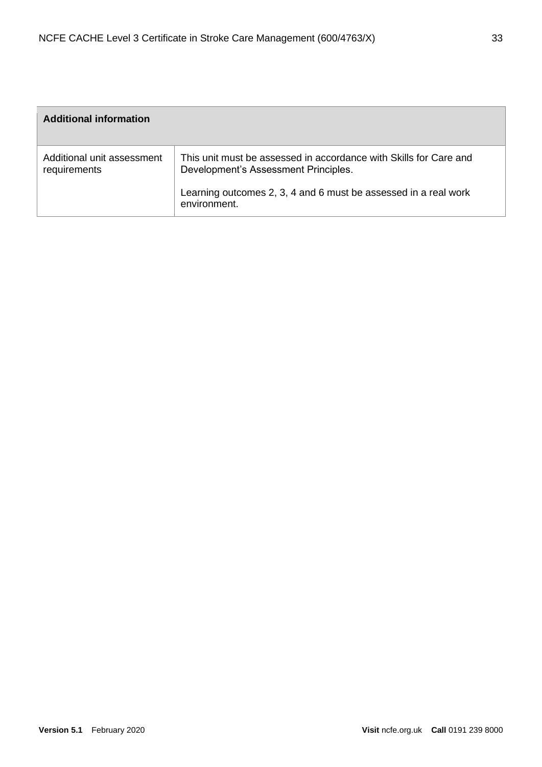| Additional information | |
|---|---|
| Additional unit assessment requirements | This unit must be assessed in accordance with Skills for Care and Development's Assessment Principles.<br><br>Learning outcomes 2, 3, 4 and 6 must be assessed in a real work environment. |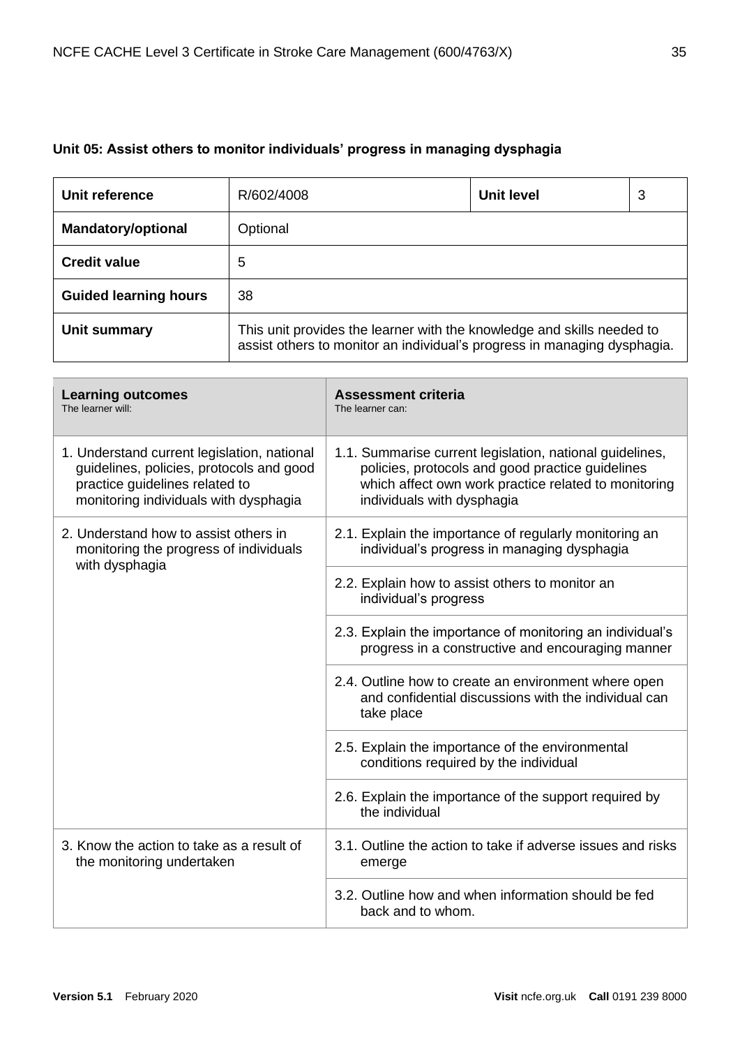## Unit 05: Assist others to monitor individuals' progress in managing dysphagia

| Unit reference | R/602/4008 | Unit level | 3 |
|---|---|---|---|
| **Mandatory/optional** | Optional | | |
| **Credit value** | 5 | | |
| **Guided learning hours** | 38 | | |
| **Unit summary** | This unit provides the learner with the knowledge and skills needed to assist others to monitor an individual's progress in managing dysphagia. | | |

| **Learning outcomes**<br>The learner will: | **Assessment criteria**<br>The learner can: |
|---|---|
| 1. Understand current legislation, national guidelines, policies, protocols and good practice guidelines related to monitoring individuals with dysphagia | 1.1. Summarise current legislation, national guidelines, policies, protocols and good practice guidelines which affect own work practice related to monitoring individuals with dysphagia |
| 2. Understand how to assist others in monitoring the progress of individuals with dysphagia | 2.1. Explain the importance of regularly monitoring an individual's progress in managing dysphagia |
| | 2.2. Explain how to assist others to monitor an individual's progress |
| | 2.3. Explain the importance of monitoring an individual's progress in a constructive and encouraging manner |
| | 2.4. Outline how to create an environment where open and confidential discussions with the individual can take place |
| | 2.5. Explain the importance of the environmental conditions required by the individual |
| | 2.6. Explain the importance of the support required by the individual |
| 3. Know the action to take as a result of the monitoring undertaken | 3.1. Outline the action to take if adverse issues and risks emerge |
| | 3.2. Outline how and when information should be fed back and to whom. |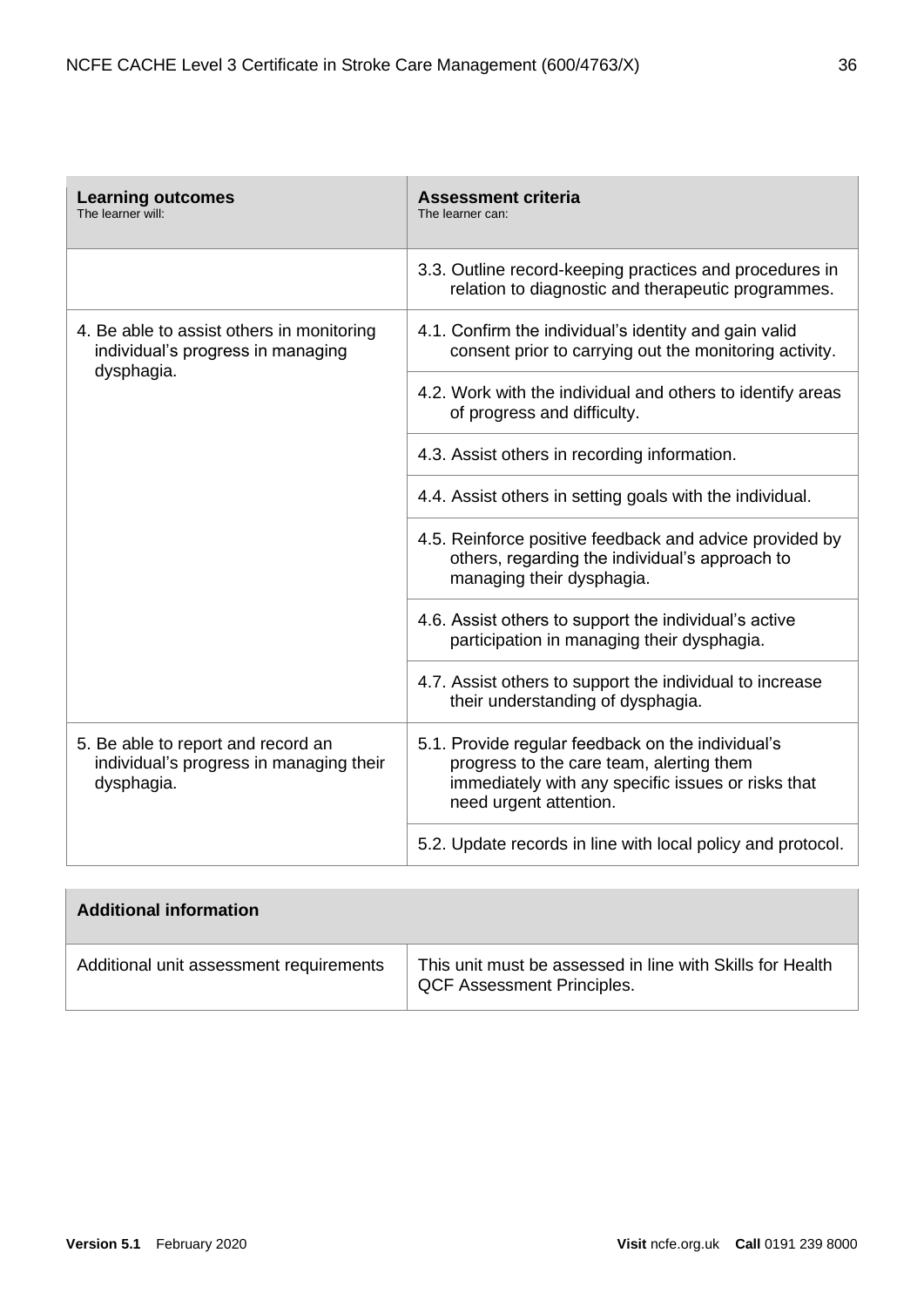| **Learning outcomes**<br>The learner will: | **Assessment criteria**<br>The learner can: |
|---|---|
| | 3.3. Outline record-keeping practices and procedures in relation to diagnostic and therapeutic programmes. |
| 4. Be able to assist others in monitoring individual's progress in managing dysphagia. | 4.1. Confirm the individual's identity and gain valid consent prior to carrying out the monitoring activity. |
| | 4.2. Work with the individual and others to identify areas of progress and difficulty. |
| | 4.3. Assist others in recording information. |
| | 4.4. Assist others in setting goals with the individual. |
| | 4.5. Reinforce positive feedback and advice provided by others, regarding the individual's approach to managing their dysphagia. |
| | 4.6. Assist others to support the individual's active participation in managing their dysphagia. |
| | 4.7. Assist others to support the individual to increase their understanding of dysphagia. |
| 5. Be able to report and record an individual's progress in managing their dysphagia. | 5.1. Provide regular feedback on the individual's progress to the care team, alerting them immediately with any specific issues or risks that need urgent attention. |
| | 5.2. Update records in line with local policy and protocol. |

| **Additional information** | |
|---|---|
| Additional unit assessment requirements | This unit must be assessed in line with Skills for Health QCF Assessment Principles. |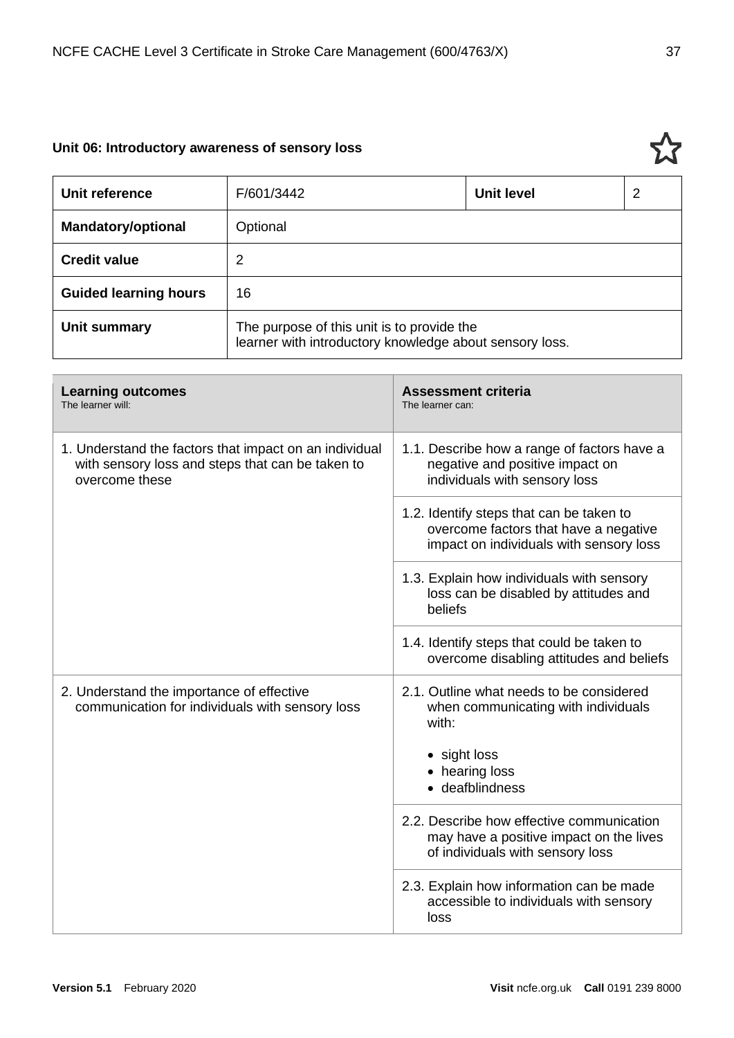### Unit 06: Introductory awareness of sensory loss

| **Unit reference** | F/601/3442 | **Unit level** | 2 |
|---|---|---|---|
| **Mandatory/optional** | Optional | | |
| **Credit value** | 2 | | |
| **Guided learning hours** | 16 | | |
| **Unit summary** | The purpose of this unit is to provide the learner with introductory knowledge about sensory loss. | | |

| **Learning outcomes**<br>The learner will: | **Assessment criteria**<br>The learner can: |
|---|---|
| 1. Understand the factors that impact on an individual with sensory loss and steps that can be taken to overcome these | 1.1. Describe how a range of factors have a negative and positive impact on individuals with sensory loss |
| | 1.2. Identify steps that can be taken to overcome factors that have a negative impact on individuals with sensory loss |
| | 1.3. Explain how individuals with sensory loss can be disabled by attitudes and beliefs |
| | 1.4. Identify steps that could be taken to overcome disabling attitudes and beliefs |
| 2. Understand the importance of effective communication for individuals with sensory loss | 2.1. Outline what needs to be considered when communicating with individuals with:<br>• sight loss<br>• hearing loss<br>• deafblindness |
| | 2.2. Describe how effective communication may have a positive impact on the lives of individuals with sensory loss |
| | 2.3. Explain how information can be made accessible to individuals with sensory loss |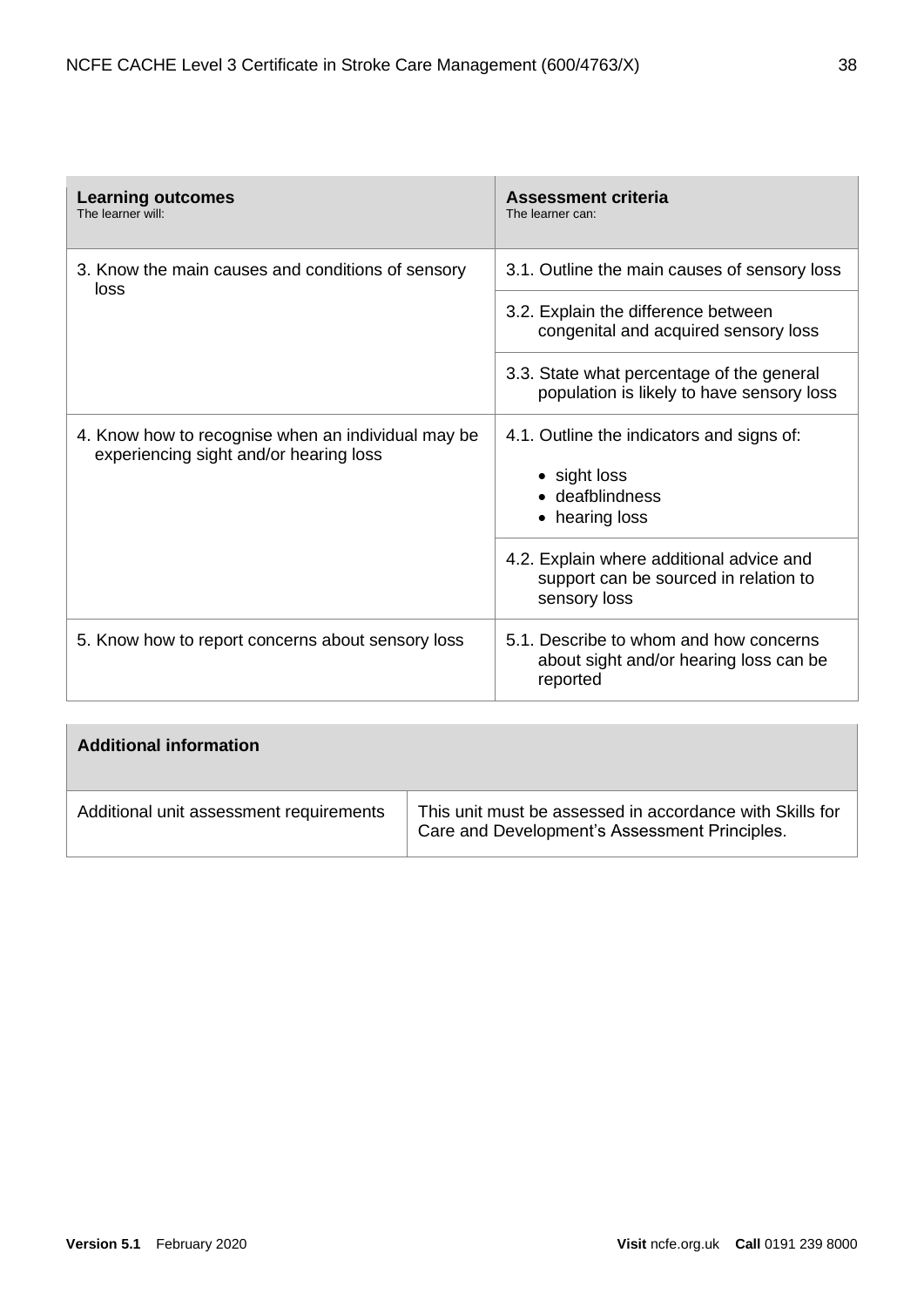| **Learning outcomes**<br>The learner will: | **Assessment criteria**<br>The learner can: |
|---|---|
| 3. Know the main causes and conditions of sensory loss | 3.1. Outline the main causes of sensory loss |
| | 3.2. Explain the difference between congenital and acquired sensory loss |
| | 3.3. State what percentage of the general population is likely to have sensory loss |
| 4. Know how to recognise when an individual may be experiencing sight and/or hearing loss | 4.1. Outline the indicators and signs of:<br>• sight loss<br>• deafblindness<br>• hearing loss |
| | 4.2. Explain where additional advice and support can be sourced in relation to sensory loss |
| 5. Know how to report concerns about sensory loss | 5.1. Describe to whom and how concerns about sight and/or hearing loss can be reported |

| **Additional information** | |
|---|---|
| Additional unit assessment requirements | This unit must be assessed in accordance with Skills for Care and Development's Assessment Principles. |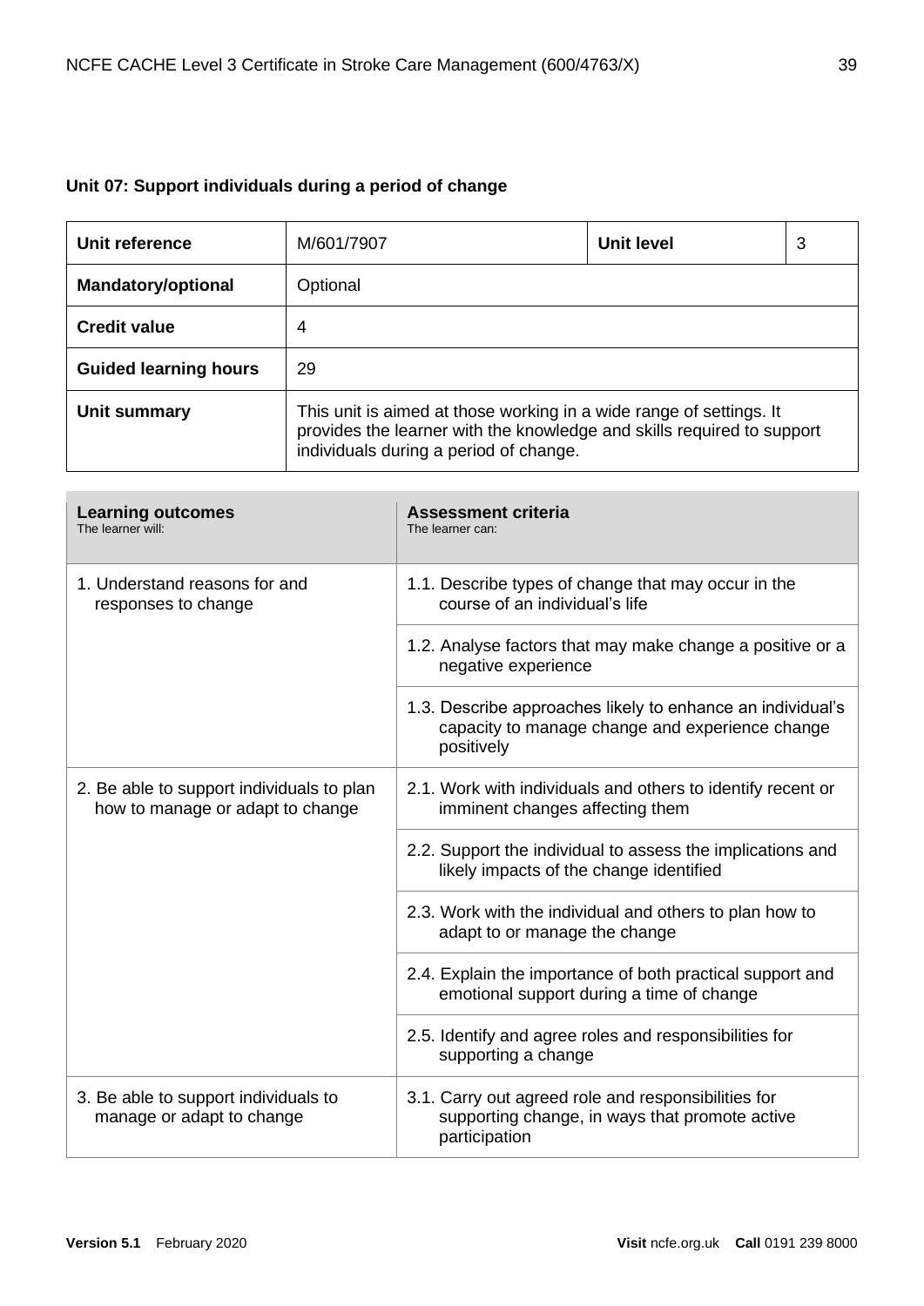### Unit 07: Support individuals during a period of change

| Unit reference | M/601/7907 | Unit level | 3 |
|---|---|---|---|
| Mandatory/optional | Optional | | |
| Credit value | 4 | | |
| Guided learning hours | 29 | | |
| Unit summary | This unit is aimed at those working in a wide range of settings. It provides the learner with the knowledge and skills required to support individuals during a period of change. | | |

| **Learning outcomes**<br>The learner will: | **Assessment criteria**<br>The learner can: |
|---|---|
| 1. Understand reasons for and responses to change | 1.1. Describe types of change that may occur in the course of an individual's life |
| | 1.2. Analyse factors that may make change a positive or a negative experience |
| | 1.3. Describe approaches likely to enhance an individual's capacity to manage change and experience change positively |
| 2. Be able to support individuals to plan how to manage or adapt to change | 2.1. Work with individuals and others to identify recent or imminent changes affecting them |
| | 2.2. Support the individual to assess the implications and likely impacts of the change identified |
| | 2.3. Work with the individual and others to plan how to adapt to or manage the change |
| | 2.4. Explain the importance of both practical support and emotional support during a time of change |
| | 2.5. Identify and agree roles and responsibilities for supporting a change |
| 3. Be able to support individuals to manage or adapt to change | 3.1. Carry out agreed role and responsibilities for supporting change, in ways that promote active participation |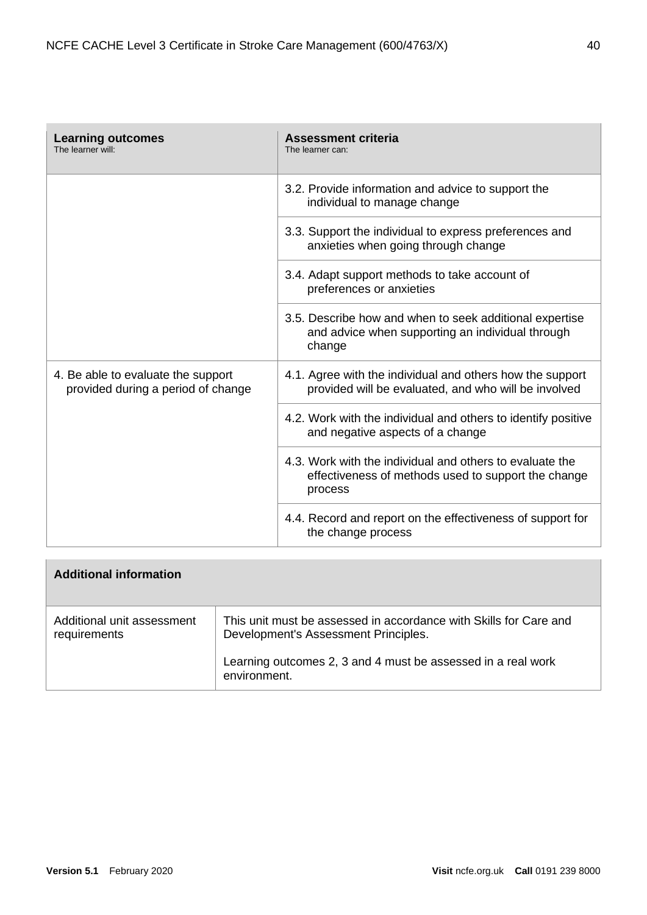| **Learning outcomes**<br>The learner will: | **Assessment criteria**<br>The learner can: |
|---|---|
| | 3.2. Provide information and advice to support the individual to manage change |
| | 3.3. Support the individual to express preferences and anxieties when going through change |
| | 3.4. Adapt support methods to take account of preferences or anxieties |
| | 3.5. Describe how and when to seek additional expertise and advice when supporting an individual through change |
| 4. Be able to evaluate the support provided during a period of change | 4.1. Agree with the individual and others how the support provided will be evaluated, and who will be involved |
| | 4.2. Work with the individual and others to identify positive and negative aspects of a change |
| | 4.3. Work with the individual and others to evaluate the effectiveness of methods used to support the change process |
| | 4.4. Record and report on the effectiveness of support for the change process |

| **Additional information** | |
|---|---|
| Additional unit assessment requirements | This unit must be assessed in accordance with Skills for Care and Development's Assessment Principles.<br><br>Learning outcomes 2, 3 and 4 must be assessed in a real work environment. |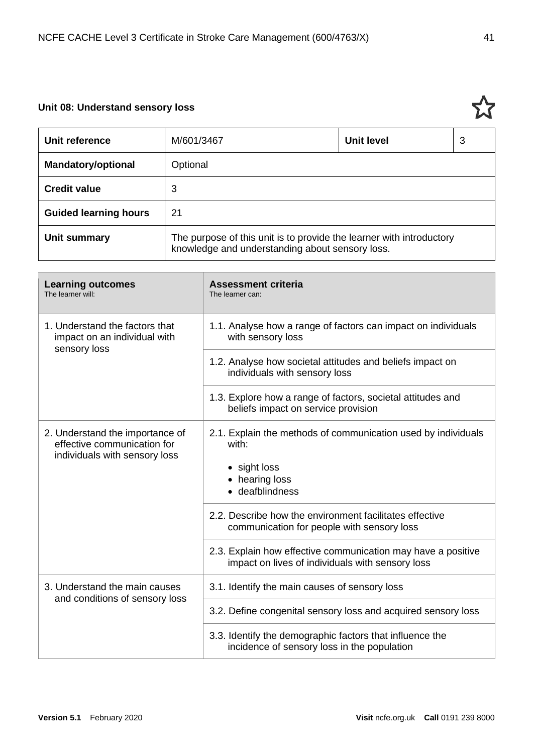## Unit 08: Understand sensory loss

| Unit reference | M/601/3467 | Unit level | 3 |
|---|---|---|---|
| **Mandatory/optional** | Optional | | |
| **Credit value** | 3 | | |
| **Guided learning hours** | 21 | | |
| **Unit summary** | The purpose of this unit is to provide the learner with introductory knowledge and understanding about sensory loss. | | |

| **Learning outcomes** The learner will: | **Assessment criteria** The learner can: |
|---|---|
| 1. Understand the factors that impact on an individual with sensory loss | 1.1. Analyse how a range of factors can impact on individuals with sensory loss |
| | 1.2. Analyse how societal attitudes and beliefs impact on individuals with sensory loss |
| | 1.3. Explore how a range of factors, societal attitudes and beliefs impact on service provision |
| 2. Understand the importance of effective communication for individuals with sensory loss | 2.1. Explain the methods of communication used by individuals with: <br>• sight loss <br>• hearing loss <br>• deafblindness |
| | 2.2. Describe how the environment facilitates effective communication for people with sensory loss |
| | 2.3. Explain how effective communication may have a positive impact on lives of individuals with sensory loss |
| 3. Understand the main causes and conditions of sensory loss | 3.1. Identify the main causes of sensory loss |
| | 3.2. Define congenital sensory loss and acquired sensory loss |
| | 3.3. Identify the demographic factors that influence the incidence of sensory loss in the population |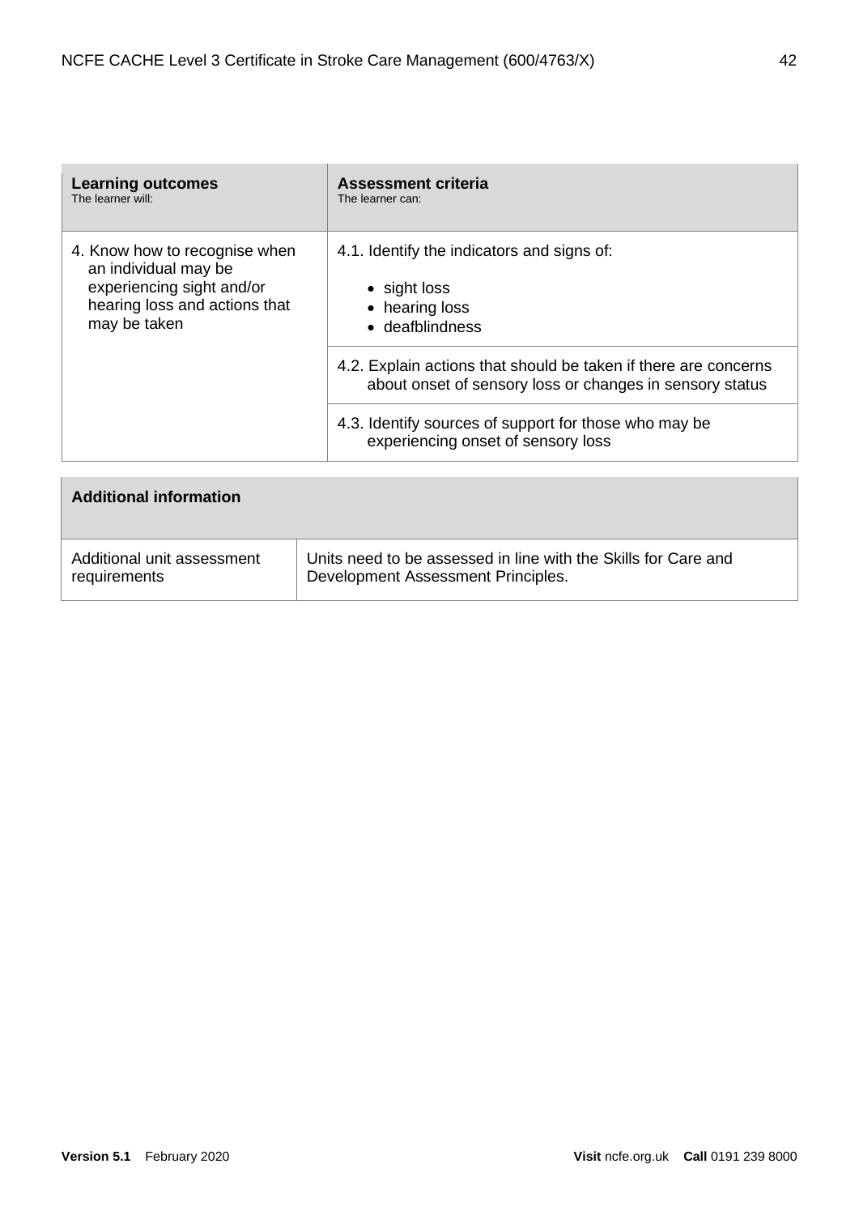| **Learning outcomes**<br>The learner will: | **Assessment criteria**<br>The learner can: |
|---|---|
| 4. Know how to recognise when an individual may be experiencing sight and/or hearing loss and actions that may be taken | 4.1. Identify the indicators and signs of:<br>• sight loss<br>• hearing loss<br>• deafblindness |
| | 4.2. Explain actions that should be taken if there are concerns about onset of sensory loss or changes in sensory status |
| | 4.3. Identify sources of support for those who may be experiencing onset of sensory loss |

| **Additional information** | |
|---|---|
| Additional unit assessment requirements | Units need to be assessed in line with the Skills for Care and Development Assessment Principles. |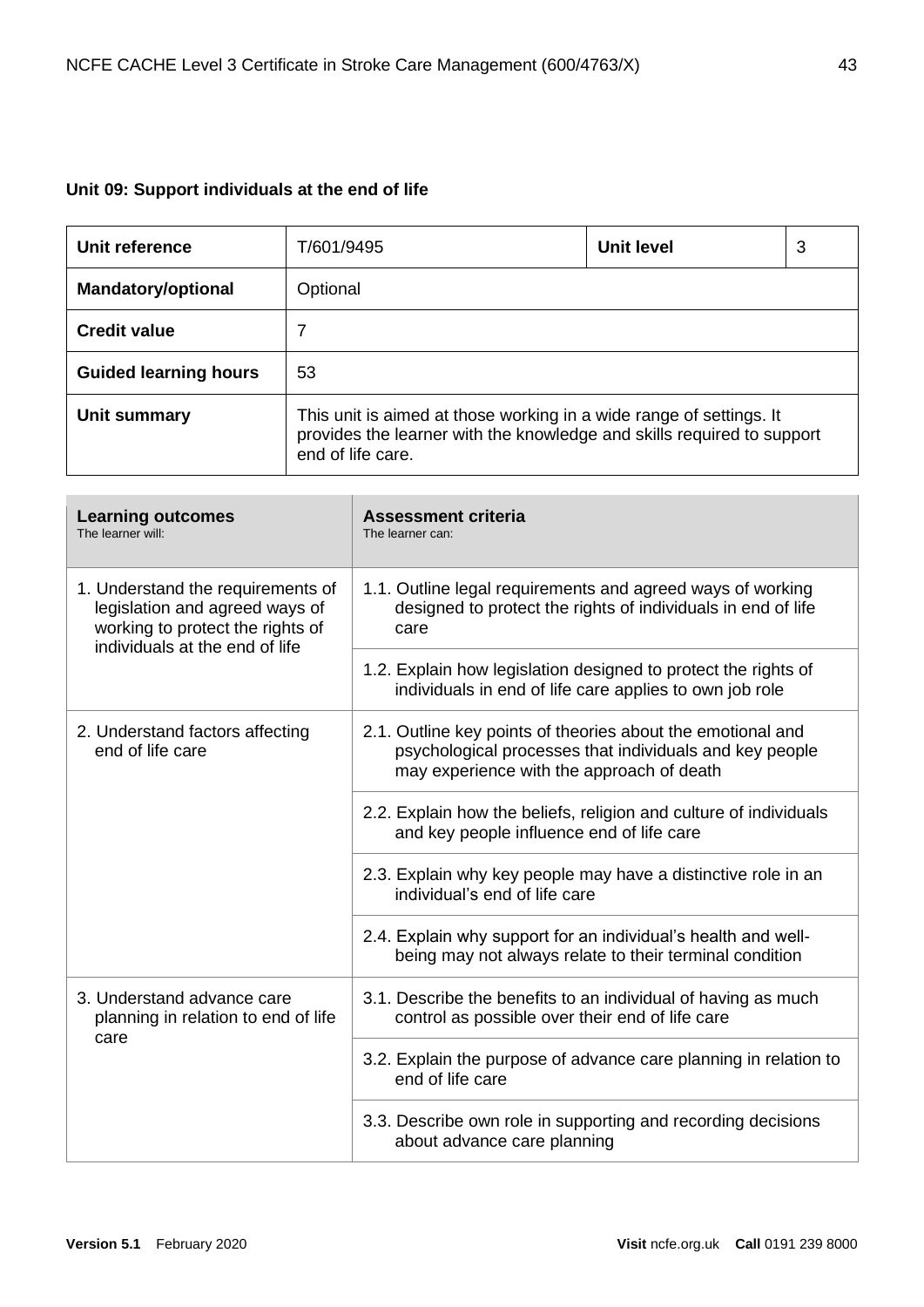### Unit 09: Support individuals at the end of life

| **Unit reference** | T/601/9495 | **Unit level** | 3 |
|---|---|---|---|
| **Mandatory/optional** | Optional | | |
| **Credit value** | 7 | | |
| **Guided learning hours** | 53 | | |
| **Unit summary** | This unit is aimed at those working in a wide range of settings. It provides the learner with the knowledge and skills required to support end of life care. | | |

| **Learning outcomes**<br>The learner will: | **Assessment criteria**<br>The learner can: |
|---|---|
| 1. Understand the requirements of legislation and agreed ways of working to protect the rights of individuals at the end of life | 1.1. Outline legal requirements and agreed ways of working designed to protect the rights of individuals in end of life care |
| | 1.2. Explain how legislation designed to protect the rights of individuals in end of life care applies to own job role |
| 2. Understand factors affecting end of life care | 2.1. Outline key points of theories about the emotional and psychological processes that individuals and key people may experience with the approach of death |
| | 2.2. Explain how the beliefs, religion and culture of individuals and key people influence end of life care |
| | 2.3. Explain why key people may have a distinctive role in an individual's end of life care |
| | 2.4. Explain why support for an individual's health and well-being may not always relate to their terminal condition |
| 3. Understand advance care planning in relation to end of life care | 3.1. Describe the benefits to an individual of having as much control as possible over their end of life care |
| | 3.2. Explain the purpose of advance care planning in relation to end of life care |
| | 3.3. Describe own role in supporting and recording decisions about advance care planning |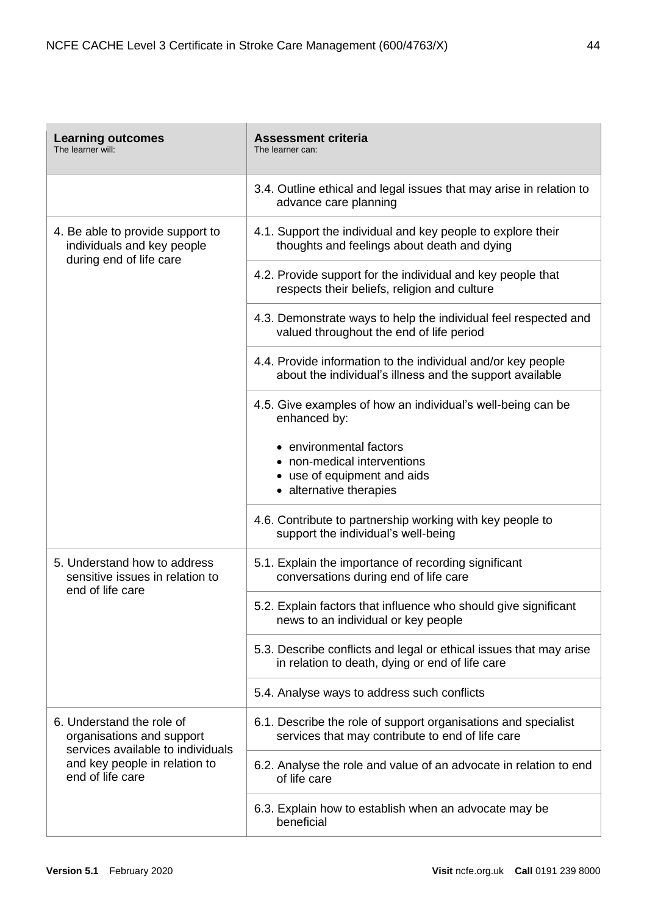| **Learning outcomes**<br>The learner will: | **Assessment criteria**<br>The learner can: |
|---|---|
| | 3.4. Outline ethical and legal issues that may arise in relation to advance care planning |
| 4. Be able to provide support to individuals and key people during end of life care | 4.1. Support the individual and key people to explore their thoughts and feelings about death and dying |
| | 4.2. Provide support for the individual and key people that respects their beliefs, religion and culture |
| | 4.3. Demonstrate ways to help the individual feel respected and valued throughout the end of life period |
| | 4.4. Provide information to the individual and/or key people about the individual's illness and the support available |
| | 4.5. Give examples of how an individual's well-being can be enhanced by:<br>• environmental factors<br>• non-medical interventions<br>• use of equipment and aids<br>• alternative therapies |
| | 4.6. Contribute to partnership working with key people to support the individual's well-being |
| 5. Understand how to address sensitive issues in relation to end of life care | 5.1. Explain the importance of recording significant conversations during end of life care |
| | 5.2. Explain factors that influence who should give significant news to an individual or key people |
| | 5.3. Describe conflicts and legal or ethical issues that may arise in relation to death, dying or end of life care |
| | 5.4. Analyse ways to address such conflicts |
| 6. Understand the role of organisations and support services available to individuals and key people in relation to end of life care | 6.1. Describe the role of support organisations and specialist services that may contribute to end of life care |
| | 6.2. Analyse the role and value of an advocate in relation to end of life care |
| | 6.3. Explain how to establish when an advocate may be beneficial |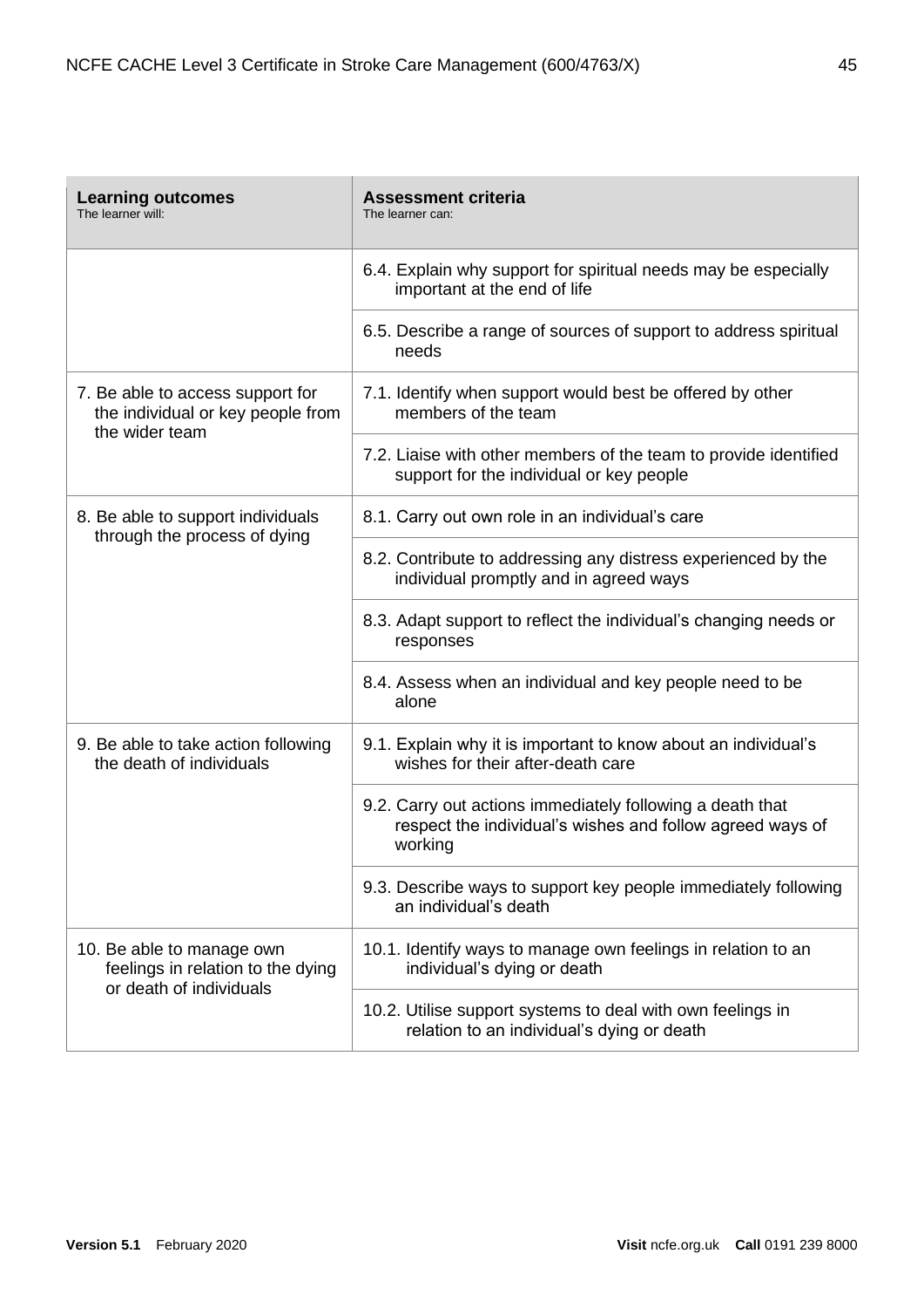| **Learning outcomes**<br>The learner will: | **Assessment criteria**<br>The learner can: |
|---|---|
| | 6.4. Explain why support for spiritual needs may be especially important at the end of life |
| | 6.5. Describe a range of sources of support to address spiritual needs |
| 7. Be able to access support for the individual or key people from the wider team | 7.1. Identify when support would best be offered by other members of the team |
| | 7.2. Liaise with other members of the team to provide identified support for the individual or key people |
| 8. Be able to support individuals through the process of dying | 8.1. Carry out own role in an individual's care |
| | 8.2. Contribute to addressing any distress experienced by the individual promptly and in agreed ways |
| | 8.3. Adapt support to reflect the individual's changing needs or responses |
| | 8.4. Assess when an individual and key people need to be alone |
| 9. Be able to take action following the death of individuals | 9.1. Explain why it is important to know about an individual's wishes for their after-death care |
| | 9.2. Carry out actions immediately following a death that respect the individual's wishes and follow agreed ways of working |
| | 9.3. Describe ways to support key people immediately following an individual's death |
| 10. Be able to manage own feelings in relation to the dying or death of individuals | 10.1. Identify ways to manage own feelings in relation to an individual's dying or death |
| | 10.2. Utilise support systems to deal with own feelings in relation to an individual's dying or death |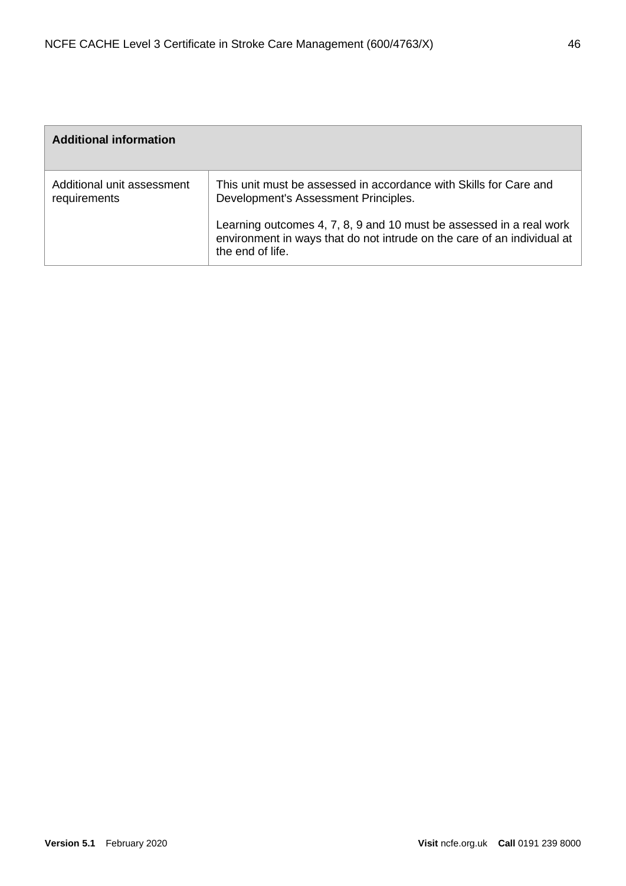| Additional information | |
|---|---|
| Additional unit assessment requirements | This unit must be assessed in accordance with Skills for Care and Development's Assessment Principles.<br><br>Learning outcomes 4, 7, 8, 9 and 10 must be assessed in a real work environment in ways that do not intrude on the care of an individual at the end of life. |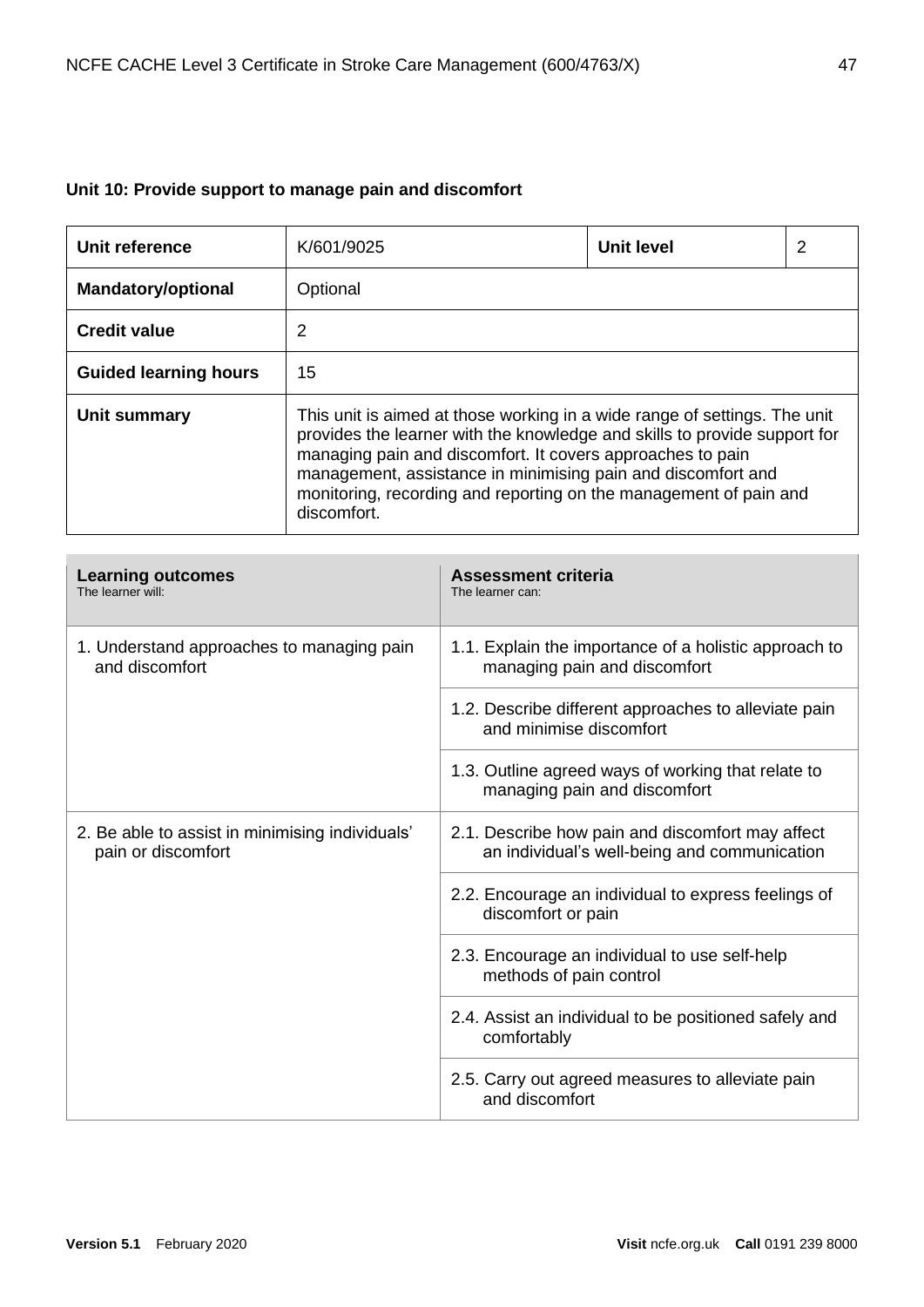**Unit 10: Provide support to manage pain and discomfort**

| Unit reference | K/601/9025 | Unit level | 2 |
|---|---|---|---|
| **Mandatory/optional** | Optional | | |
| **Credit value** | 2 | | |
| **Guided learning hours** | 15 | | |
| **Unit summary** | This unit is aimed at those working in a wide range of settings. The unit provides the learner with the knowledge and skills to provide support for managing pain and discomfort. It covers approaches to pain management, assistance in minimising pain and discomfort and monitoring, recording and reporting on the management of pain and discomfort. | | |

| **Learning outcomes**<br>The learner will: | **Assessment criteria**<br>The learner can: |
|---|---|
| 1. Understand approaches to managing pain and discomfort | 1.1. Explain the importance of a holistic approach to managing pain and discomfort |
| | 1.2. Describe different approaches to alleviate pain and minimise discomfort |
| | 1.3. Outline agreed ways of working that relate to managing pain and discomfort |
| 2. Be able to assist in minimising individuals' pain or discomfort | 2.1. Describe how pain and discomfort may affect an individual's well-being and communication |
| | 2.2. Encourage an individual to express feelings of discomfort or pain |
| | 2.3. Encourage an individual to use self-help methods of pain control |
| | 2.4. Assist an individual to be positioned safely and comfortably |
| | 2.5. Carry out agreed measures to alleviate pain and discomfort |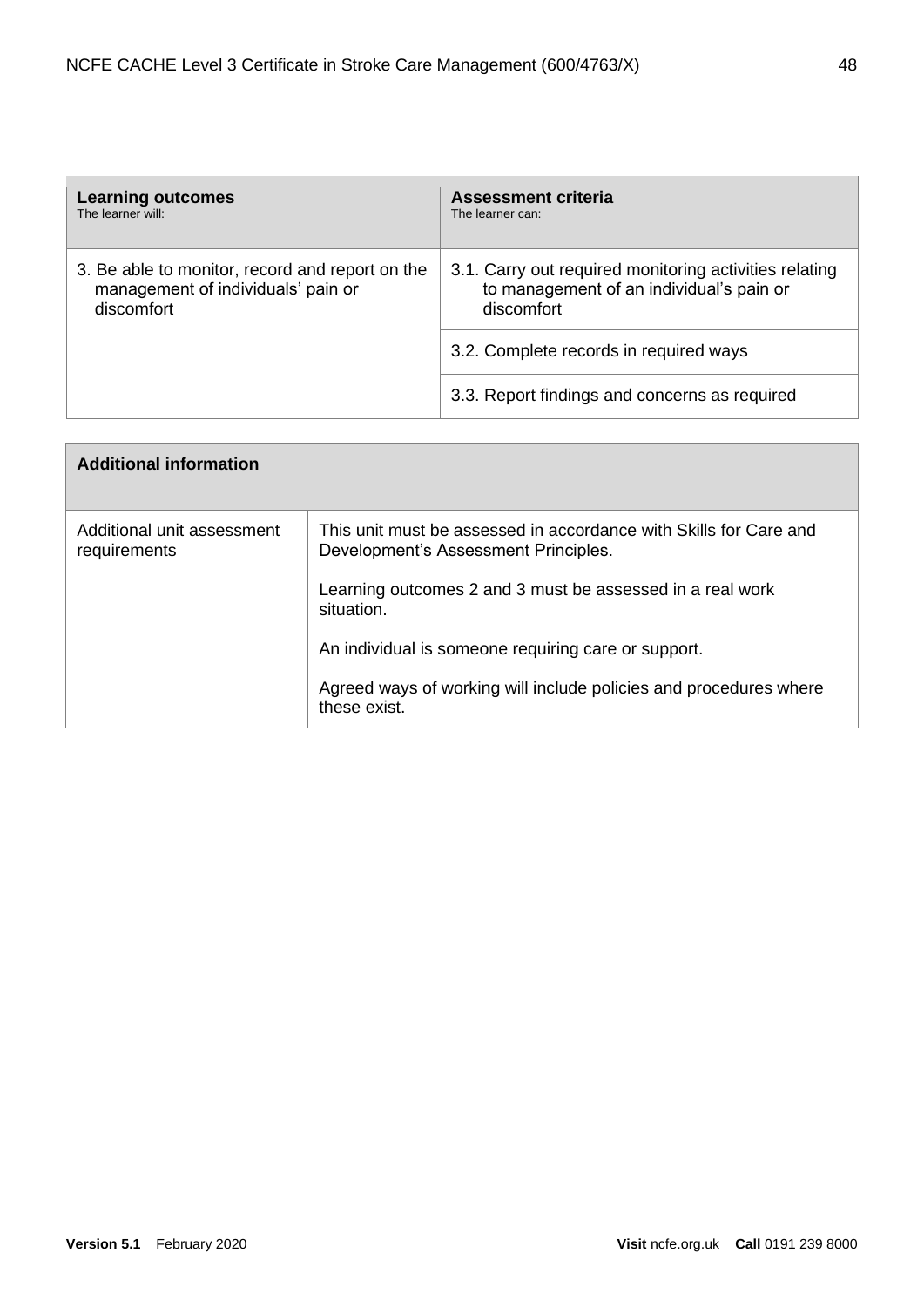| **Learning outcomes**<br>The learner will: | **Assessment criteria**<br>The learner can: |
|---|---|
| 3. Be able to monitor, record and report on the management of individuals' pain or discomfort | 3.1. Carry out required monitoring activities relating to management of an individual's pain or discomfort |
| | 3.2. Complete records in required ways |
| | 3.3. Report findings and concerns as required |

| **Additional information** | |
|---|---|
| Additional unit assessment requirements | This unit must be assessed in accordance with Skills for Care and Development's Assessment Principles.<br><br>Learning outcomes 2 and 3 must be assessed in a real work situation.<br><br>An individual is someone requiring care or support.<br><br>Agreed ways of working will include policies and procedures where these exist. |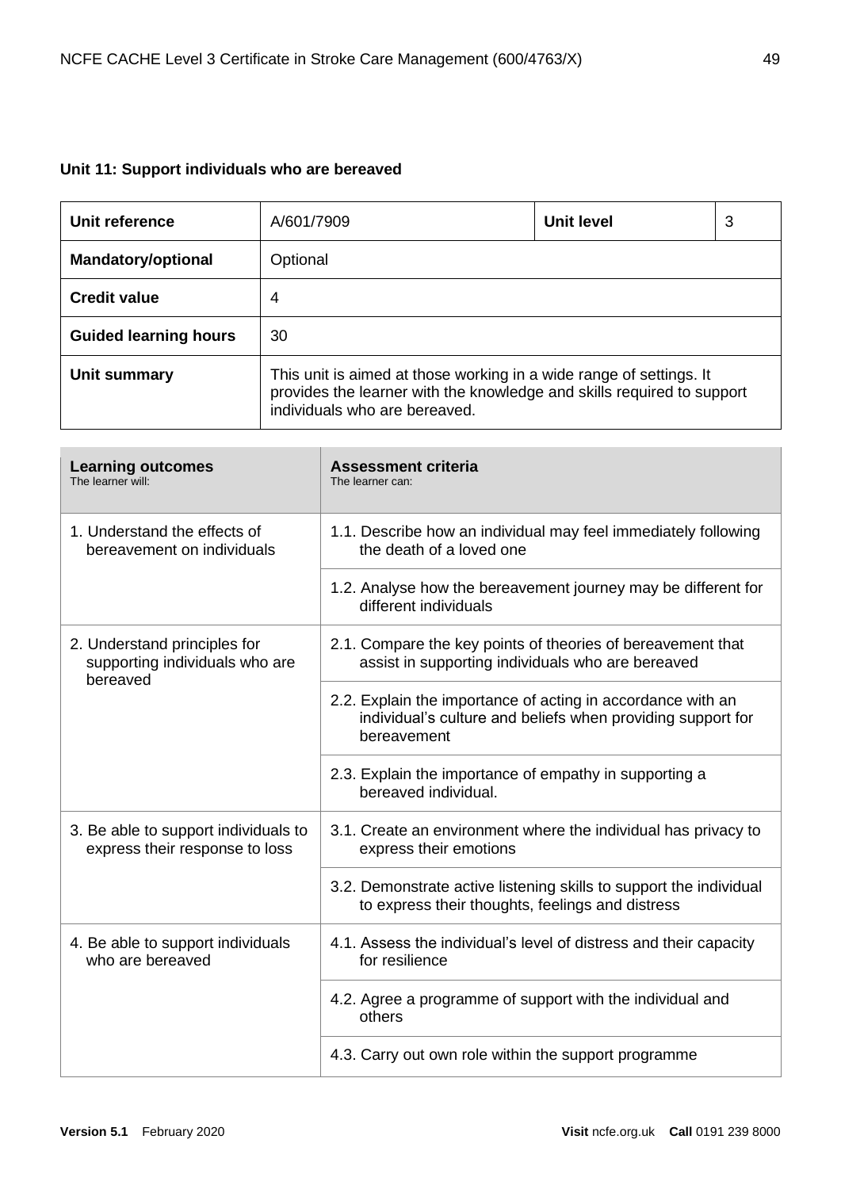### Unit 11: Support individuals who are bereaved

| Unit reference | A/601/7909 | Unit level | 3 |
| --- | --- | --- | --- |
| Mandatory/optional | Optional | | |
| Credit value | 4 | | |
| Guided learning hours | 30 | | |
| Unit summary | This unit is aimed at those working in a wide range of settings. It provides the learner with the knowledge and skills required to support individuals who are bereaved. | | |

| Learning outcomes<br>The learner will: | Assessment criteria<br>The learner can: |
| --- | --- |
| 1. Understand the effects of bereavement on individuals | 1.1. Describe how an individual may feel immediately following the death of a loved one |
| | 1.2. Analyse how the bereavement journey may be different for different individuals |
| 2. Understand principles for supporting individuals who are bereaved | 2.1. Compare the key points of theories of bereavement that assist in supporting individuals who are bereaved |
| | 2.2. Explain the importance of acting in accordance with an individual's culture and beliefs when providing support for bereavement |
| | 2.3. Explain the importance of empathy in supporting a bereaved individual. |
| 3. Be able to support individuals to express their response to loss | 3.1. Create an environment where the individual has privacy to express their emotions |
| | 3.2. Demonstrate active listening skills to support the individual to express their thoughts, feelings and distress |
| 4. Be able to support individuals who are bereaved | 4.1. Assess the individual's level of distress and their capacity for resilience |
| | 4.2. Agree a programme of support with the individual and others |
| | 4.3. Carry out own role within the support programme |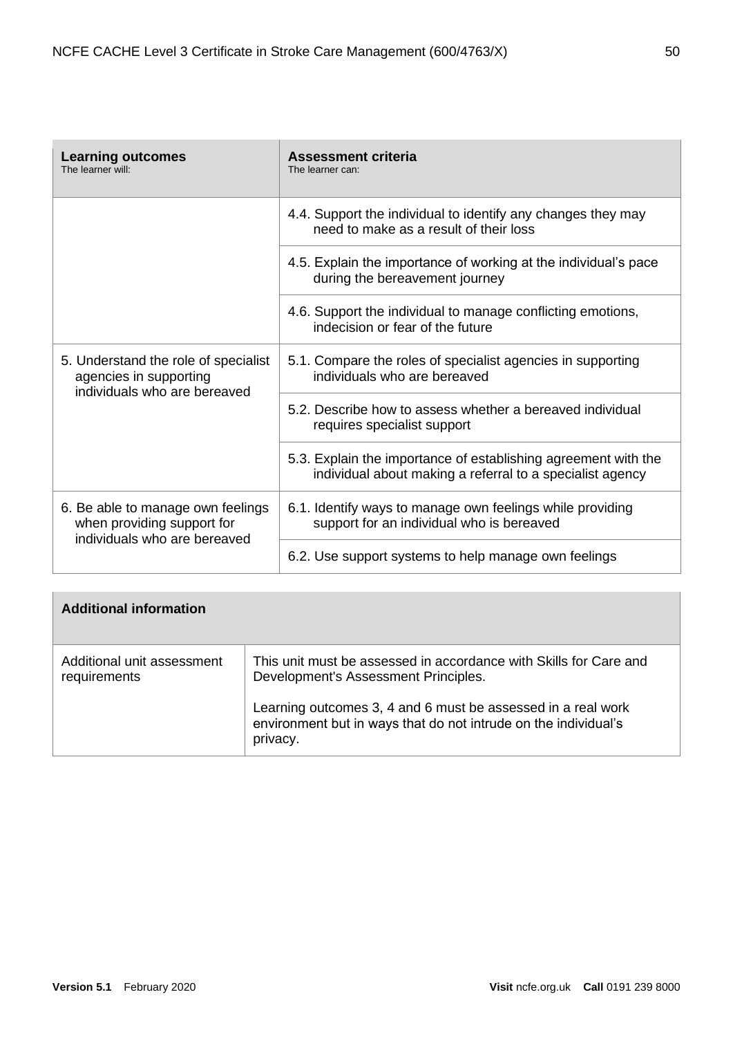| Learning outcomes<br>The learner will: | Assessment criteria<br>The learner can: |
|---|---|
| | 4.4. Support the individual to identify any changes they may need to make as a result of their loss |
| | 4.5. Explain the importance of working at the individual's pace during the bereavement journey |
| | 4.6. Support the individual to manage conflicting emotions, indecision or fear of the future |
| 5. Understand the role of specialist agencies in supporting individuals who are bereaved | 5.1. Compare the roles of specialist agencies in supporting individuals who are bereaved |
| | 5.2. Describe how to assess whether a bereaved individual requires specialist support |
| | 5.3. Explain the importance of establishing agreement with the individual about making a referral to a specialist agency |
| 6. Be able to manage own feelings when providing support for individuals who are bereaved | 6.1. Identify ways to manage own feelings while providing support for an individual who is bereaved |
| | 6.2. Use support systems to help manage own feelings |

| Additional information | |
|---|---|
| Additional unit assessment requirements | This unit must be assessed in accordance with Skills for Care and Development's Assessment Principles.<br><br>Learning outcomes 3, 4 and 6 must be assessed in a real work environment but in ways that do not intrude on the individual's privacy. |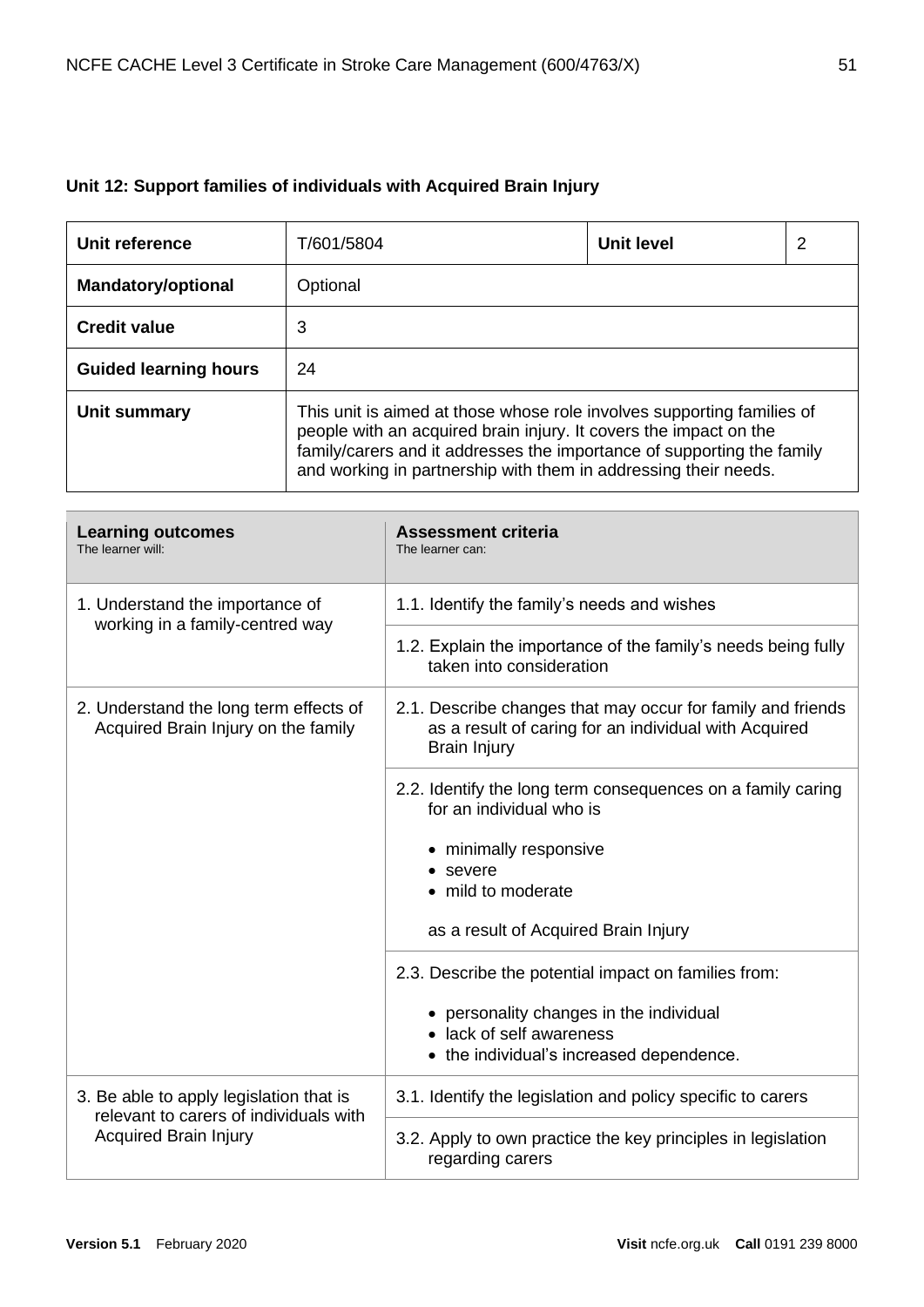### Unit 12: Support families of individuals with Acquired Brain Injury

| Unit reference | T/601/5804 | Unit level | 2 |
|---|---|---|---|
| **Mandatory/optional** | Optional | | |
| **Credit value** | 3 | | |
| **Guided learning hours** | 24 | | |
| **Unit summary** | This unit is aimed at those whose role involves supporting families of people with an acquired brain injury. It covers the impact on the family/carers and it addresses the importance of supporting the family and working in partnership with them in addressing their needs. | | |

| **Learning outcomes**<br>The learner will: | **Assessment criteria**<br>The learner can: |
|---|---|
| 1. Understand the importance of working in a family-centred way | 1.1. Identify the family's needs and wishes |
| | 1.2. Explain the importance of the family's needs being fully taken into consideration |
| 2. Understand the long term effects of Acquired Brain Injury on the family | 2.1. Describe changes that may occur for family and friends as a result of caring for an individual with Acquired Brain Injury |
| | 2.2. Identify the long term consequences on a family caring for an individual who is<br>• minimally responsive<br>• severe<br>• mild to moderate<br>as a result of Acquired Brain Injury |
| | 2.3. Describe the potential impact on families from:<br>• personality changes in the individual<br>• lack of self awareness<br>• the individual's increased dependence. |
| 3. Be able to apply legislation that is relevant to carers of individuals with Acquired Brain Injury | 3.1. Identify the legislation and policy specific to carers |
| | 3.2. Apply to own practice the key principles in legislation regarding carers |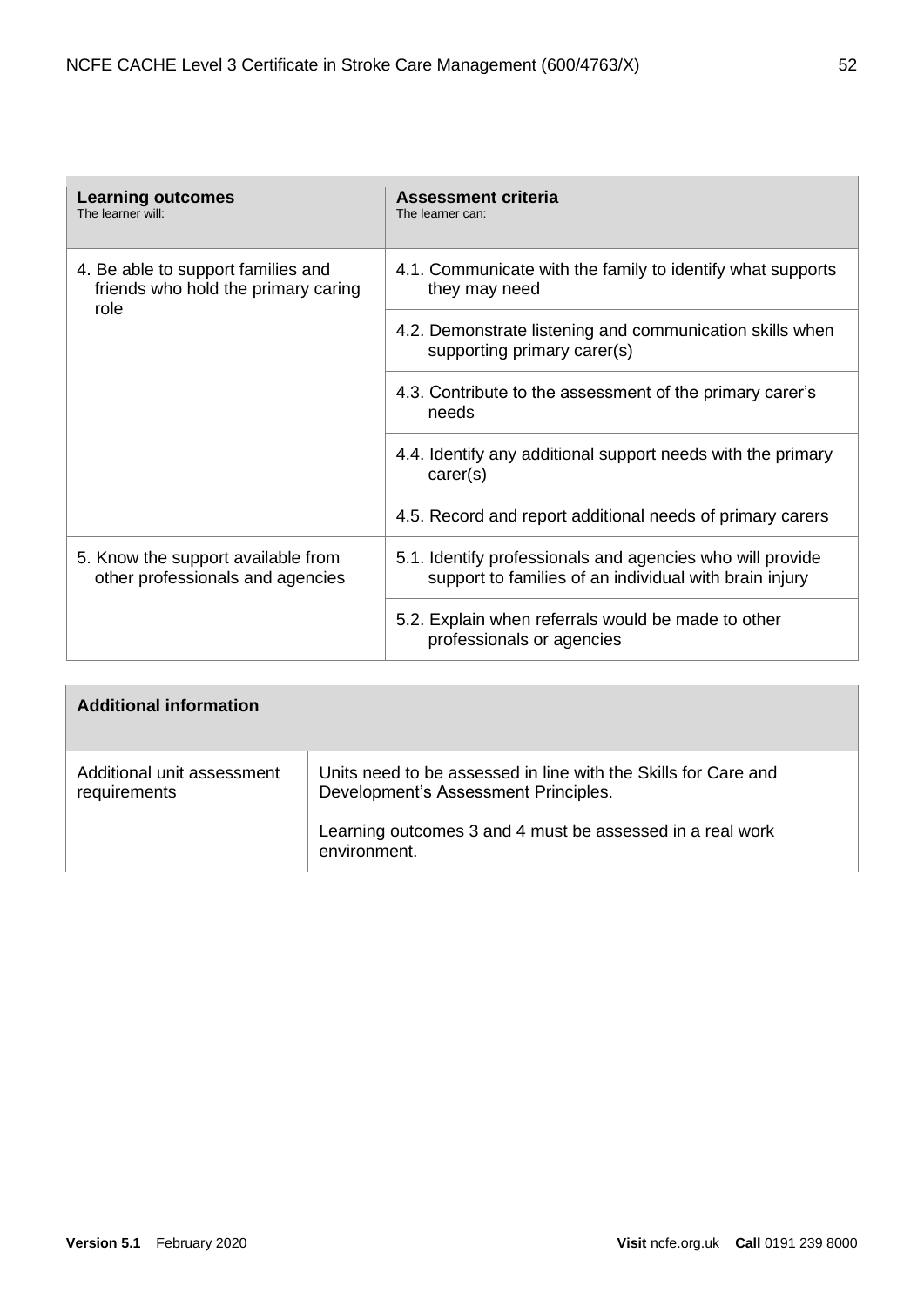| Learning outcomes<br>The learner will: | Assessment criteria<br>The learner can: |
| --- | --- |
| 4. Be able to support families and friends who hold the primary caring role | 4.1. Communicate with the family to identify what supports they may need |
| | 4.2. Demonstrate listening and communication skills when supporting primary carer(s) |
| | 4.3. Contribute to the assessment of the primary carer's needs |
| | 4.4. Identify any additional support needs with the primary carer(s) |
| | 4.5. Record and report additional needs of primary carers |
| 5. Know the support available from other professionals and agencies | 5.1. Identify professionals and agencies who will provide support to families of an individual with brain injury |
| | 5.2. Explain when referrals would be made to other professionals or agencies |

| Additional information | |
| --- | --- |
| Additional unit assessment requirements | Units need to be assessed in line with the Skills for Care and Development's Assessment Principles.<br><br>Learning outcomes 3 and 4 must be assessed in a real work environment. |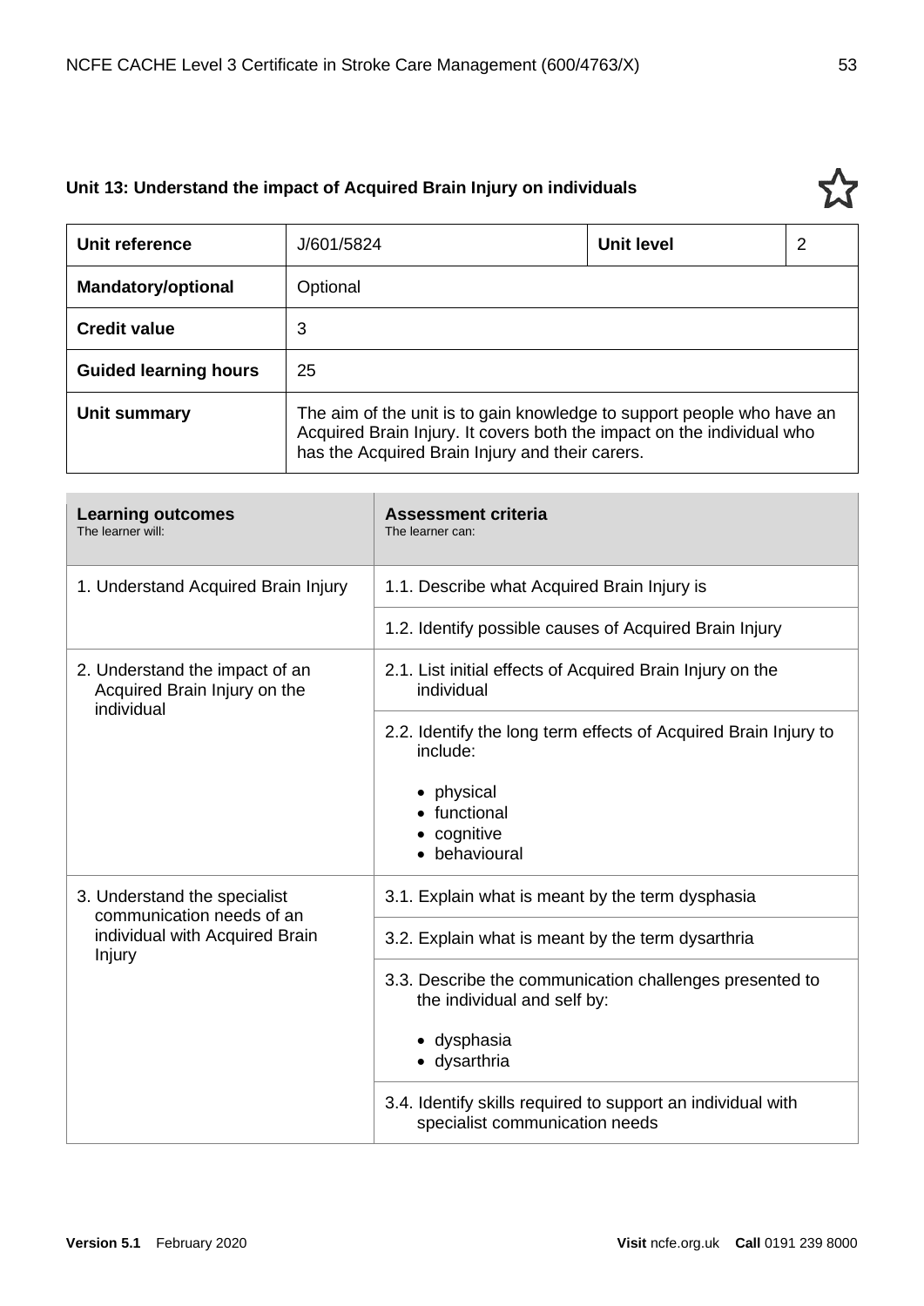## Unit 13: Understand the impact of Acquired Brain Injury on individuals

| **Unit reference** | J/601/5824 | **Unit level** | 2 |
|---|---|---|---|
| **Mandatory/optional** | Optional | | |
| **Credit value** | 3 | | |
| **Guided learning hours** | 25 | | |
| **Unit summary** | The aim of the unit is to gain knowledge to support people who have an Acquired Brain Injury. It covers both the impact on the individual who has the Acquired Brain Injury and their carers. | | |

| **Learning outcomes** The learner will: | **Assessment criteria** The learner can: |
|---|---|
| 1. Understand Acquired Brain Injury | 1.1. Describe what Acquired Brain Injury is |
| | 1.2. Identify possible causes of Acquired Brain Injury |
| 2. Understand the impact of an Acquired Brain Injury on the individual | 2.1. List initial effects of Acquired Brain Injury on the individual |
| | 2.2. Identify the long term effects of Acquired Brain Injury to include: <br>• physical <br>• functional <br>• cognitive <br>• behavioural |
| 3. Understand the specialist communication needs of an individual with Acquired Brain Injury | 3.1. Explain what is meant by the term dysphasia |
| | 3.2. Explain what is meant by the term dysarthria |
| | 3.3. Describe the communication challenges presented to the individual and self by: <br>• dysphasia <br>• dysarthria |
| | 3.4. Identify skills required to support an individual with specialist communication needs |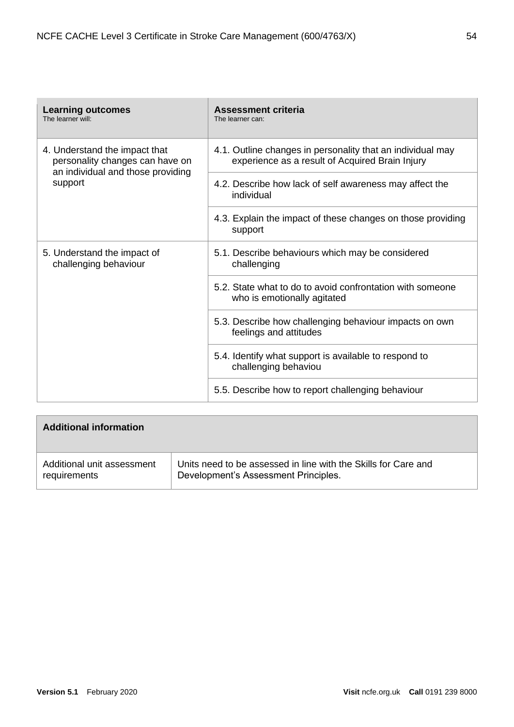| **Learning outcomes**<br>The learner will: | **Assessment criteria**<br>The learner can: |
|---|---|
| 4. Understand the impact that personality changes can have on an individual and those providing support | 4.1. Outline changes in personality that an individual may experience as a result of Acquired Brain Injury |
| | 4.2. Describe how lack of self awareness may affect the individual |
| | 4.3. Explain the impact of these changes on those providing support |
| 5. Understand the impact of challenging behaviour | 5.1. Describe behaviours which may be considered challenging |
| | 5.2. State what to do to avoid confrontation with someone who is emotionally agitated |
| | 5.3. Describe how challenging behaviour impacts on own feelings and attitudes |
| | 5.4. Identify what support is available to respond to challenging behaviou |
| | 5.5. Describe how to report challenging behaviour |

| **Additional information** | |
|---|---|
| Additional unit assessment requirements | Units need to be assessed in line with the Skills for Care and Development's Assessment Principles. |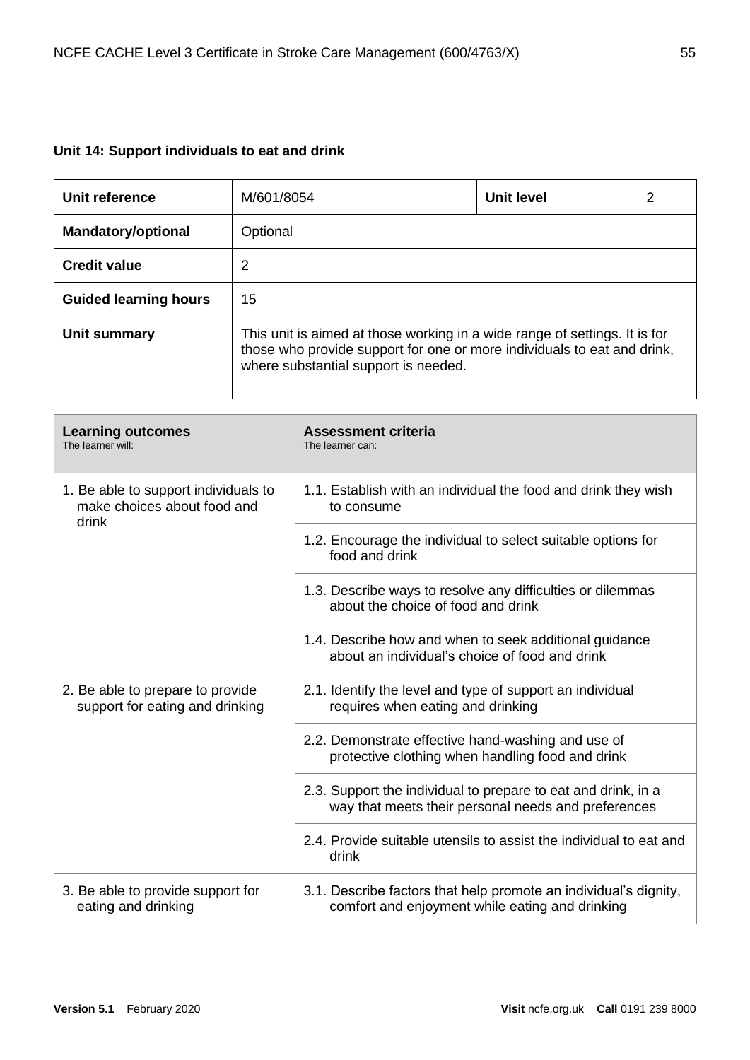**Unit 14: Support individuals to eat and drink**

| Unit reference | M/601/8054 | Unit level | 2 |
|---|---|---|---|
| **Mandatory/optional** | Optional | | |
| **Credit value** | 2 | | |
| **Guided learning hours** | 15 | | |
| **Unit summary** | This unit is aimed at those working in a wide range of settings. It is for those who provide support for one or more individuals to eat and drink, where substantial support is needed. | | |

| **Learning outcomes**<br>The learner will: | **Assessment criteria**<br>The learner can: |
|---|---|
| 1. Be able to support individuals to make choices about food and drink | 1.1. Establish with an individual the food and drink they wish to consume |
| | 1.2. Encourage the individual to select suitable options for food and drink |
| | 1.3. Describe ways to resolve any difficulties or dilemmas about the choice of food and drink |
| | 1.4. Describe how and when to seek additional guidance about an individual's choice of food and drink |
| 2. Be able to prepare to provide support for eating and drinking | 2.1. Identify the level and type of support an individual requires when eating and drinking |
| | 2.2. Demonstrate effective hand-washing and use of protective clothing when handling food and drink |
| | 2.3. Support the individual to prepare to eat and drink, in a way that meets their personal needs and preferences |
| | 2.4. Provide suitable utensils to assist the individual to eat and drink |
| 3. Be able to provide support for eating and drinking | 3.1. Describe factors that help promote an individual's dignity, comfort and enjoyment while eating and drinking |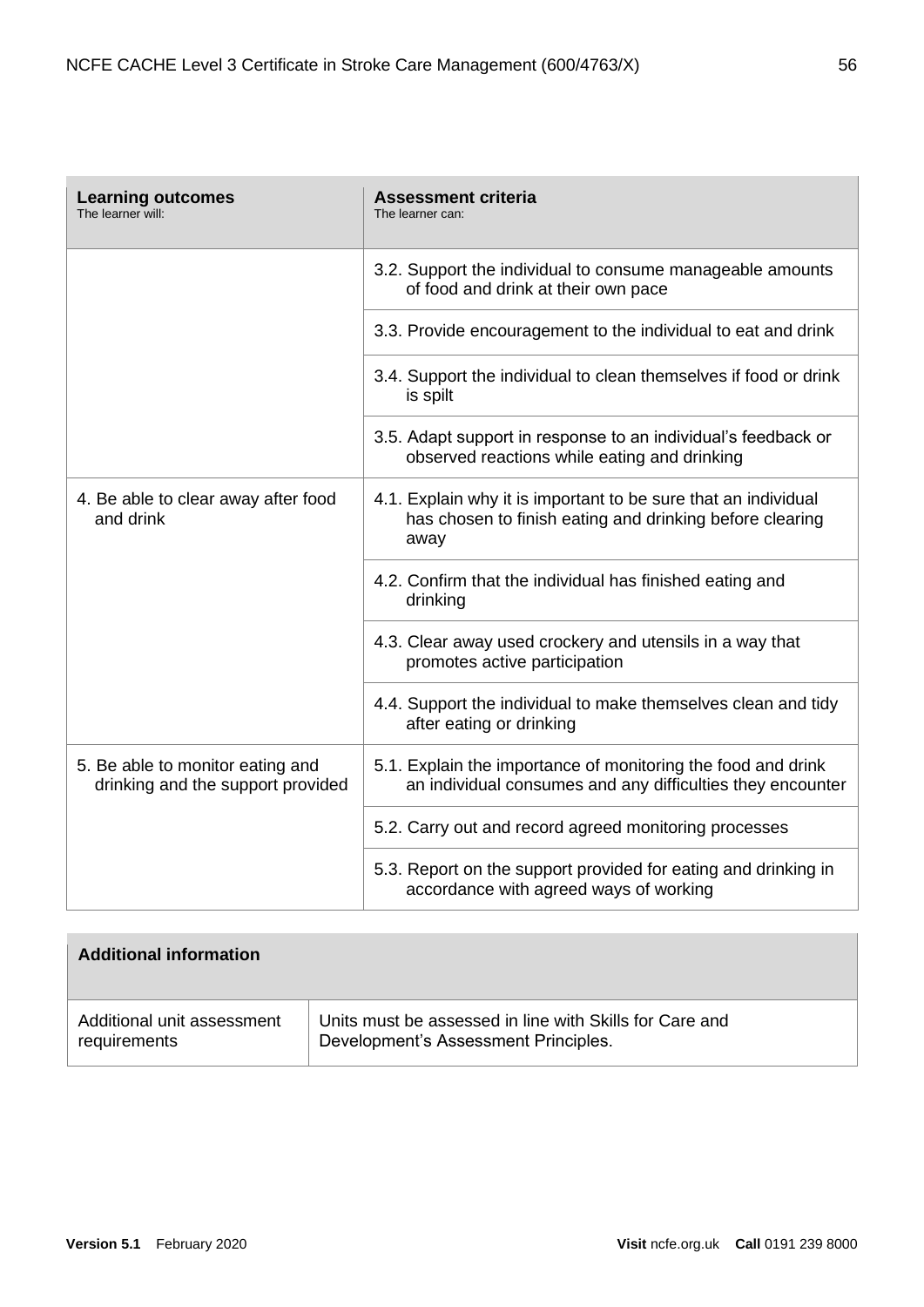| **Learning outcomes**<br>The learner will: | **Assessment criteria**<br>The learner can: |
|---|---|
| | 3.2. Support the individual to consume manageable amounts of food and drink at their own pace |
| | 3.3. Provide encouragement to the individual to eat and drink |
| | 3.4. Support the individual to clean themselves if food or drink is spilt |
| | 3.5. Adapt support in response to an individual's feedback or observed reactions while eating and drinking |
| 4. Be able to clear away after food and drink | 4.1. Explain why it is important to be sure that an individual has chosen to finish eating and drinking before clearing away |
| | 4.2. Confirm that the individual has finished eating and drinking |
| | 4.3. Clear away used crockery and utensils in a way that promotes active participation |
| | 4.4. Support the individual to make themselves clean and tidy after eating or drinking |
| 5. Be able to monitor eating and drinking and the support provided | 5.1. Explain the importance of monitoring the food and drink an individual consumes and any difficulties they encounter |
| | 5.2. Carry out and record agreed monitoring processes |
| | 5.3. Report on the support provided for eating and drinking in accordance with agreed ways of working |

| **Additional information** | |
|---|---|
| Additional unit assessment requirements | Units must be assessed in line with Skills for Care and Development's Assessment Principles. |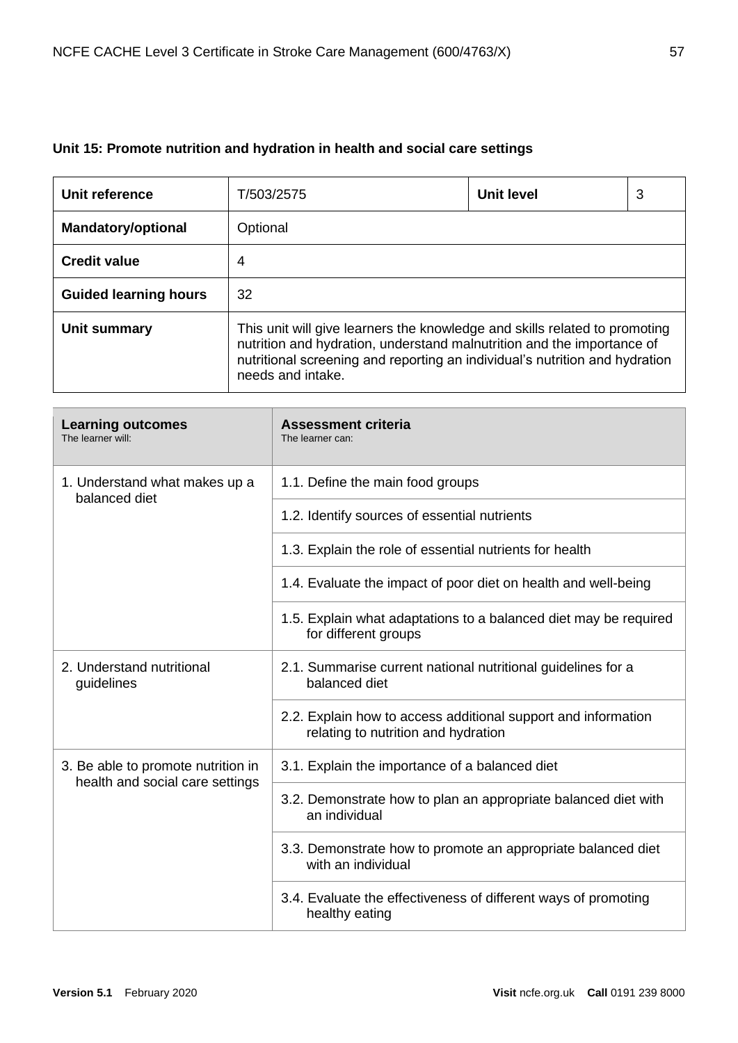## Unit 15: Promote nutrition and hydration in health and social care settings

| Unit reference | T/503/2575 | Unit level | 3 |
|---|---|---|---|
| **Mandatory/optional** | Optional | | |
| **Credit value** | 4 | | |
| **Guided learning hours** | 32 | | |
| **Unit summary** | This unit will give learners the knowledge and skills related to promoting nutrition and hydration, understand malnutrition and the importance of nutritional screening and reporting an individual's nutrition and hydration needs and intake. | | |

| **Learning outcomes**<br>The learner will: | **Assessment criteria**<br>The learner can: |
|---|---|
| 1. Understand what makes up a balanced diet | 1.1. Define the main food groups |
| | 1.2. Identify sources of essential nutrients |
| | 1.3. Explain the role of essential nutrients for health |
| | 1.4. Evaluate the impact of poor diet on health and well-being |
| | 1.5. Explain what adaptations to a balanced diet may be required for different groups |
| 2. Understand nutritional guidelines | 2.1. Summarise current national nutritional guidelines for a balanced diet |
| | 2.2. Explain how to access additional support and information relating to nutrition and hydration |
| 3. Be able to promote nutrition in health and social care settings | 3.1. Explain the importance of a balanced diet |
| | 3.2. Demonstrate how to plan an appropriate balanced diet with an individual |
| | 3.3. Demonstrate how to promote an appropriate balanced diet with an individual |
| | 3.4. Evaluate the effectiveness of different ways of promoting healthy eating |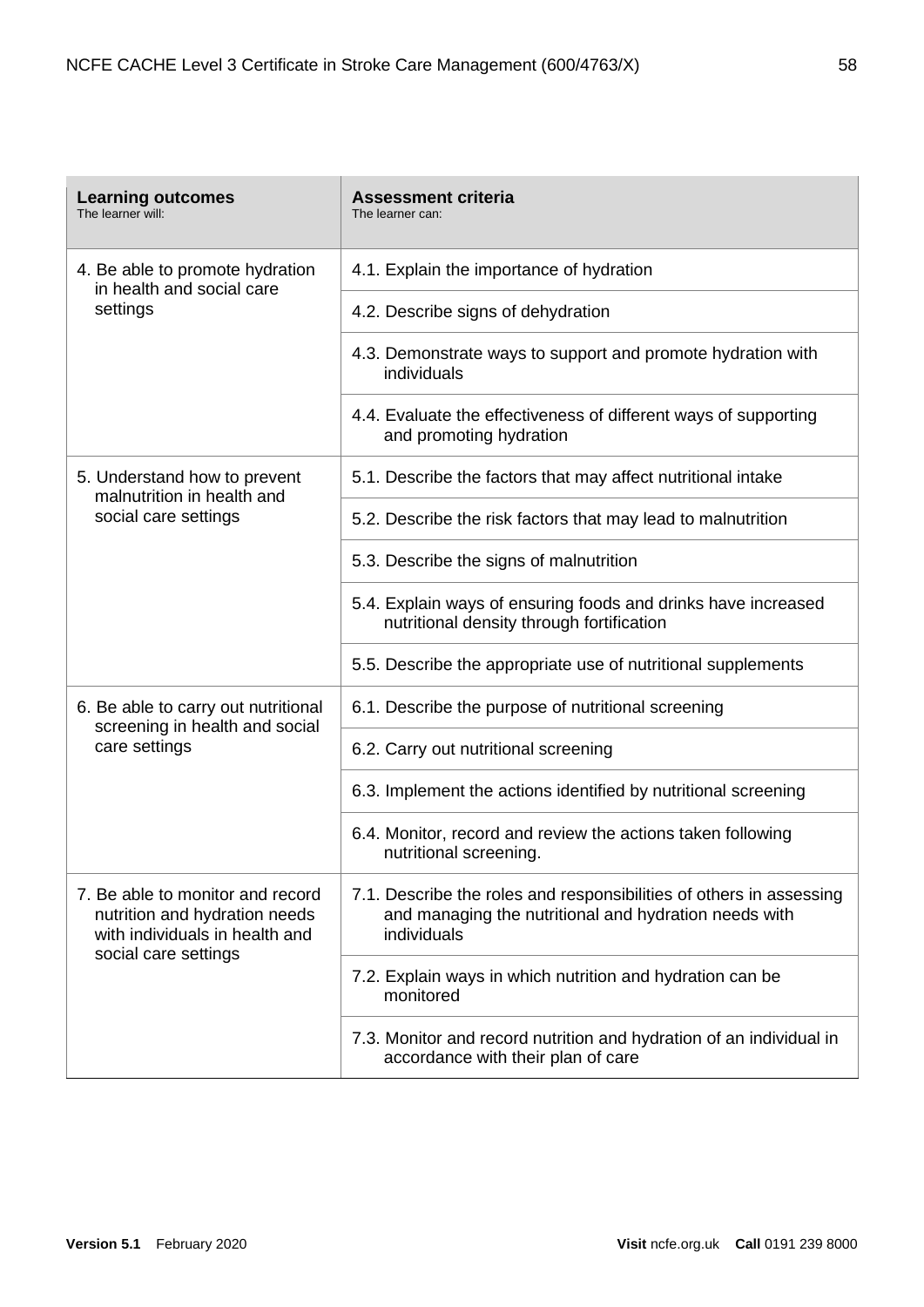| **Learning outcomes** The learner will: | **Assessment criteria** The learner can: |
|---|---|
| 4. Be able to promote hydration in health and social care settings | 4.1. Explain the importance of hydration |
| | 4.2. Describe signs of dehydration |
| | 4.3. Demonstrate ways to support and promote hydration with individuals |
| | 4.4. Evaluate the effectiveness of different ways of supporting and promoting hydration |
| 5. Understand how to prevent malnutrition in health and social care settings | 5.1. Describe the factors that may affect nutritional intake |
| | 5.2. Describe the risk factors that may lead to malnutrition |
| | 5.3. Describe the signs of malnutrition |
| | 5.4. Explain ways of ensuring foods and drinks have increased nutritional density through fortification |
| | 5.5. Describe the appropriate use of nutritional supplements |
| 6. Be able to carry out nutritional screening in health and social care settings | 6.1. Describe the purpose of nutritional screening |
| | 6.2. Carry out nutritional screening |
| | 6.3. Implement the actions identified by nutritional screening |
| | 6.4. Monitor, record and review the actions taken following nutritional screening. |
| 7. Be able to monitor and record nutrition and hydration needs with individuals in health and social care settings | 7.1. Describe the roles and responsibilities of others in assessing and managing the nutritional and hydration needs with individuals |
| | 7.2. Explain ways in which nutrition and hydration can be monitored |
| | 7.3. Monitor and record nutrition and hydration of an individual in accordance with their plan of care |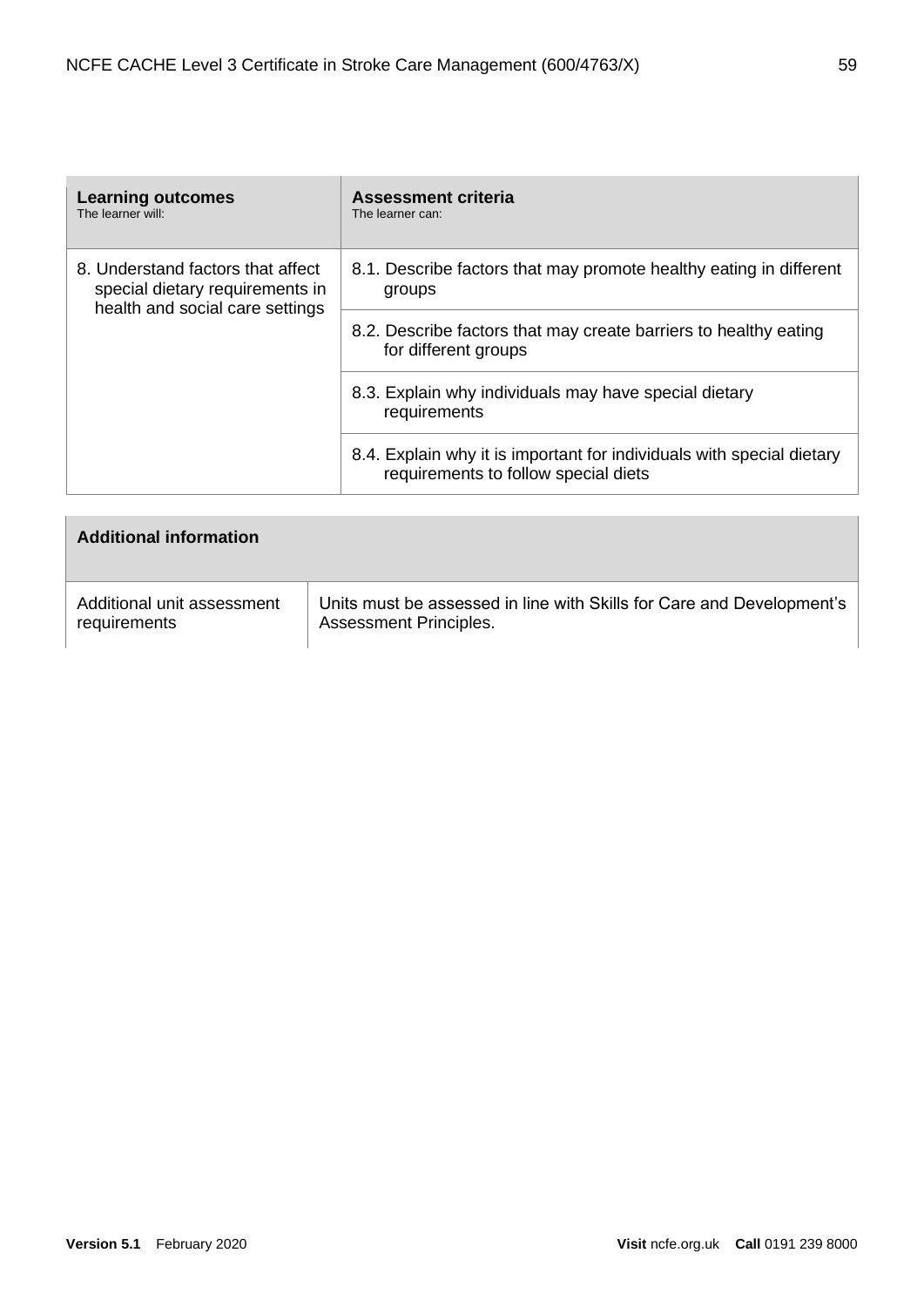| **Learning outcomes**<br>The learner will: | **Assessment criteria**<br>The learner can: |
|---|---|
| 8. Understand factors that affect special dietary requirements in health and social care settings | 8.1. Describe factors that may promote healthy eating in different groups |
| | 8.2. Describe factors that may create barriers to healthy eating for different groups |
| | 8.3. Explain why individuals may have special dietary requirements |
| | 8.4. Explain why it is important for individuals with special dietary requirements to follow special diets |

| **Additional information** | |
|---|---|
| Additional unit assessment requirements | Units must be assessed in line with Skills for Care and Development's Assessment Principles. |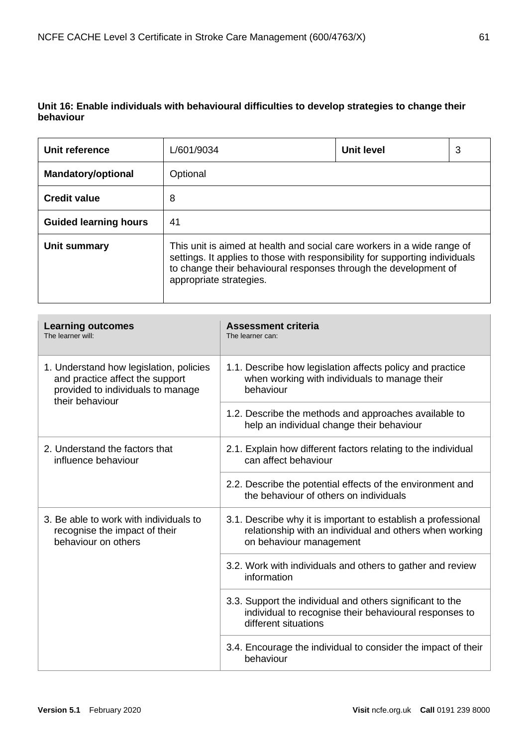## Unit 16: Enable individuals with behavioural difficulties to develop strategies to change their behaviour

| Unit reference | L/601/9034 | Unit level | 3 |
|---|---|---|---|
| **Mandatory/optional** | Optional | | |
| **Credit value** | 8 | | |
| **Guided learning hours** | 41 | | |
| **Unit summary** | This unit is aimed at health and social care workers in a wide range of settings. It applies to those with responsibility for supporting individuals to change their behavioural responses through the development of appropriate strategies. | | |

| **Learning outcomes**<br>The learner will: | **Assessment criteria**<br>The learner can: |
|---|---|
| 1. Understand how legislation, policies and practice affect the support provided to individuals to manage their behaviour | 1.1. Describe how legislation affects policy and practice when working with individuals to manage their behaviour |
| | 1.2. Describe the methods and approaches available to help an individual change their behaviour |
| 2. Understand the factors that influence behaviour | 2.1. Explain how different factors relating to the individual can affect behaviour |
| | 2.2. Describe the potential effects of the environment and the behaviour of others on individuals |
| 3. Be able to work with individuals to recognise the impact of their behaviour on others | 3.1. Describe why it is important to establish a professional relationship with an individual and others when working on behaviour management |
| | 3.2. Work with individuals and others to gather and review information |
| | 3.3. Support the individual and others significant to the individual to recognise their behavioural responses to different situations |
| | 3.4. Encourage the individual to consider the impact of their behaviour |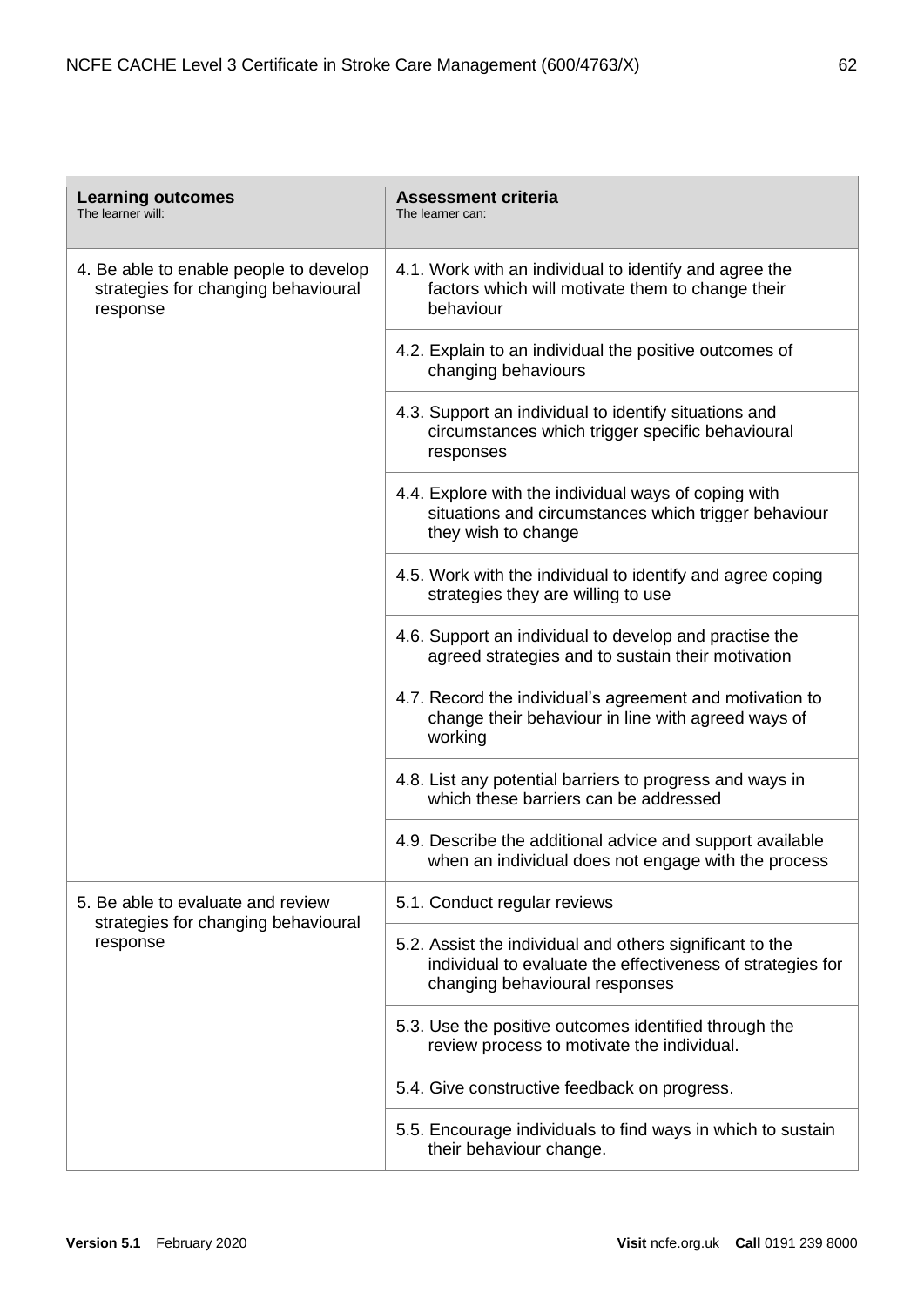| **Learning outcomes**<br>The learner will: | **Assessment criteria**<br>The learner can: |
|---|---|
| 4. Be able to enable people to develop strategies for changing behavioural response | 4.1. Work with an individual to identify and agree the factors which will motivate them to change their behaviour |
| | 4.2. Explain to an individual the positive outcomes of changing behaviours |
| | 4.3. Support an individual to identify situations and circumstances which trigger specific behavioural responses |
| | 4.4. Explore with the individual ways of coping with situations and circumstances which trigger behaviour they wish to change |
| | 4.5. Work with the individual to identify and agree coping strategies they are willing to use |
| | 4.6. Support an individual to develop and practise the agreed strategies and to sustain their motivation |
| | 4.7. Record the individual's agreement and motivation to change their behaviour in line with agreed ways of working |
| | 4.8. List any potential barriers to progress and ways in which these barriers can be addressed |
| | 4.9. Describe the additional advice and support available when an individual does not engage with the process |
| 5. Be able to evaluate and review strategies for changing behavioural response | 5.1. Conduct regular reviews |
| | 5.2. Assist the individual and others significant to the individual to evaluate the effectiveness of strategies for changing behavioural responses |
| | 5.3. Use the positive outcomes identified through the review process to motivate the individual. |
| | 5.4. Give constructive feedback on progress. |
| | 5.5. Encourage individuals to find ways in which to sustain their behaviour change. |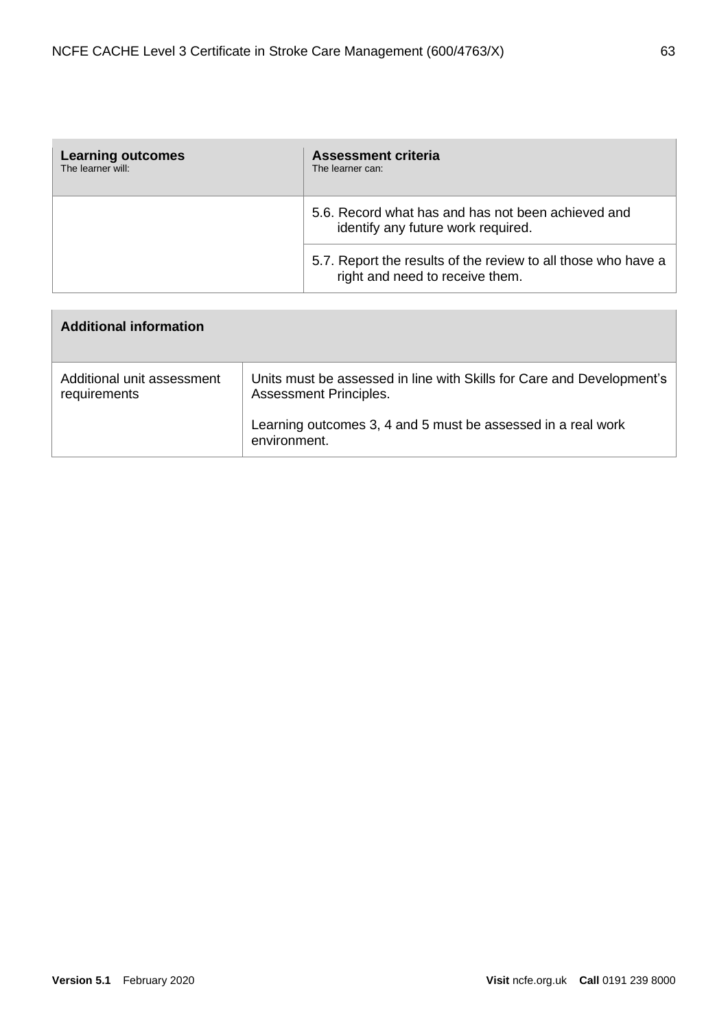| **Learning outcomes**<br>The learner will: | **Assessment criteria**<br>The learner can: |
|---|---|
| | 5.6. Record what has and has not been achieved and identify any future work required. |
| | 5.7. Report the results of the review to all those who have a right and need to receive them. |

| **Additional information** | |
|---|---|
| Additional unit assessment requirements | Units must be assessed in line with Skills for Care and Development's Assessment Principles.<br><br>Learning outcomes 3, 4 and 5 must be assessed in a real work environment. |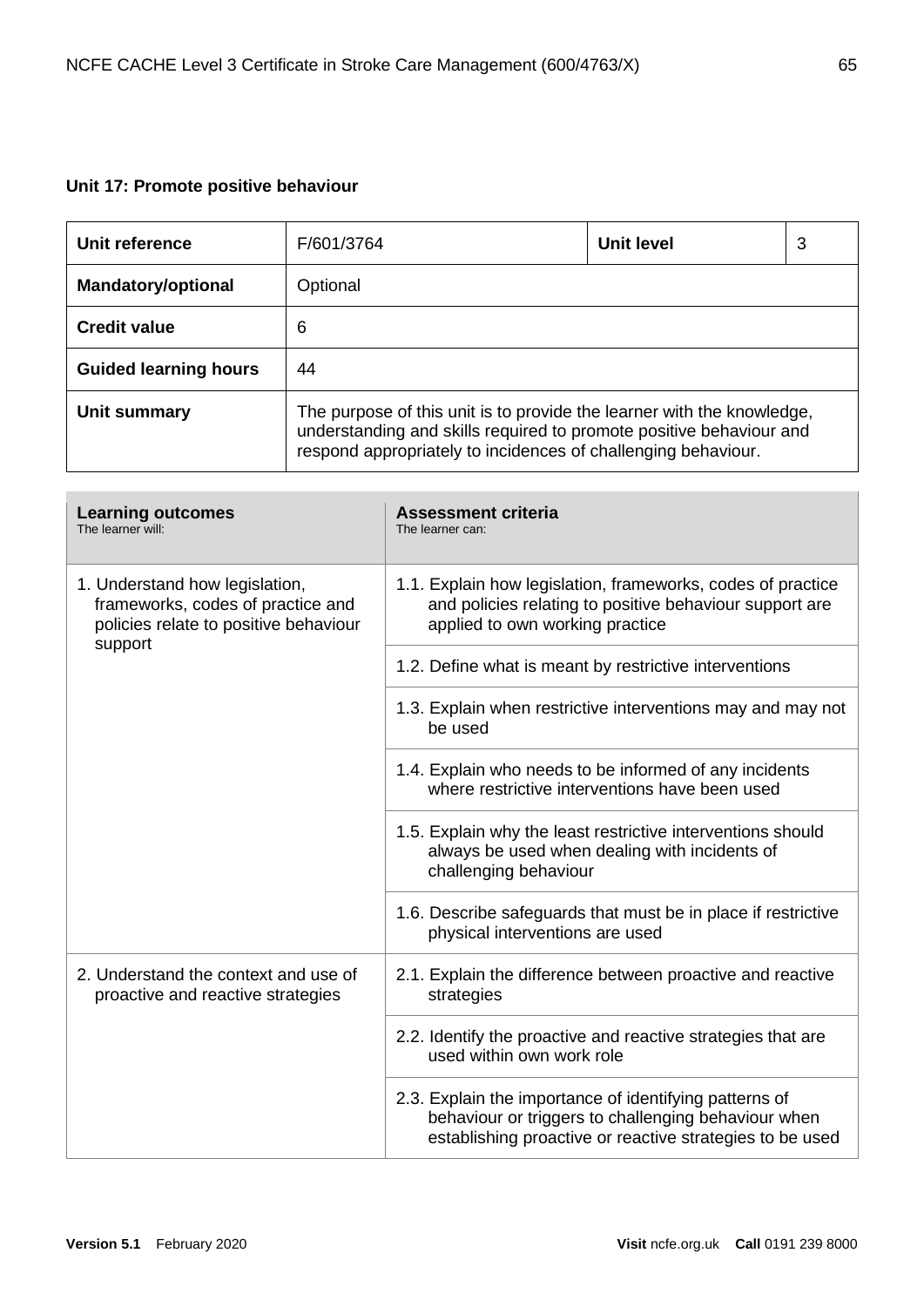### Unit 17: Promote positive behaviour

| Unit reference | F/601/3764 | Unit level | 3 |
|---|---|---|---|
| Mandatory/optional | Optional | | |
| Credit value | 6 | | |
| Guided learning hours | 44 | | |
| Unit summary | The purpose of this unit is to provide the learner with the knowledge, understanding and skills required to promote positive behaviour and respond appropriately to incidences of challenging behaviour. | | |

| **Learning outcomes**<br>The learner will: | **Assessment criteria**<br>The learner can: |
|---|---|
| 1. Understand how legislation, frameworks, codes of practice and policies relate to positive behaviour support | 1.1. Explain how legislation, frameworks, codes of practice and policies relating to positive behaviour support are applied to own working practice |
| | 1.2. Define what is meant by restrictive interventions |
| | 1.3. Explain when restrictive interventions may and may not be used |
| | 1.4. Explain who needs to be informed of any incidents where restrictive interventions have been used |
| | 1.5. Explain why the least restrictive interventions should always be used when dealing with incidents of challenging behaviour |
| | 1.6. Describe safeguards that must be in place if restrictive physical interventions are used |
| 2. Understand the context and use of proactive and reactive strategies | 2.1. Explain the difference between proactive and reactive strategies |
| | 2.2. Identify the proactive and reactive strategies that are used within own work role |
| | 2.3. Explain the importance of identifying patterns of behaviour or triggers to challenging behaviour when establishing proactive or reactive strategies to be used |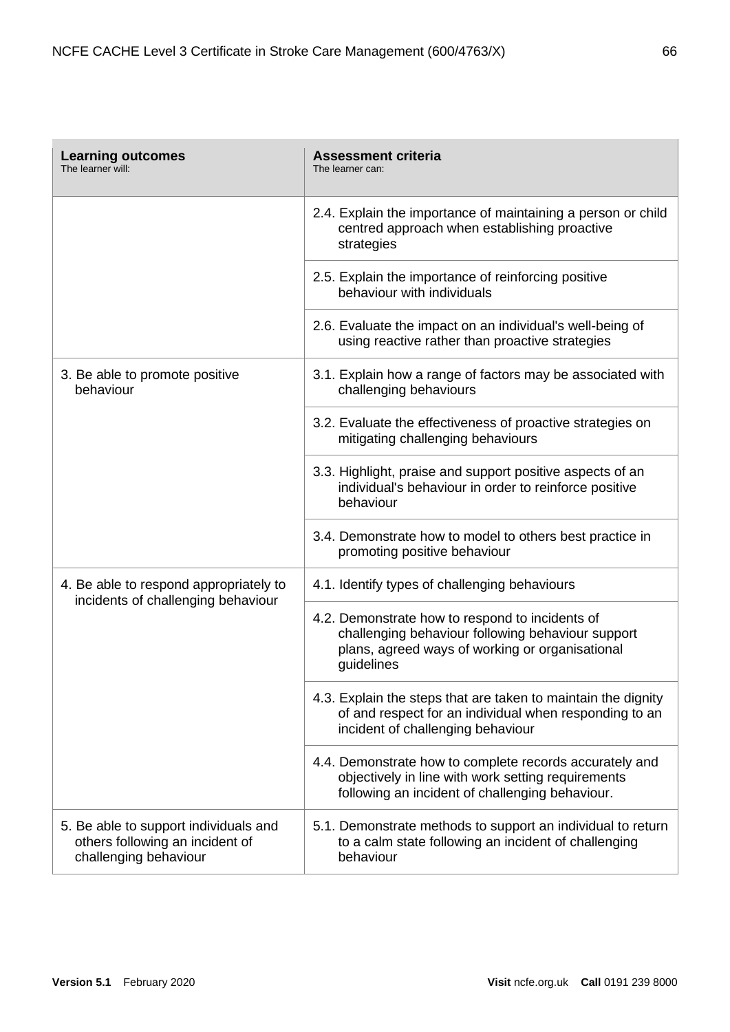| **Learning outcomes**<br>The learner will: | **Assessment criteria**<br>The learner can: |
|---|---|
| | 2.4. Explain the importance of maintaining a person or child centred approach when establishing proactive strategies |
| | 2.5. Explain the importance of reinforcing positive behaviour with individuals |
| | 2.6. Evaluate the impact on an individual's well-being of using reactive rather than proactive strategies |
| 3. Be able to promote positive behaviour | 3.1. Explain how a range of factors may be associated with challenging behaviours |
| | 3.2. Evaluate the effectiveness of proactive strategies on mitigating challenging behaviours |
| | 3.3. Highlight, praise and support positive aspects of an individual's behaviour in order to reinforce positive behaviour |
| | 3.4. Demonstrate how to model to others best practice in promoting positive behaviour |
| 4. Be able to respond appropriately to incidents of challenging behaviour | 4.1. Identify types of challenging behaviours |
| | 4.2. Demonstrate how to respond to incidents of challenging behaviour following behaviour support plans, agreed ways of working or organisational guidelines |
| | 4.3. Explain the steps that are taken to maintain the dignity of and respect for an individual when responding to an incident of challenging behaviour |
| | 4.4. Demonstrate how to complete records accurately and objectively in line with work setting requirements following an incident of challenging behaviour. |
| 5. Be able to support individuals and others following an incident of challenging behaviour | 5.1. Demonstrate methods to support an individual to return to a calm state following an incident of challenging behaviour |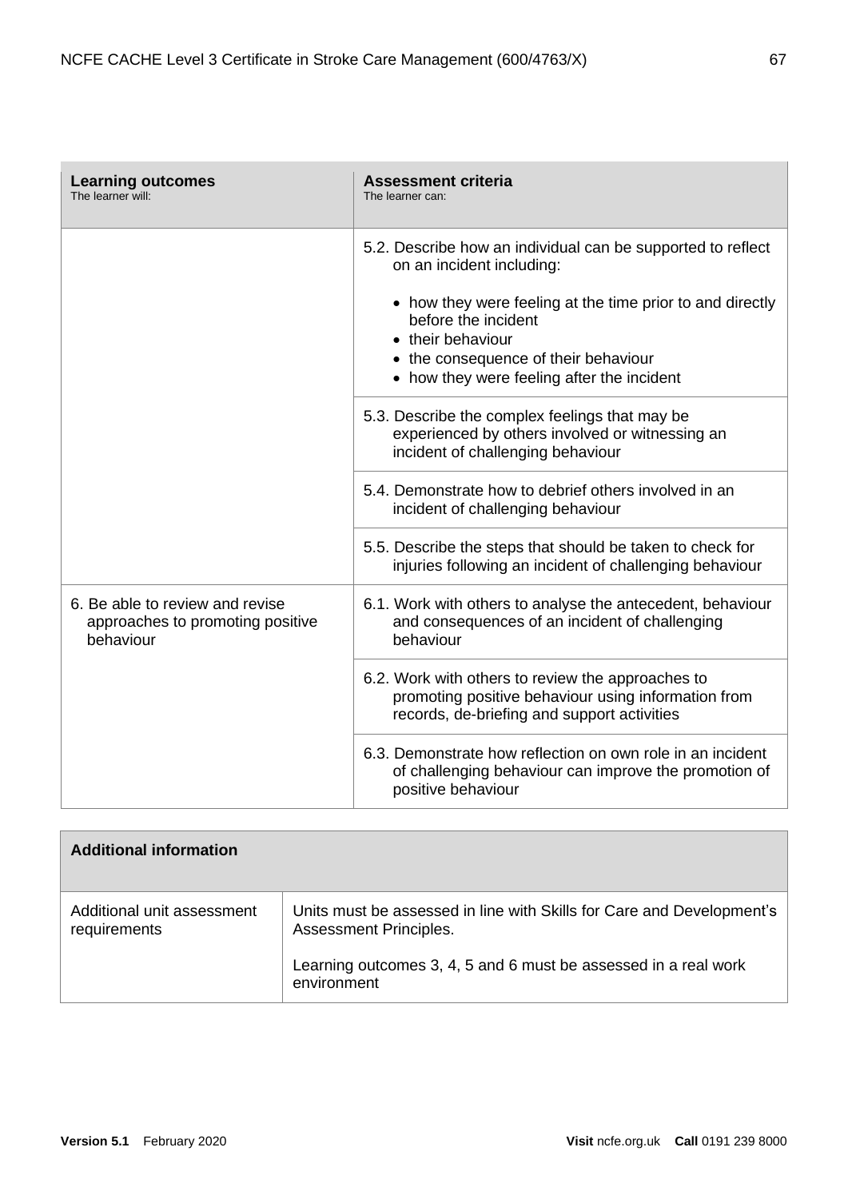| **Learning outcomes**<br>The learner will: | **Assessment criteria**<br>The learner can: |
|---|---|
| | 5.2. Describe how an individual can be supported to reflect on an incident including:<br><br>• how they were feeling at the time prior to and directly before the incident<br>• their behaviour<br>• the consequence of their behaviour<br>• how they were feeling after the incident |
| | 5.3. Describe the complex feelings that may be experienced by others involved or witnessing an incident of challenging behaviour |
| | 5.4. Demonstrate how to debrief others involved in an incident of challenging behaviour |
| | 5.5. Describe the steps that should be taken to check for injuries following an incident of challenging behaviour |
| 6. Be able to review and revise approaches to promoting positive behaviour | 6.1. Work with others to analyse the antecedent, behaviour and consequences of an incident of challenging behaviour |
| | 6.2. Work with others to review the approaches to promoting positive behaviour using information from records, de-briefing and support activities |
| | 6.3. Demonstrate how reflection on own role in an incident of challenging behaviour can improve the promotion of positive behaviour |

| **Additional information** | |
|---|---|
| Additional unit assessment requirements | Units must be assessed in line with Skills for Care and Development's Assessment Principles.<br><br>Learning outcomes 3, 4, 5 and 6 must be assessed in a real work environment |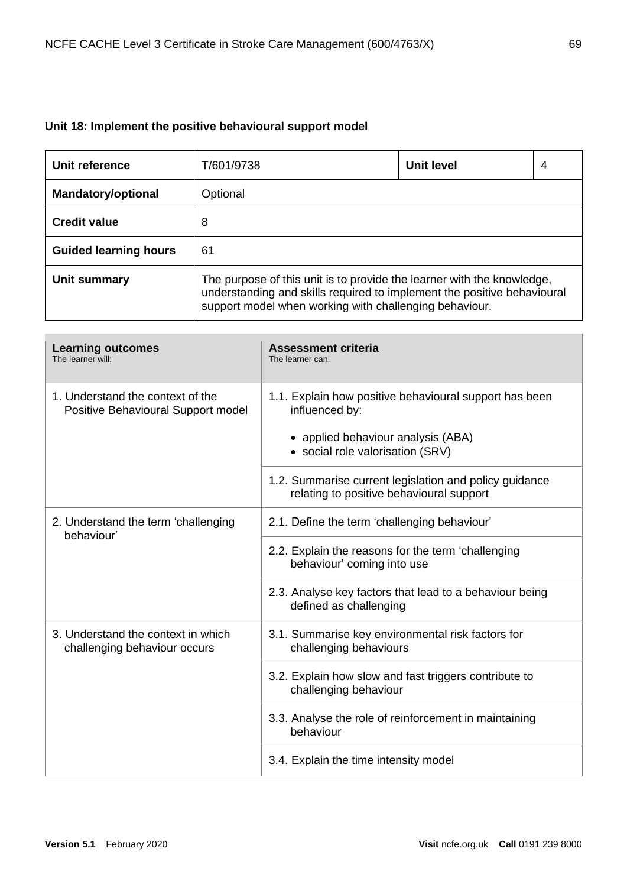**Unit 18: Implement the positive behavioural support model**

| Unit reference | T/601/9738 | Unit level | 4 |
|---|---|---|---|
| **Mandatory/optional** | Optional | | |
| **Credit value** | 8 | | |
| **Guided learning hours** | 61 | | |
| **Unit summary** | The purpose of this unit is to provide the learner with the knowledge, understanding and skills required to implement the positive behavioural support model when working with challenging behaviour. | | |

| **Learning outcomes**<br>The learner will: | **Assessment criteria**<br>The learner can: |
|---|---|
| 1. Understand the context of the Positive Behavioural Support model | 1.1. Explain how positive behavioural support has been influenced by:<br>• applied behaviour analysis (ABA)<br>• social role valorisation (SRV) |
| | 1.2. Summarise current legislation and policy guidance relating to positive behavioural support |
| 2. Understand the term 'challenging behaviour' | 2.1. Define the term 'challenging behaviour' |
| | 2.2. Explain the reasons for the term 'challenging behaviour' coming into use |
| | 2.3. Analyse key factors that lead to a behaviour being defined as challenging |
| 3. Understand the context in which challenging behaviour occurs | 3.1. Summarise key environmental risk factors for challenging behaviours |
| | 3.2. Explain how slow and fast triggers contribute to challenging behaviour |
| | 3.3. Analyse the role of reinforcement in maintaining behaviour |
| | 3.4. Explain the time intensity model |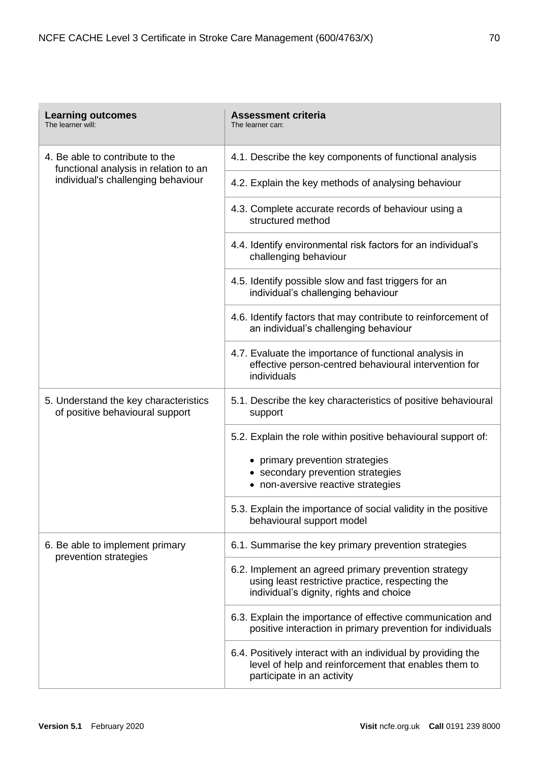| **Learning outcomes**<br>The learner will: | **Assessment criteria**<br>The learner can: |
|---|---|
| 4. Be able to contribute to the functional analysis in relation to an individual's challenging behaviour | 4.1. Describe the key components of functional analysis |
| | 4.2. Explain the key methods of analysing behaviour |
| | 4.3. Complete accurate records of behaviour using a structured method |
| | 4.4. Identify environmental risk factors for an individual's challenging behaviour |
| | 4.5. Identify possible slow and fast triggers for an individual's challenging behaviour |
| | 4.6. Identify factors that may contribute to reinforcement of an individual's challenging behaviour |
| | 4.7. Evaluate the importance of functional analysis in effective person-centred behavioural intervention for individuals |
| 5. Understand the key characteristics of positive behavioural support | 5.1. Describe the key characteristics of positive behavioural support |
| | 5.2. Explain the role within positive behavioural support of:<br>• primary prevention strategies<br>• secondary prevention strategies<br>• non-aversive reactive strategies |
| | 5.3. Explain the importance of social validity in the positive behavioural support model |
| 6. Be able to implement primary prevention strategies | 6.1. Summarise the key primary prevention strategies |
| | 6.2. Implement an agreed primary prevention strategy using least restrictive practice, respecting the individual's dignity, rights and choice |
| | 6.3. Explain the importance of effective communication and positive interaction in primary prevention for individuals |
| | 6.4. Positively interact with an individual by providing the level of help and reinforcement that enables them to participate in an activity |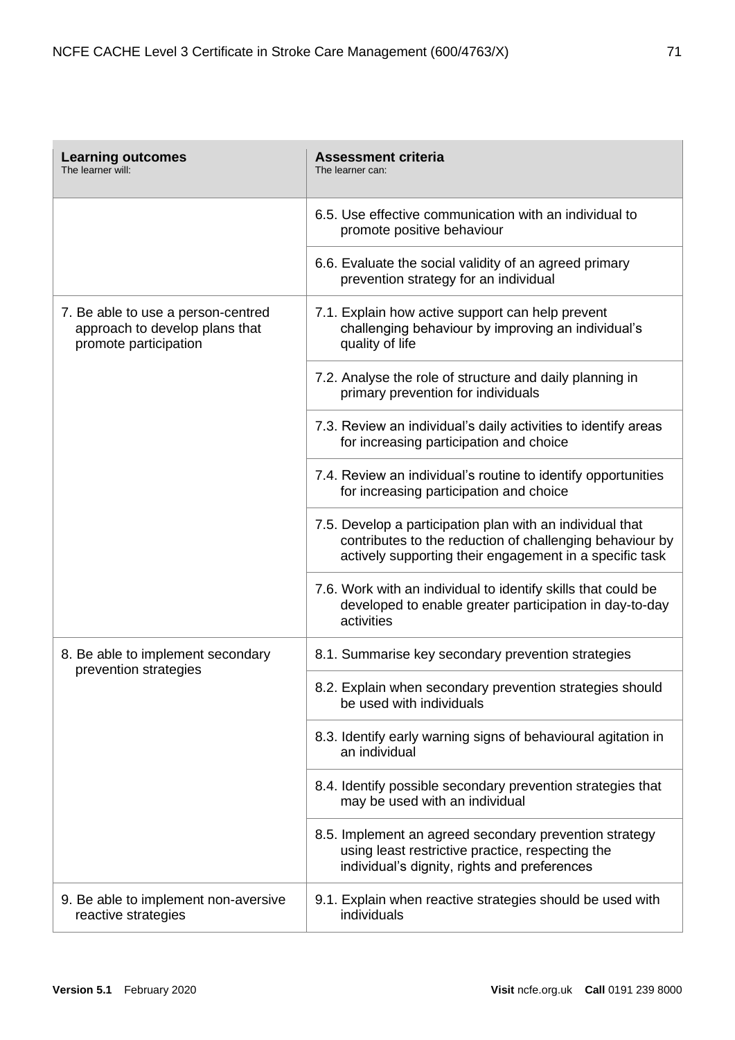| **Learning outcomes**<br>The learner will: | **Assessment criteria**<br>The learner can: |
|---|---|
| | 6.5. Use effective communication with an individual to promote positive behaviour |
| | 6.6. Evaluate the social validity of an agreed primary prevention strategy for an individual |
| 7. Be able to use a person-centred approach to develop plans that promote participation | 7.1. Explain how active support can help prevent challenging behaviour by improving an individual's quality of life |
| | 7.2. Analyse the role of structure and daily planning in primary prevention for individuals |
| | 7.3. Review an individual's daily activities to identify areas for increasing participation and choice |
| | 7.4. Review an individual's routine to identify opportunities for increasing participation and choice |
| | 7.5. Develop a participation plan with an individual that contributes to the reduction of challenging behaviour by actively supporting their engagement in a specific task |
| | 7.6. Work with an individual to identify skills that could be developed to enable greater participation in day-to-day activities |
| 8. Be able to implement secondary prevention strategies | 8.1. Summarise key secondary prevention strategies |
| | 8.2. Explain when secondary prevention strategies should be used with individuals |
| | 8.3. Identify early warning signs of behavioural agitation in an individual |
| | 8.4. Identify possible secondary prevention strategies that may be used with an individual |
| | 8.5. Implement an agreed secondary prevention strategy using least restrictive practice, respecting the individual's dignity, rights and preferences |
| 9. Be able to implement non-aversive reactive strategies | 9.1. Explain when reactive strategies should be used with individuals |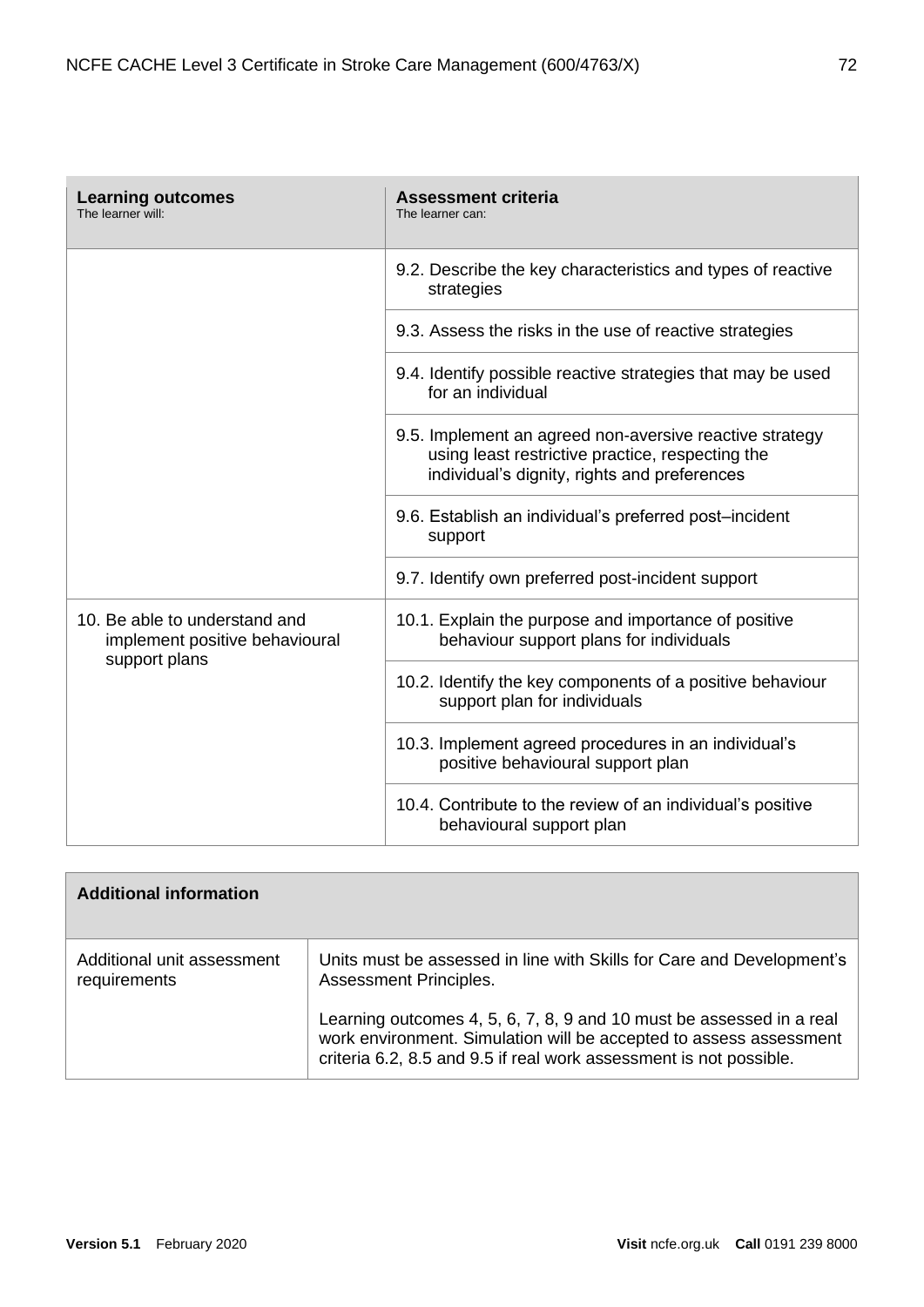| **Learning outcomes**<br>The learner will: | **Assessment criteria**<br>The learner can: |
|---|---|
| | 9.2. Describe the key characteristics and types of reactive strategies |
| | 9.3. Assess the risks in the use of reactive strategies |
| | 9.4. Identify possible reactive strategies that may be used for an individual |
| | 9.5. Implement an agreed non-aversive reactive strategy using least restrictive practice, respecting the individual's dignity, rights and preferences |
| | 9.6. Establish an individual's preferred post–incident support |
| | 9.7. Identify own preferred post-incident support |
| 10. Be able to understand and implement positive behavioural support plans | 10.1. Explain the purpose and importance of positive behaviour support plans for individuals |
| | 10.2. Identify the key components of a positive behaviour support plan for individuals |
| | 10.3. Implement agreed procedures in an individual's positive behavioural support plan |
| | 10.4. Contribute to the review of an individual's positive behavioural support plan |

| **Additional information** | |
|---|---|
| Additional unit assessment requirements | Units must be assessed in line with Skills for Care and Development's Assessment Principles.<br><br>Learning outcomes 4, 5, 6, 7, 8, 9 and 10 must be assessed in a real work environment. Simulation will be accepted to assess assessment criteria 6.2, 8.5 and 9.5 if real work assessment is not possible. |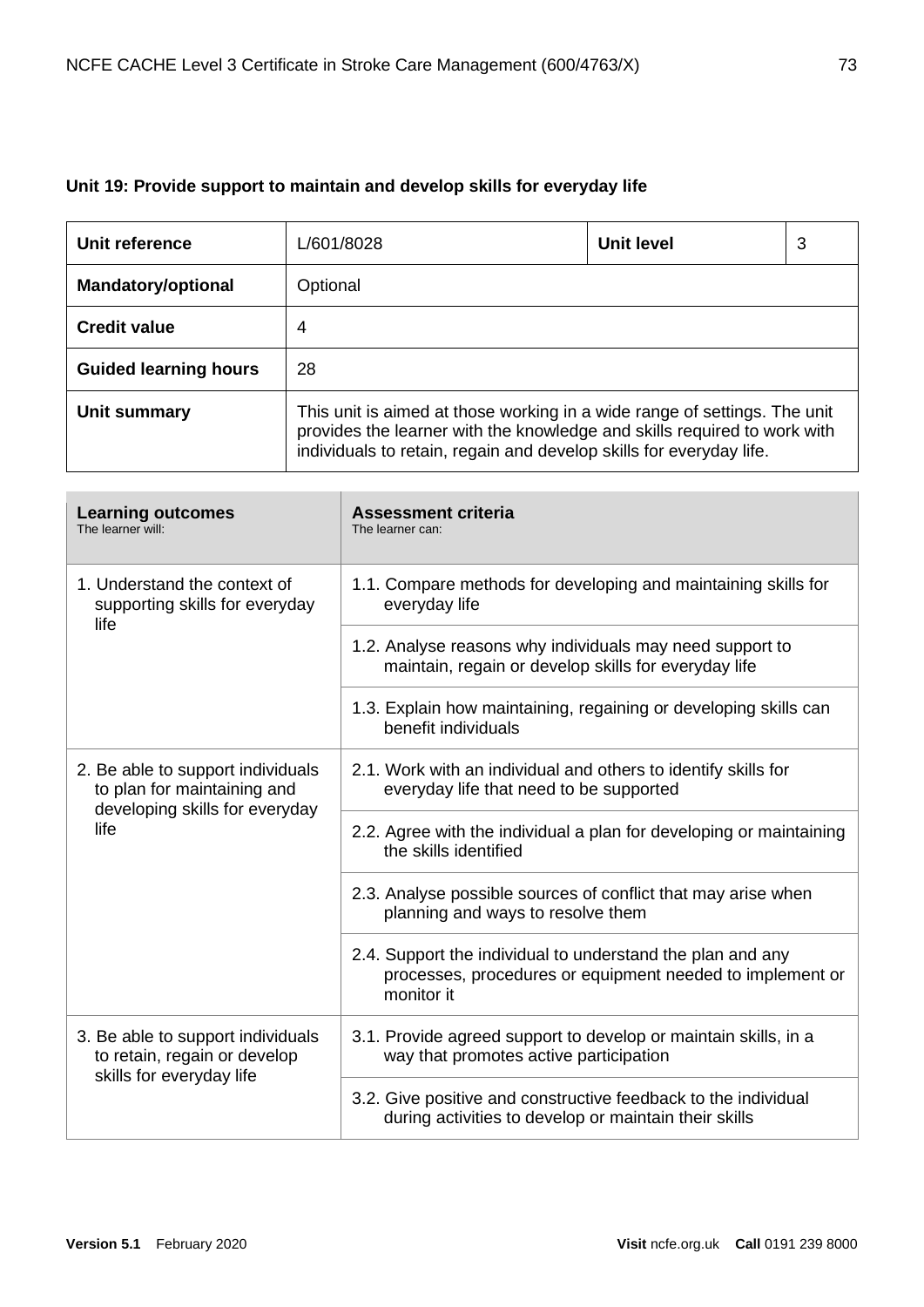### Unit 19: Provide support to maintain and develop skills for everyday life

| **Unit reference** | L/601/8028 | **Unit level** | 3 |
|---|---|---|---|
| **Mandatory/optional** | Optional | | |
| **Credit value** | 4 | | |
| **Guided learning hours** | 28 | | |
| **Unit summary** | This unit is aimed at those working in a wide range of settings. The unit provides the learner with the knowledge and skills required to work with individuals to retain, regain and develop skills for everyday life. | | |

| **Learning outcomes**<br>The learner will: | **Assessment criteria**<br>The learner can: |
|---|---|
| 1. Understand the context of supporting skills for everyday life | 1.1. Compare methods for developing and maintaining skills for everyday life |
| | 1.2. Analyse reasons why individuals may need support to maintain, regain or develop skills for everyday life |
| | 1.3. Explain how maintaining, regaining or developing skills can benefit individuals |
| 2. Be able to support individuals to plan for maintaining and developing skills for everyday life | 2.1. Work with an individual and others to identify skills for everyday life that need to be supported |
| | 2.2. Agree with the individual a plan for developing or maintaining the skills identified |
| | 2.3. Analyse possible sources of conflict that may arise when planning and ways to resolve them |
| | 2.4. Support the individual to understand the plan and any processes, procedures or equipment needed to implement or monitor it |
| 3. Be able to support individuals to retain, regain or develop skills for everyday life | 3.1. Provide agreed support to develop or maintain skills, in a way that promotes active participation |
| | 3.2. Give positive and constructive feedback to the individual during activities to develop or maintain their skills |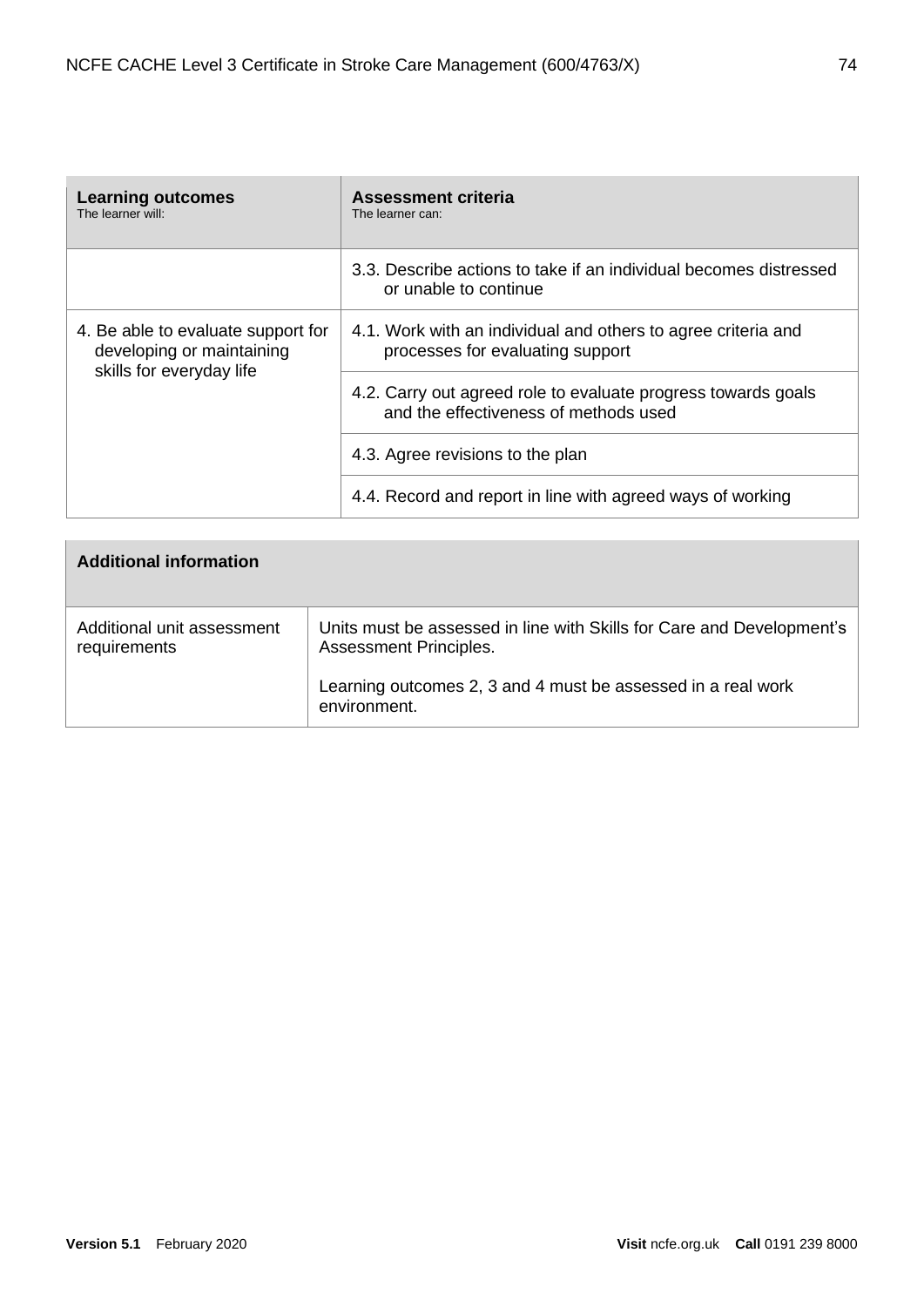| Learning outcomes<br>The learner will: | Assessment criteria<br>The learner can: |
|---|---|
| | 3.3. Describe actions to take if an individual becomes distressed or unable to continue |
| 4. Be able to evaluate support for developing or maintaining skills for everyday life | 4.1. Work with an individual and others to agree criteria and processes for evaluating support |
| | 4.2. Carry out agreed role to evaluate progress towards goals and the effectiveness of methods used |
| | 4.3. Agree revisions to the plan |
| | 4.4. Record and report in line with agreed ways of working |

| Additional information | |
|---|---|
| Additional unit assessment requirements | Units must be assessed in line with Skills for Care and Development's Assessment Principles.<br><br>Learning outcomes 2, 3 and 4 must be assessed in a real work environment. |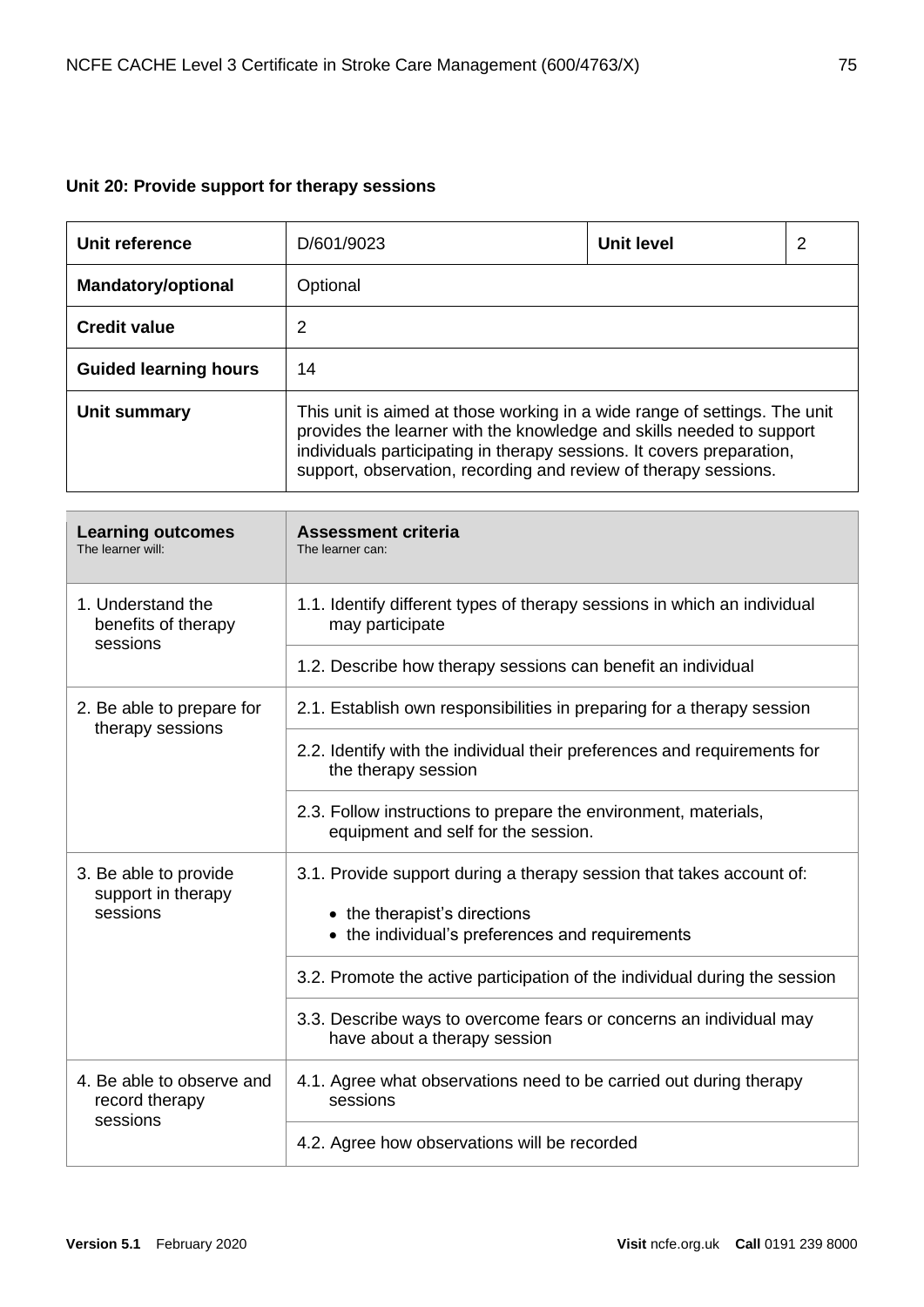### Unit 20: Provide support for therapy sessions

| Unit reference | D/601/9023 | Unit level | 2 |
|---|---|---|---|
| Mandatory/optional | Optional | | |
| Credit value | 2 | | |
| Guided learning hours | 14 | | |
| Unit summary | This unit is aimed at those working in a wide range of settings. The unit provides the learner with the knowledge and skills needed to support individuals participating in therapy sessions. It covers preparation, support, observation, recording and review of therapy sessions. | | |

| **Learning outcomes**<br>The learner will: | **Assessment criteria**<br>The learner can: |
|---|---|
| 1. Understand the benefits of therapy sessions | 1.1. Identify different types of therapy sessions in which an individual may participate |
| | 1.2. Describe how therapy sessions can benefit an individual |
| 2. Be able to prepare for therapy sessions | 2.1. Establish own responsibilities in preparing for a therapy session |
| | 2.2. Identify with the individual their preferences and requirements for the therapy session |
| | 2.3. Follow instructions to prepare the environment, materials, equipment and self for the session. |
| 3. Be able to provide support in therapy sessions | 3.1. Provide support during a therapy session that takes account of:<br>• the therapist's directions<br>• the individual's preferences and requirements |
| | 3.2. Promote the active participation of the individual during the session |
| | 3.3. Describe ways to overcome fears or concerns an individual may have about a therapy session |
| 4. Be able to observe and record therapy sessions | 4.1. Agree what observations need to be carried out during therapy sessions |
| | 4.2. Agree how observations will be recorded |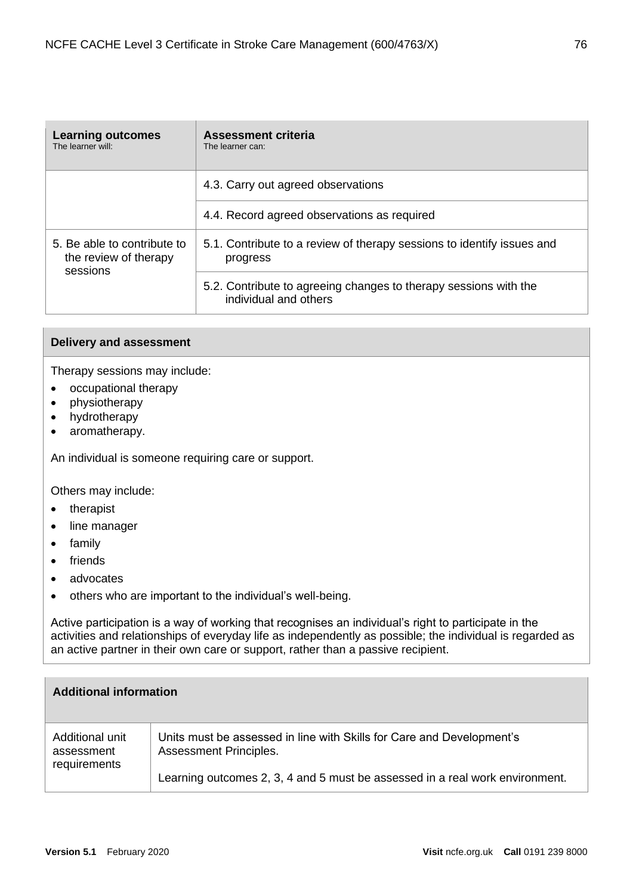| **Learning outcomes**<br>The learner will: | **Assessment criteria**<br>The learner can: |
|---|---|
| | 4.3. Carry out agreed observations |
| | 4.4. Record agreed observations as required |
| 5. Be able to contribute to the review of therapy sessions | 5.1. Contribute to a review of therapy sessions to identify issues and progress |
| | 5.2. Contribute to agreeing changes to therapy sessions with the individual and others |

**Delivery and assessment**

Therapy sessions may include:

- occupational therapy
- physiotherapy
- hydrotherapy
- aromatherapy.

An individual is someone requiring care or support.

Others may include:

- therapist
- line manager
- family
- friends
- advocates
- others who are important to the individual's well-being.

Active participation is a way of working that recognises an individual's right to participate in the activities and relationships of everyday life as independently as possible; the individual is regarded as an active partner in their own care or support, rather than a passive recipient.

**Additional information**

| | |
|---|---|
| Additional unit assessment requirements | Units must be assessed in line with Skills for Care and Development's Assessment Principles.<br><br>Learning outcomes 2, 3, 4 and 5 must be assessed in a real work environment. |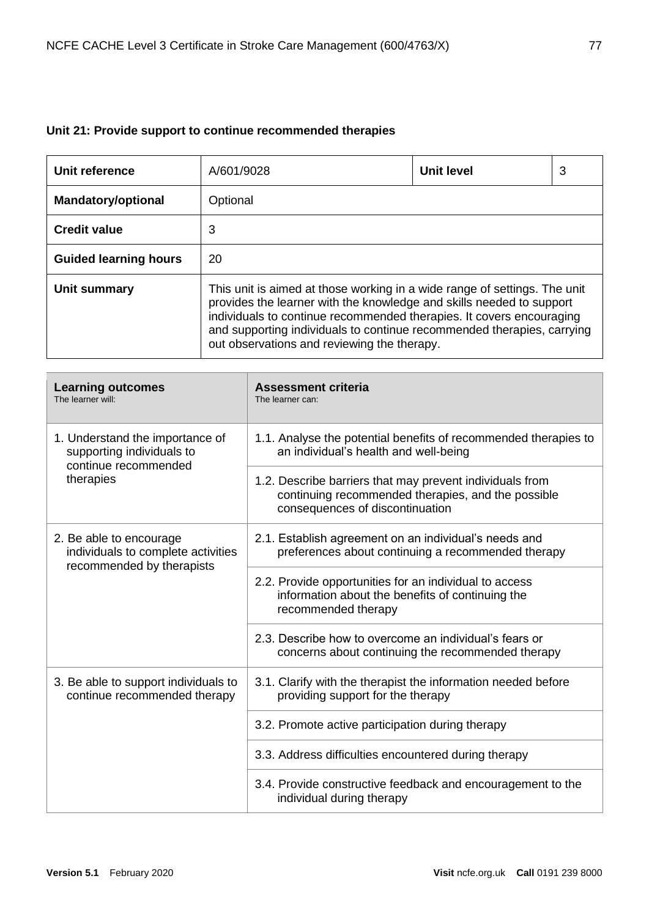**Unit 21: Provide support to continue recommended therapies**

| Unit reference | A/601/9028 | Unit level | 3 |
|---|---|---|---|
| **Mandatory/optional** | Optional | | |
| **Credit value** | 3 | | |
| **Guided learning hours** | 20 | | |
| **Unit summary** | This unit is aimed at those working in a wide range of settings. The unit provides the learner with the knowledge and skills needed to support individuals to continue recommended therapies. It covers encouraging and supporting individuals to continue recommended therapies, carrying out observations and reviewing the therapy. | | |

| **Learning outcomes**<br>The learner will: | **Assessment criteria**<br>The learner can: |
|---|---|
| 1. Understand the importance of supporting individuals to continue recommended therapies | 1.1. Analyse the potential benefits of recommended therapies to an individual's health and well-being |
| | 1.2. Describe barriers that may prevent individuals from continuing recommended therapies, and the possible consequences of discontinuation |
| 2. Be able to encourage individuals to complete activities recommended by therapists | 2.1. Establish agreement on an individual's needs and preferences about continuing a recommended therapy |
| | 2.2. Provide opportunities for an individual to access information about the benefits of continuing the recommended therapy |
| | 2.3. Describe how to overcome an individual's fears or concerns about continuing the recommended therapy |
| 3. Be able to support individuals to continue recommended therapy | 3.1. Clarify with the therapist the information needed before providing support for the therapy |
| | 3.2. Promote active participation during therapy |
| | 3.3. Address difficulties encountered during therapy |
| | 3.4. Provide constructive feedback and encouragement to the individual during therapy |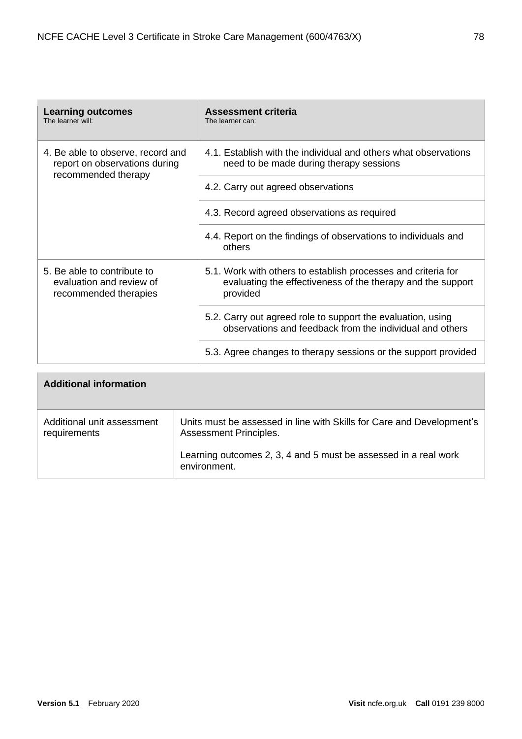| **Learning outcomes**<br>The learner will: | **Assessment criteria**<br>The learner can: |
|---|---|
| 4. Be able to observe, record and report on observations during recommended therapy | 4.1. Establish with the individual and others what observations need to be made during therapy sessions |
| | 4.2. Carry out agreed observations |
| | 4.3. Record agreed observations as required |
| | 4.4. Report on the findings of observations to individuals and others |
| 5. Be able to contribute to evaluation and review of recommended therapies | 5.1. Work with others to establish processes and criteria for evaluating the effectiveness of the therapy and the support provided |
| | 5.2. Carry out agreed role to support the evaluation, using observations and feedback from the individual and others |
| | 5.3. Agree changes to therapy sessions or the support provided |

| **Additional information** | |
|---|---|
| Additional unit assessment requirements | Units must be assessed in line with Skills for Care and Development's Assessment Principles.<br><br>Learning outcomes 2, 3, 4 and 5 must be assessed in a real work environment. |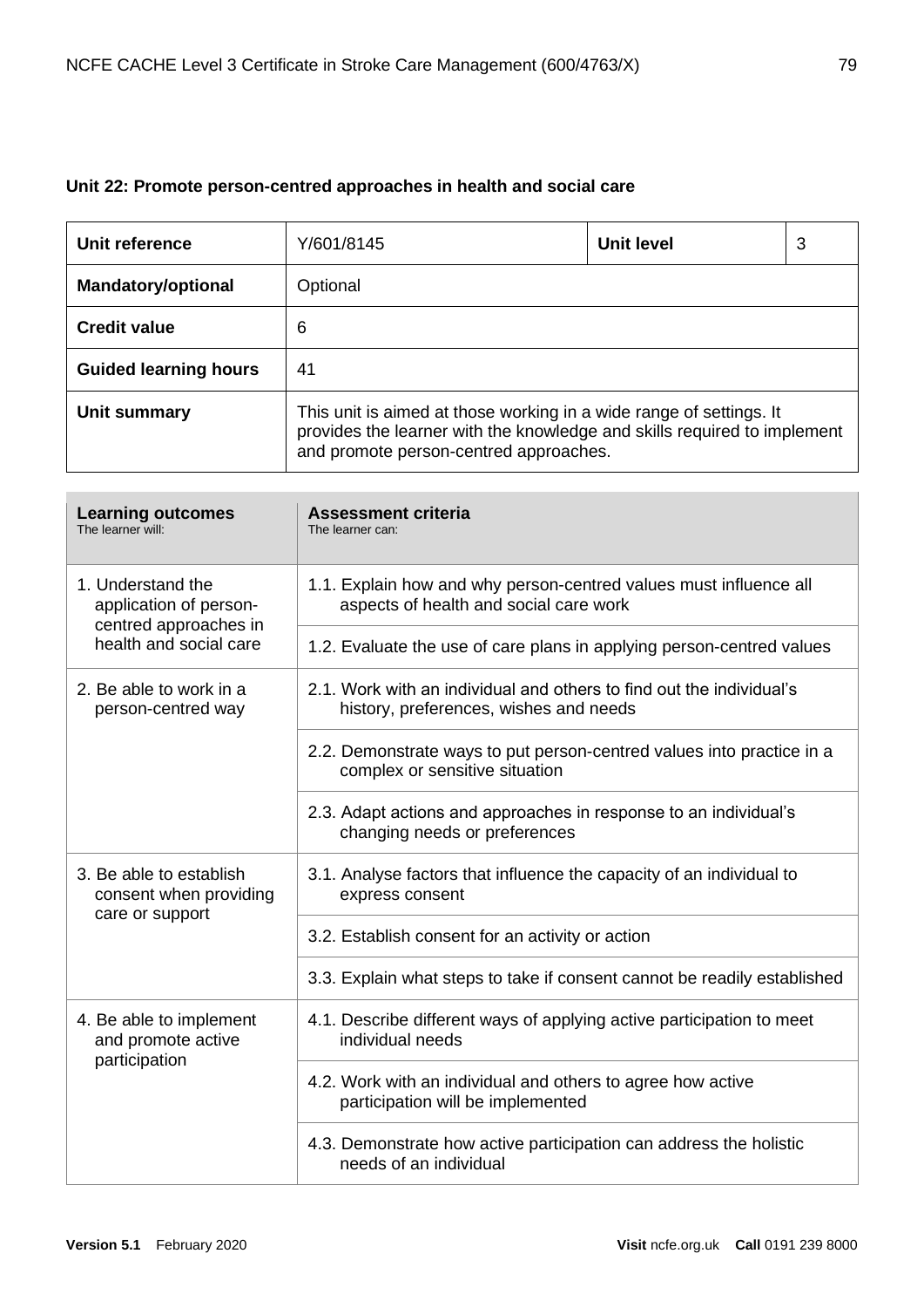## Unit 22: Promote person-centred approaches in health and social care

| **Unit reference** | Y/601/8145 | **Unit level** | 3 |
|---|---|---|---|
| **Mandatory/optional** | Optional | | |
| **Credit value** | 6 | | |
| **Guided learning hours** | 41 | | |
| **Unit summary** | This unit is aimed at those working in a wide range of settings. It provides the learner with the knowledge and skills required to implement and promote person-centred approaches. | | |

| **Learning outcomes** The learner will: | **Assessment criteria** The learner can: |
|---|---|
| 1. Understand the application of person-centred approaches in health and social care | 1.1. Explain how and why person-centred values must influence all aspects of health and social care work |
| | 1.2. Evaluate the use of care plans in applying person-centred values |
| 2. Be able to work in a person-centred way | 2.1. Work with an individual and others to find out the individual's history, preferences, wishes and needs |
| | 2.2. Demonstrate ways to put person-centred values into practice in a complex or sensitive situation |
| | 2.3. Adapt actions and approaches in response to an individual's changing needs or preferences |
| 3. Be able to establish consent when providing care or support | 3.1. Analyse factors that influence the capacity of an individual to express consent |
| | 3.2. Establish consent for an activity or action |
| | 3.3. Explain what steps to take if consent cannot be readily established |
| 4. Be able to implement and promote active participation | 4.1. Describe different ways of applying active participation to meet individual needs |
| | 4.2. Work with an individual and others to agree how active participation will be implemented |
| | 4.3. Demonstrate how active participation can address the holistic needs of an individual |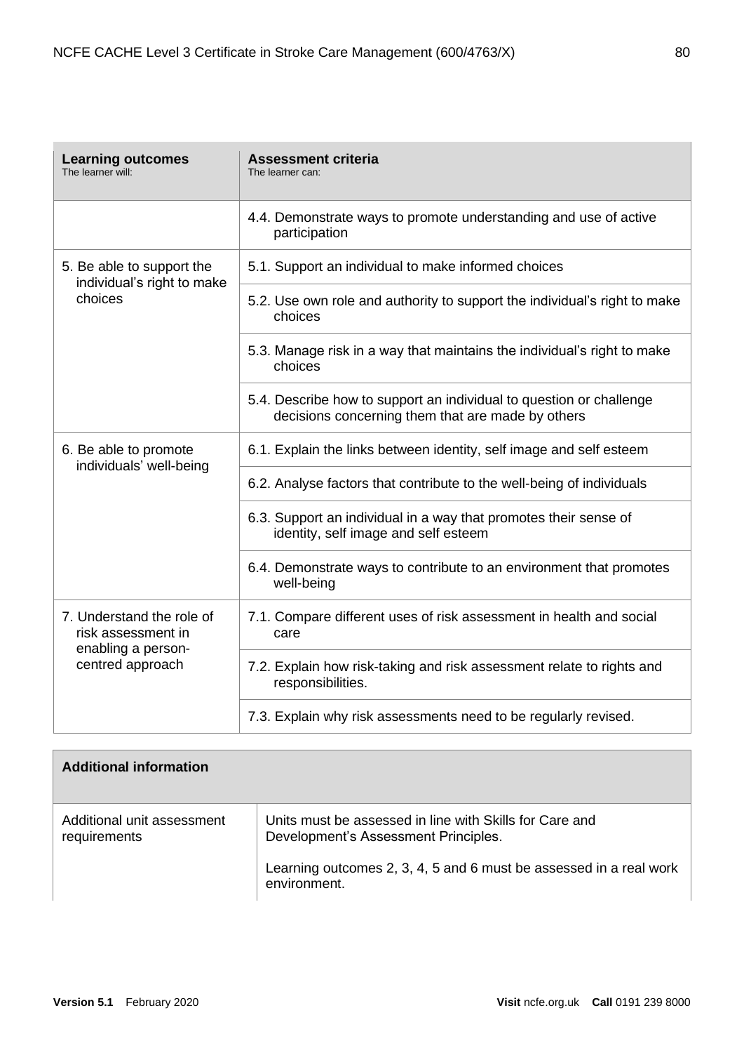| Learning outcomes<br>The learner will: | Assessment criteria<br>The learner can: |
| --- | --- |
| | 4.4. Demonstrate ways to promote understanding and use of active participation |
| 5. Be able to support the individual's right to make choices | 5.1. Support an individual to make informed choices |
| | 5.2. Use own role and authority to support the individual's right to make choices |
| | 5.3. Manage risk in a way that maintains the individual's right to make choices |
| | 5.4. Describe how to support an individual to question or challenge decisions concerning them that are made by others |
| 6. Be able to promote individuals' well-being | 6.1. Explain the links between identity, self image and self esteem |
| | 6.2. Analyse factors that contribute to the well-being of individuals |
| | 6.3. Support an individual in a way that promotes their sense of identity, self image and self esteem |
| | 6.4. Demonstrate ways to contribute to an environment that promotes well-being |
| 7. Understand the role of risk assessment in enabling a person-centred approach | 7.1. Compare different uses of risk assessment in health and social care |
| | 7.2. Explain how risk-taking and risk assessment relate to rights and responsibilities. |
| | 7.3. Explain why risk assessments need to be regularly revised. |

| Additional information | |
| --- | --- |
| Additional unit assessment requirements | Units must be assessed in line with Skills for Care and Development's Assessment Principles.<br><br>Learning outcomes 2, 3, 4, 5 and 6 must be assessed in a real work environment. |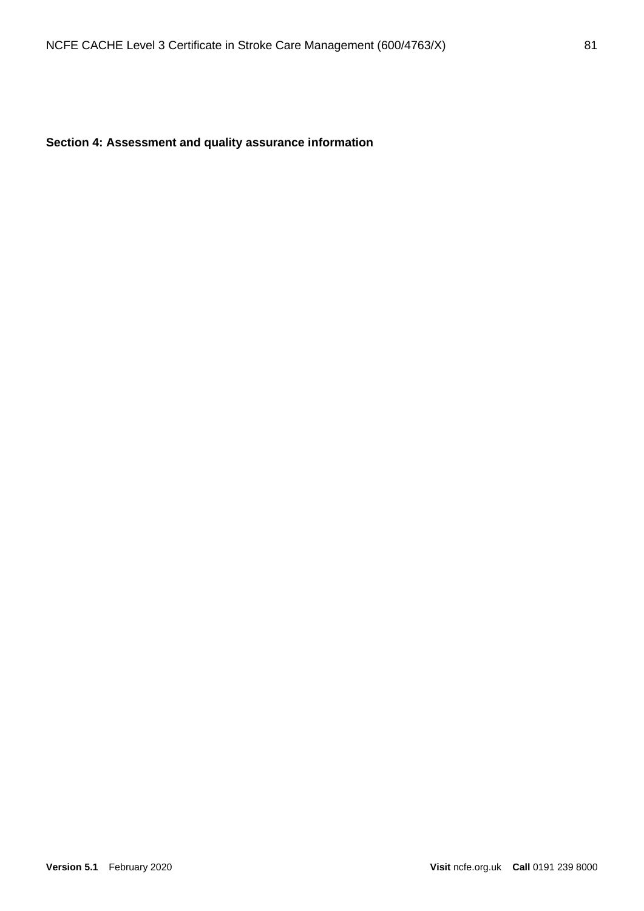## Section 4: Assessment and quality assurance information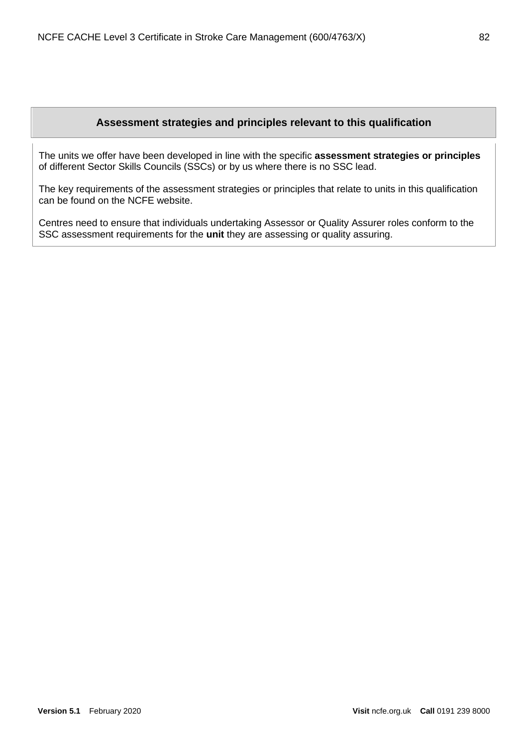## Assessment strategies and principles relevant to this qualification

The units we offer have been developed in line with the specific **assessment strategies or principles** of different Sector Skills Councils (SSCs) or by us where there is no SSC lead.

The key requirements of the assessment strategies or principles that relate to units in this qualification can be found on the NCFE website.

Centres need to ensure that individuals undertaking Assessor or Quality Assurer roles conform to the SSC assessment requirements for the **unit** they are assessing or quality assuring.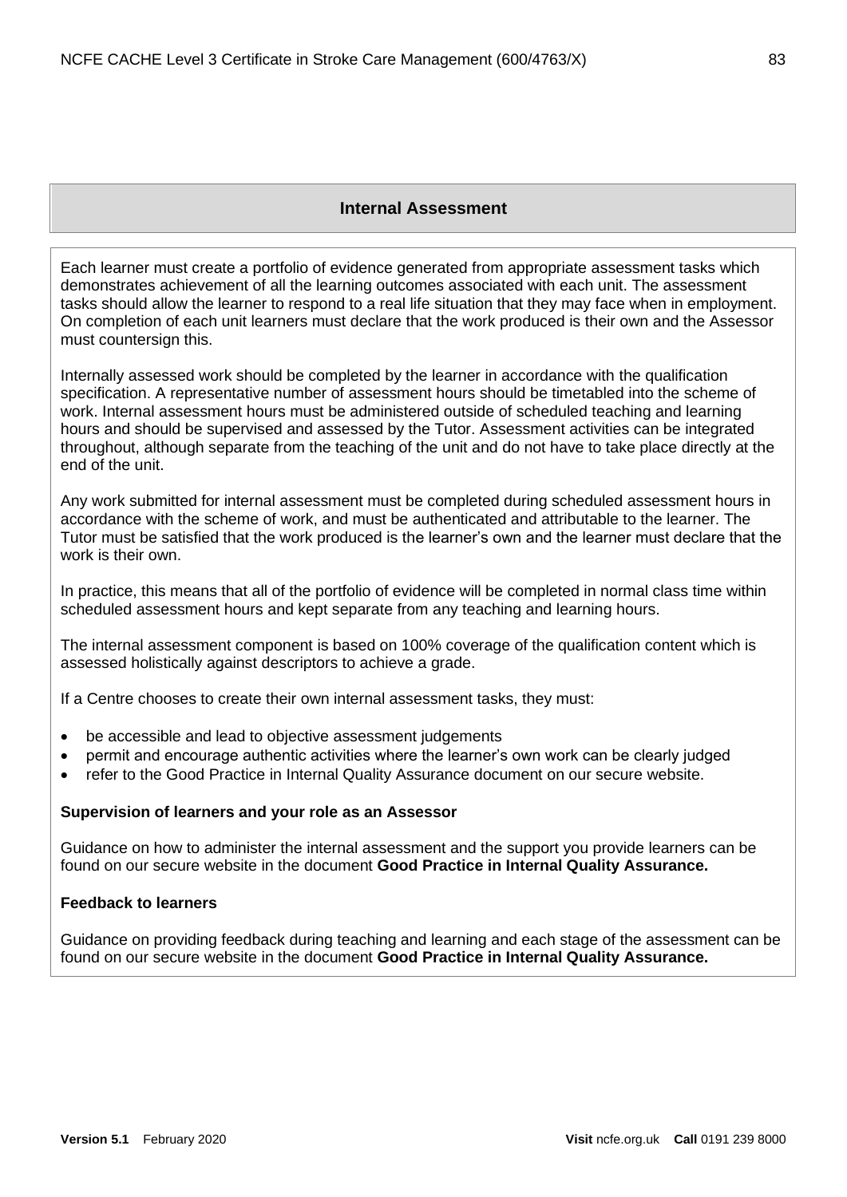## Internal Assessment

Each learner must create a portfolio of evidence generated from appropriate assessment tasks which demonstrates achievement of all the learning outcomes associated with each unit. The assessment tasks should allow the learner to respond to a real life situation that they may face when in employment. On completion of each unit learners must declare that the work produced is their own and the Assessor must countersign this.

Internally assessed work should be completed by the learner in accordance with the qualification specification. A representative number of assessment hours should be timetabled into the scheme of work. Internal assessment hours must be administered outside of scheduled teaching and learning hours and should be supervised and assessed by the Tutor. Assessment activities can be integrated throughout, although separate from the teaching of the unit and do not have to take place directly at the end of the unit.

Any work submitted for internal assessment must be completed during scheduled assessment hours in accordance with the scheme of work, and must be authenticated and attributable to the learner. The Tutor must be satisfied that the work produced is the learner's own and the learner must declare that the work is their own.

In practice, this means that all of the portfolio of evidence will be completed in normal class time within scheduled assessment hours and kept separate from any teaching and learning hours.

The internal assessment component is based on 100% coverage of the qualification content which is assessed holistically against descriptors to achieve a grade.

If a Centre chooses to create their own internal assessment tasks, they must:

- be accessible and lead to objective assessment judgements
- permit and encourage authentic activities where the learner's own work can be clearly judged
- refer to the Good Practice in Internal Quality Assurance document on our secure website.

**Supervision of learners and your role as an Assessor**

Guidance on how to administer the internal assessment and the support you provide learners can be found on our secure website in the document **Good Practice in Internal Quality Assurance.**

**Feedback to learners**

Guidance on providing feedback during teaching and learning and each stage of the assessment can be found on our secure website in the document **Good Practice in Internal Quality Assurance.**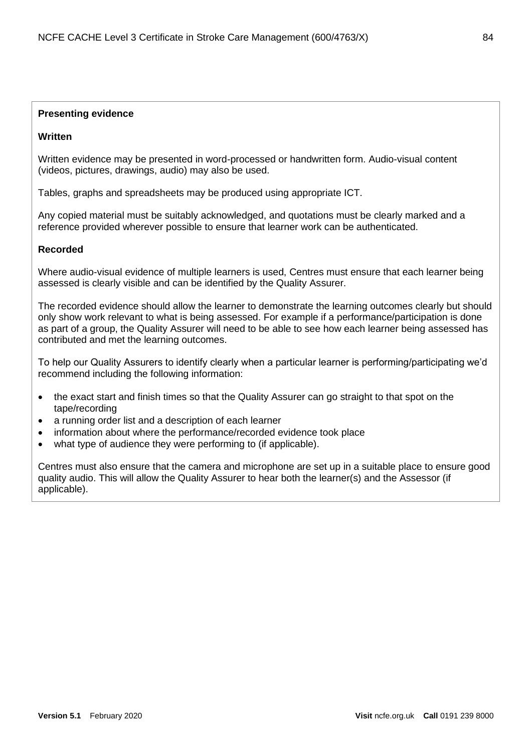**Presenting evidence**

**Written**

Written evidence may be presented in word-processed or handwritten form. Audio-visual content (videos, pictures, drawings, audio) may also be used.

Tables, graphs and spreadsheets may be produced using appropriate ICT.

Any copied material must be suitably acknowledged, and quotations must be clearly marked and a reference provided wherever possible to ensure that learner work can be authenticated.

**Recorded**

Where audio-visual evidence of multiple learners is used, Centres must ensure that each learner being assessed is clearly visible and can be identified by the Quality Assurer.

The recorded evidence should allow the learner to demonstrate the learning outcomes clearly but should only show work relevant to what is being assessed. For example if a performance/participation is done as part of a group, the Quality Assurer will need to be able to see how each learner being assessed has contributed and met the learning outcomes.

To help our Quality Assurers to identify clearly when a particular learner is performing/participating we'd recommend including the following information:

- the exact start and finish times so that the Quality Assurer can go straight to that spot on the tape/recording
- a running order list and a description of each learner
- information about where the performance/recorded evidence took place
- what type of audience they were performing to (if applicable).

Centres must also ensure that the camera and microphone are set up in a suitable place to ensure good quality audio. This will allow the Quality Assurer to hear both the learner(s) and the Assessor (if applicable).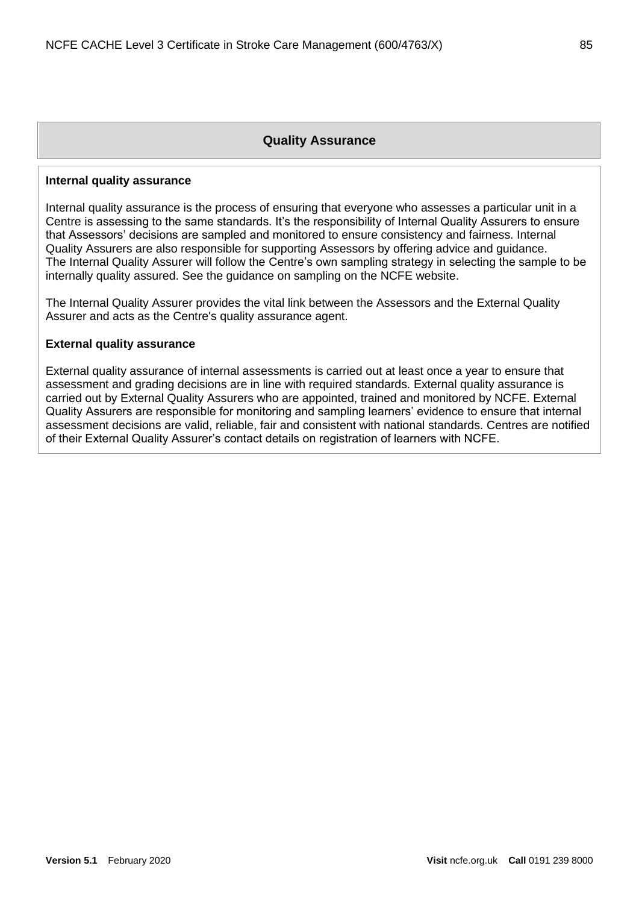## Quality Assurance

### Internal quality assurance

Internal quality assurance is the process of ensuring that everyone who assesses a particular unit in a Centre is assessing to the same standards. It's the responsibility of Internal Quality Assurers to ensure that Assessors' decisions are sampled and monitored to ensure consistency and fairness. Internal Quality Assurers are also responsible for supporting Assessors by offering advice and guidance. The Internal Quality Assurer will follow the Centre's own sampling strategy in selecting the sample to be internally quality assured. See the guidance on sampling on the NCFE website.

The Internal Quality Assurer provides the vital link between the Assessors and the External Quality Assurer and acts as the Centre's quality assurance agent.

### External quality assurance

External quality assurance of internal assessments is carried out at least once a year to ensure that assessment and grading decisions are in line with required standards. External quality assurance is carried out by External Quality Assurers who are appointed, trained and monitored by NCFE. External Quality Assurers are responsible for monitoring and sampling learners' evidence to ensure that internal assessment decisions are valid, reliable, fair and consistent with national standards. Centres are notified of their External Quality Assurer's contact details on registration of learners with NCFE.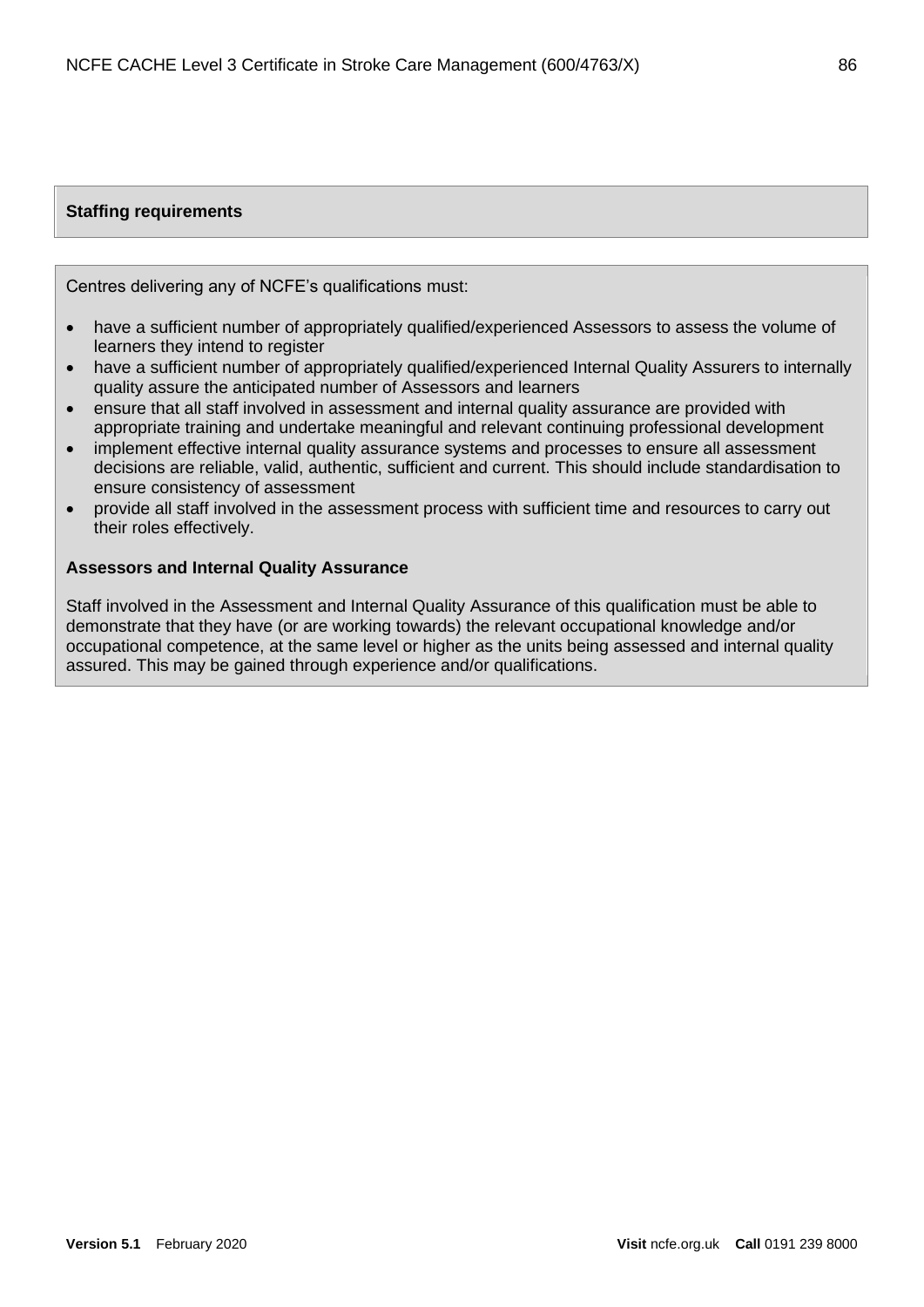## Staffing requirements

Centres delivering any of NCFE's qualifications must:

- have a sufficient number of appropriately qualified/experienced Assessors to assess the volume of learners they intend to register
- have a sufficient number of appropriately qualified/experienced Internal Quality Assurers to internally quality assure the anticipated number of Assessors and learners
- ensure that all staff involved in assessment and internal quality assurance are provided with appropriate training and undertake meaningful and relevant continuing professional development
- implement effective internal quality assurance systems and processes to ensure all assessment decisions are reliable, valid, authentic, sufficient and current. This should include standardisation to ensure consistency of assessment
- provide all staff involved in the assessment process with sufficient time and resources to carry out their roles effectively.

### Assessors and Internal Quality Assurance

Staff involved in the Assessment and Internal Quality Assurance of this qualification must be able to demonstrate that they have (or are working towards) the relevant occupational knowledge and/or occupational competence, at the same level or higher as the units being assessed and internal quality assured. This may be gained through experience and/or qualifications.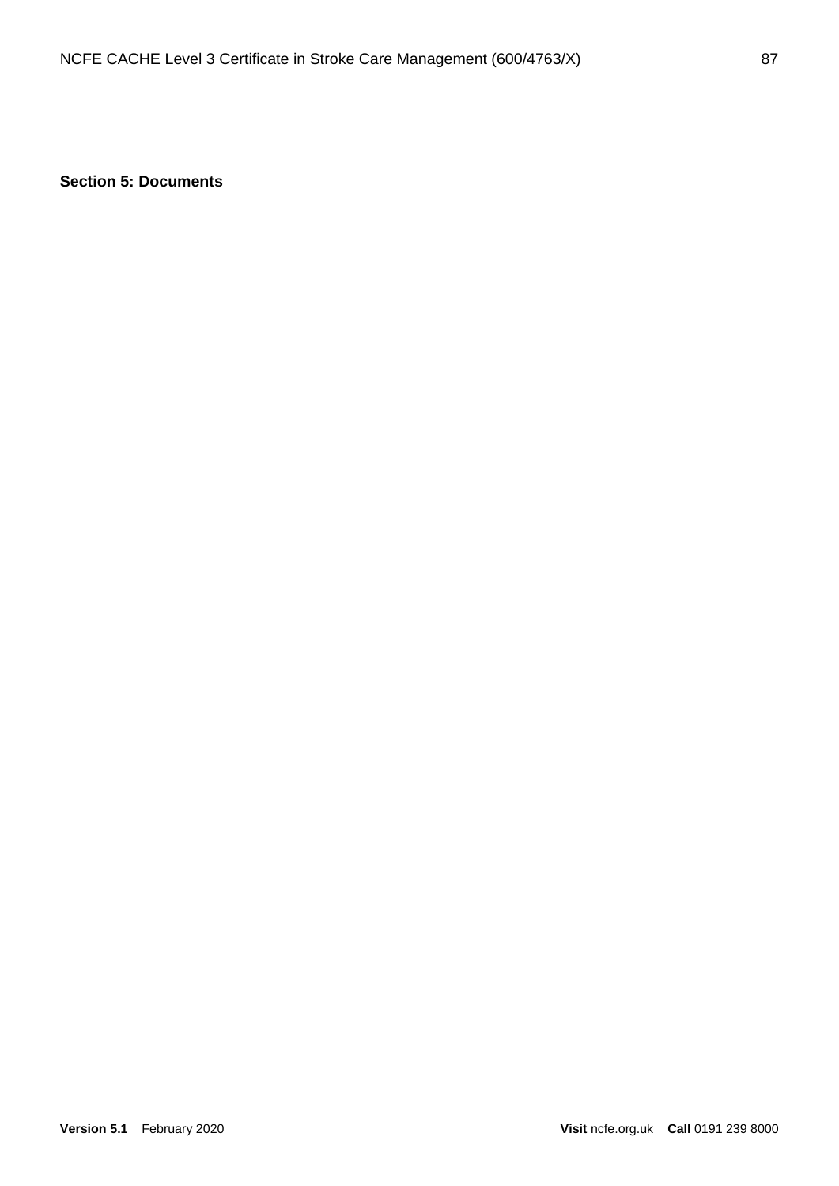**Section 5: Documents**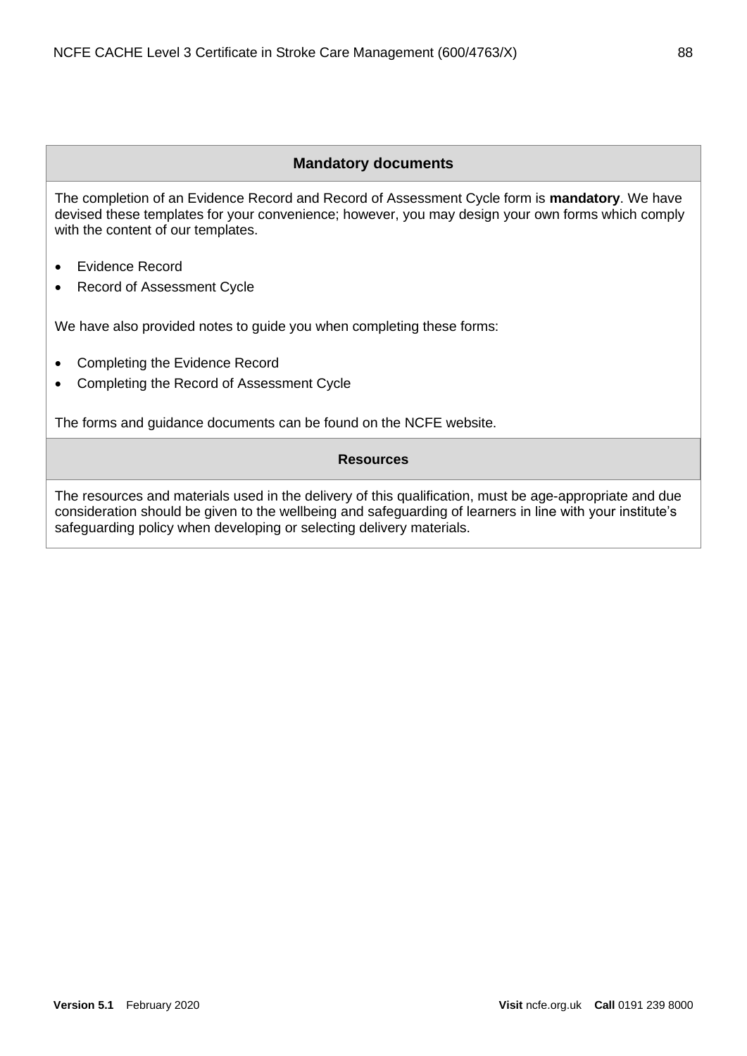## Mandatory documents

The completion of an Evidence Record and Record of Assessment Cycle form is **mandatory**. We have devised these templates for your convenience; however, you may design your own forms which comply with the content of our templates.

- Evidence Record
- Record of Assessment Cycle

We have also provided notes to guide you when completing these forms:

- Completing the Evidence Record
- Completing the Record of Assessment Cycle

The forms and guidance documents can be found on the NCFE website.

## Resources

The resources and materials used in the delivery of this qualification, must be age-appropriate and due consideration should be given to the wellbeing and safeguarding of learners in line with your institute's safeguarding policy when developing or selecting delivery materials.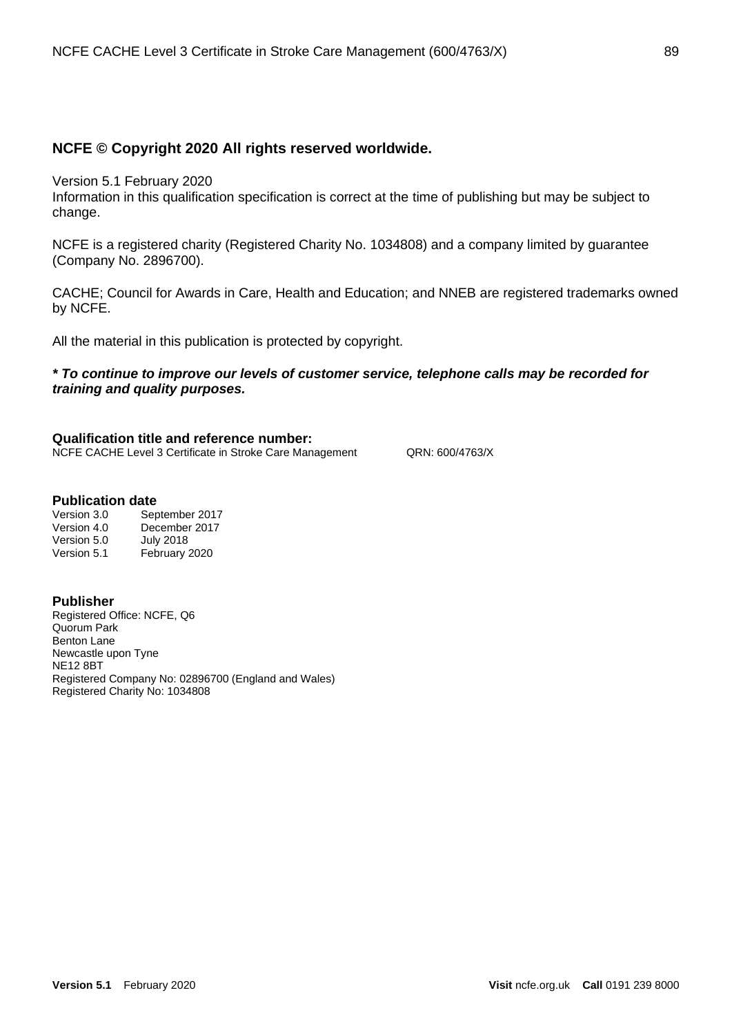**NCFE © Copyright 2020 All rights reserved worldwide.**

Version 5.1 February 2020
Information in this qualification specification is correct at the time of publishing but may be subject to change.

NCFE is a registered charity (Registered Charity No. 1034808) and a company limited by guarantee (Company No. 2896700).

CACHE; Council for Awards in Care, Health and Education; and NNEB are registered trademarks owned by NCFE.

All the material in this publication is protected by copyright.

***\* To continue to improve our levels of customer service, telephone calls may be recorded for training and quality purposes.***

**Qualification title and reference number:**
NCFE CACHE Level 3 Certificate in Stroke Care Management QRN: 600/4763/X

**Publication date**

| | |
|---|---|
| Version 3.0 | September 2017 |
| Version 4.0 | December 2017 |
| Version 5.0 | July 2018 |
| Version 5.1 | February 2020 |

**Publisher**
Registered Office: NCFE, Q6
Quorum Park
Benton Lane
Newcastle upon Tyne
NE12 8BT
Registered Company No: 02896700 (England and Wales)
Registered Charity No: 1034808